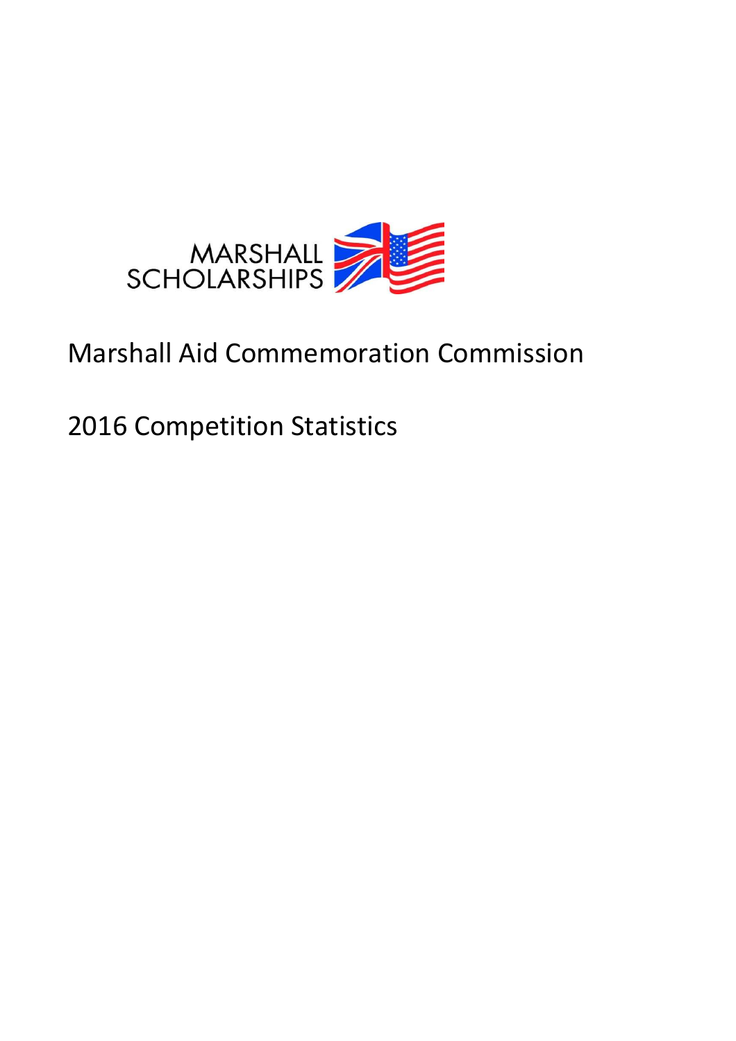MARSHALL SCHOLARSHIPS

# Marshall Aid Commemoration Commission

## 2016 Competition Statistics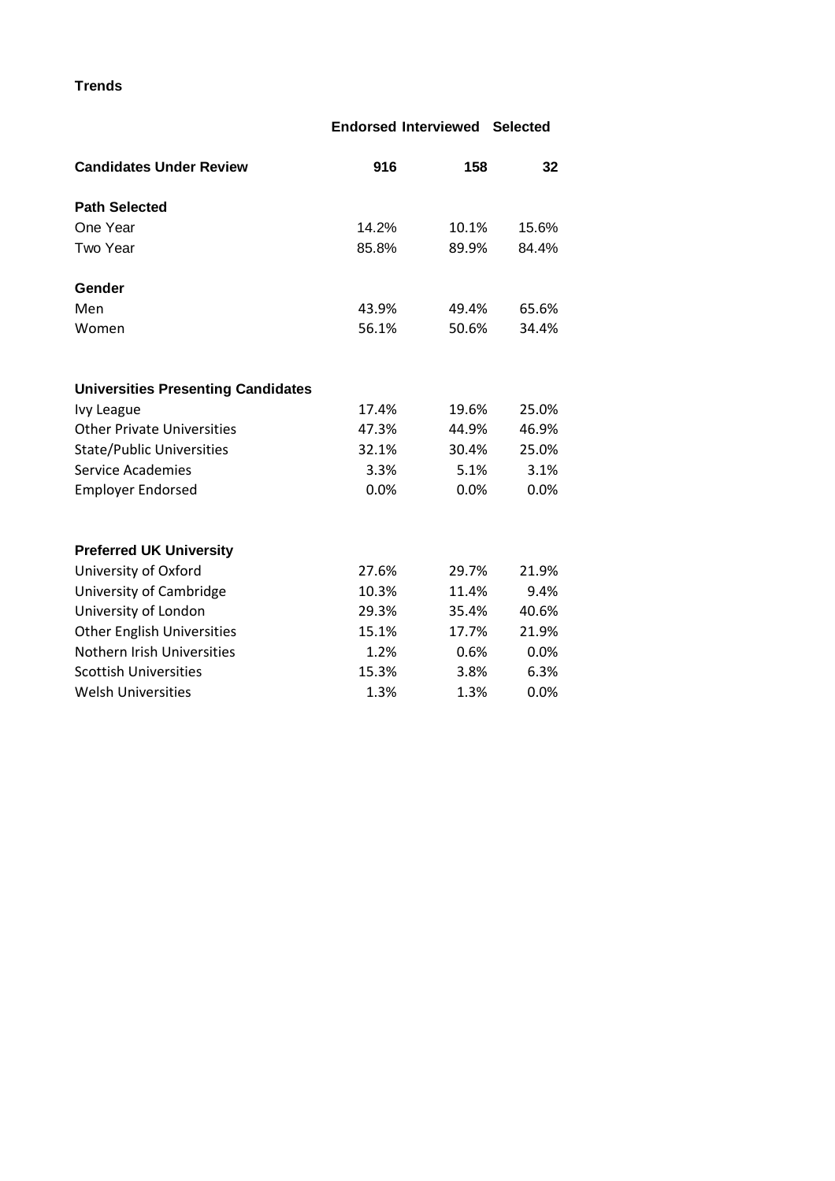## Trends

| | Endorsed | Interviewed | Selected |
|---|---|---|---|
| **Candidates Under Review** | **916** | **158** | **32** |
| **Path Selected** | | | |
| One Year | 14.2% | 10.1% | 15.6% |
| Two Year | 85.8% | 89.9% | 84.4% |
| **Gender** | | | |
| Men | 43.9% | 49.4% | 65.6% |
| Women | 56.1% | 50.6% | 34.4% |
| **Universities Presenting Candidates** | | | |
| Ivy League | 17.4% | 19.6% | 25.0% |
| Other Private Universities | 47.3% | 44.9% | 46.9% |
| State/Public Universities | 32.1% | 30.4% | 25.0% |
| Service Academies | 3.3% | 5.1% | 3.1% |
| Employer Endorsed | 0.0% | 0.0% | 0.0% |
| **Preferred UK University** | | | |
| University of Oxford | 27.6% | 29.7% | 21.9% |
| University of Cambridge | 10.3% | 11.4% | 9.4% |
| University of London | 29.3% | 35.4% | 40.6% |
| Other English Universities | 15.1% | 17.7% | 21.9% |
| Nothern Irish Universities | 1.2% | 0.6% | 0.0% |
| Scottish Universities | 15.3% | 3.8% | 6.3% |
| Welsh Universities | 1.3% | 1.3% | 0.0% |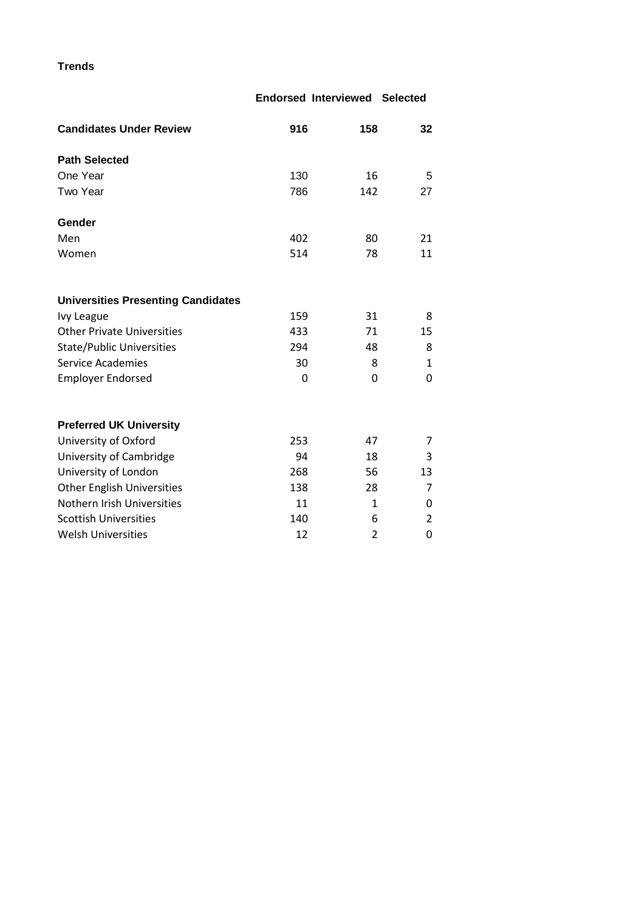**Trends**

| | Endorsed | Interviewed | Selected |
|---|---|---|---|
| **Candidates Under Review** | **916** | **158** | **32** |
| **Path Selected** | | | |
| One Year | 130 | 16 | 5 |
| Two Year | 786 | 142 | 27 |
| **Gender** | | | |
| Men | 402 | 80 | 21 |
| Women | 514 | 78 | 11 |
| **Universities Presenting Candidates** | | | |
| Ivy League | 159 | 31 | 8 |
| Other Private Universities | 433 | 71 | 15 |
| State/Public Universities | 294 | 48 | 8 |
| Service Academies | 30 | 8 | 1 |
| Employer Endorsed | 0 | 0 | 0 |
| **Preferred UK University** | | | |
| University of Oxford | 253 | 47 | 7 |
| University of Cambridge | 94 | 18 | 3 |
| University of London | 268 | 56 | 13 |
| Other English Universities | 138 | 28 | 7 |
| Nothern Irish Universities | 11 | 1 | 0 |
| Scottish Universities | 140 | 6 | 2 |
| Welsh Universities | 12 | 2 | 0 |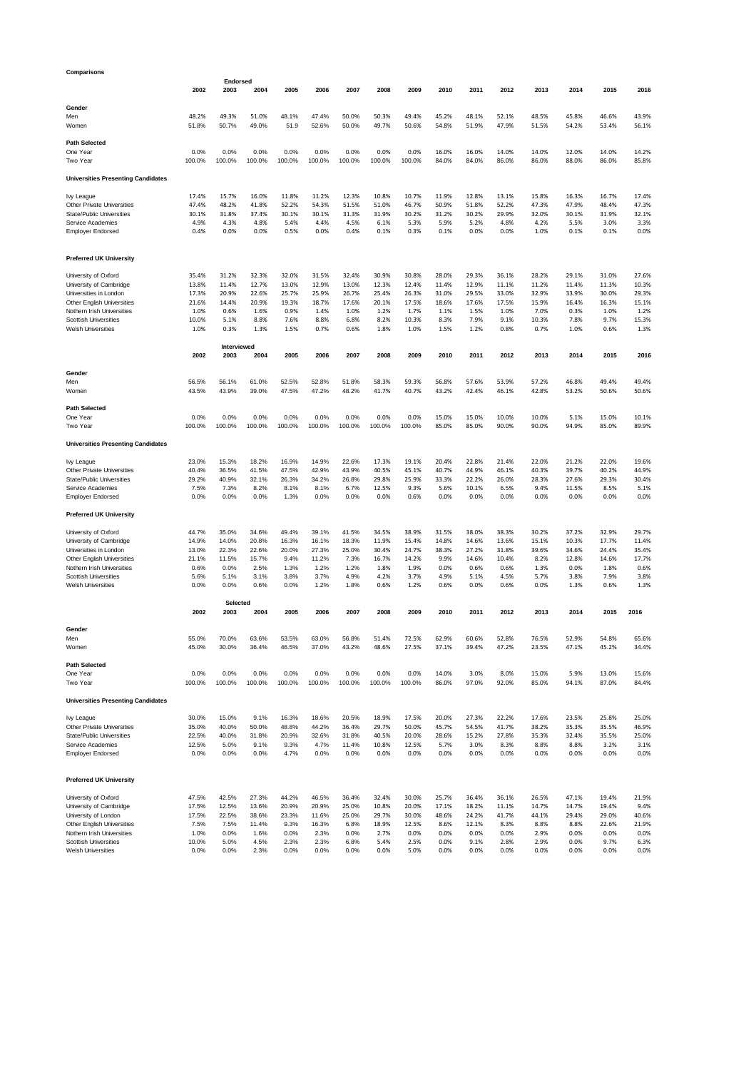**Comparisons**

**Endorsed**

| | 2002 | 2003 | 2004 | 2005 | 2006 | 2007 | 2008 | 2009 | 2010 | 2011 | 2012 | 2013 | 2014 | 2015 | 2016 |
|---|---|---|---|---|---|---|---|---|---|---|---|---|---|---|---|
| **Gender** | | | | | | | | | | | | | | | |
| Men | 48.2% | 49.3% | 51.0% | 48.1% | 47.4% | 50.0% | 50.3% | 49.4% | 45.2% | 48.1% | 52.1% | 48.5% | 45.8% | 46.6% | 43.9% |
| Women | 51.8% | 50.7% | 49.0% | 51.9 | 52.6% | 50.0% | 49.7% | 50.6% | 54.8% | 51.9% | 47.9% | 51.5% | 54.2% | 53.4% | 56.1% |
| **Path Selected** | | | | | | | | | | | | | | | |
| One Year | 0.0% | 0.0% | 0.0% | 0.0% | 0.0% | 0.0% | 0.0% | 0.0% | 16.0% | 16.0% | 14.0% | 14.0% | 12.0% | 14.0% | 14.2% |
| Two Year | 100.0% | 100.0% | 100.0% | 100.0% | 100.0% | 100.0% | 100.0% | 100.0% | 84.0% | 84.0% | 86.0% | 86.0% | 88.0% | 86.0% | 85.8% |
| **Universities Presenting Candidates** | | | | | | | | | | | | | | | |
| Ivy League | 17.4% | 15.7% | 16.0% | 11.8% | 11.2% | 12.3% | 10.8% | 10.7% | 11.9% | 12.8% | 13.1% | 15.8% | 16.3% | 16.7% | 17.4% |
| Other Private Universities | 47.4% | 48.2% | 41.8% | 52.2% | 54.3% | 51.5% | 51.0% | 46.7% | 50.9% | 51.8% | 52.2% | 47.3% | 47.9% | 48.4% | 47.3% |
| State/Public Universities | 30.1% | 31.8% | 37.4% | 30.1% | 30.1% | 31.3% | 31.9% | 30.2% | 31.2% | 30.2% | 29.9% | 32.0% | 30.1% | 31.9% | 32.1% |
| Service Academies | 4.9% | 4.3% | 4.8% | 5.4% | 4.4% | 4.5% | 6.1% | 5.3% | 5.9% | 5.2% | 4.8% | 4.2% | 5.5% | 3.0% | 3.3% |
| Employer Endorsed | 0.4% | 0.0% | 0.0% | 0.5% | 0.0% | 0.4% | 0.1% | 0.3% | 0.1% | 0.0% | 0.0% | 1.0% | 0.1% | 0.1% | 0.0% |
| **Preferred UK University** | | | | | | | | | | | | | | | |
| University of Oxford | 35.4% | 31.2% | 32.3% | 32.0% | 31.5% | 32.4% | 30.9% | 30.8% | 28.0% | 29.3% | 36.1% | 28.2% | 29.1% | 31.0% | 27.6% |
| University of Cambridge | 13.8% | 11.4% | 12.7% | 13.0% | 12.9% | 13.0% | 12.3% | 12.4% | 11.4% | 12.9% | 11.1% | 11.2% | 11.4% | 11.3% | 10.3% |
| Universities in London | 17.3% | 20.9% | 22.6% | 25.7% | 25.9% | 26.7% | 25.4% | 26.3% | 31.0% | 29.5% | 33.0% | 32.9% | 33.9% | 30.0% | 29.3% |
| Other English Universities | 21.6% | 14.4% | 20.9% | 19.3% | 18.7% | 17.6% | 20.1% | 17.5% | 18.6% | 17.6% | 17.5% | 15.9% | 16.4% | 16.3% | 15.1% |
| Nothern Irish Universities | 1.0% | 0.6% | 1.6% | 0.9% | 1.4% | 1.0% | 1.2% | 1.7% | 1.1% | 1.5% | 1.0% | 7.0% | 0.3% | 1.0% | 1.2% |
| Scottish Universities | 10.0% | 5.1% | 8.8% | 7.6% | 8.8% | 6.8% | 8.2% | 10.3% | 8.3% | 7.9% | 9.1% | 10.3% | 7.8% | 9.7% | 15.3% |
| Welsh Universities | 1.0% | 0.3% | 1.3% | 1.5% | 0.7% | 0.6% | 1.8% | 1.0% | 1.5% | 1.2% | 0.8% | 0.7% | 1.0% | 0.6% | 1.3% |

**Interviewed**

| | 2002 | 2003 | 2004 | 2005 | 2006 | 2007 | 2008 | 2009 | 2010 | 2011 | 2012 | 2013 | 2014 | 2015 | 2016 |
|---|---|---|---|---|---|---|---|---|---|---|---|---|---|---|---|
| **Gender** | | | | | | | | | | | | | | | |
| Men | 56.5% | 56.1% | 61.0% | 52.5% | 52.8% | 51.8% | 58.3% | 59.3% | 56.8% | 57.6% | 53.9% | 57.2% | 46.8% | 49.4% | 49.4% |
| Women | 43.5% | 43.9% | 39.0% | 47.5% | 47.2% | 48.2% | 41.7% | 40.7% | 43.2% | 42.4% | 46.1% | 42.8% | 53.2% | 50.6% | 50.6% |
| **Path Selected** | | | | | | | | | | | | | | | |
| One Year | 0.0% | 0.0% | 0.0% | 0.0% | 0.0% | 0.0% | 0.0% | 0.0% | 15.0% | 15.0% | 10.0% | 10.0% | 5.1% | 15.0% | 10.1% |
| Two Year | 100.0% | 100.0% | 100.0% | 100.0% | 100.0% | 100.0% | 100.0% | 100.0% | 85.0% | 85.0% | 90.0% | 90.0% | 94.9% | 85.0% | 89.9% |
| **Universities Presenting Candidates** | | | | | | | | | | | | | | | |
| Ivy League | 23.0% | 15.3% | 18.2% | 16.9% | 14.9% | 22.6% | 17.3% | 19.1% | 20.4% | 22.8% | 21.4% | 22.0% | 21.2% | 22.0% | 19.6% |
| Other Private Universities | 40.4% | 36.5% | 41.5% | 47.5% | 42.9% | 43.9% | 40.5% | 45.1% | 40.7% | 44.9% | 46.1% | 40.3% | 39.7% | 40.2% | 44.9% |
| State/Public Universities | 29.2% | 40.9% | 32.1% | 26.3% | 34.2% | 26.8% | 29.8% | 25.9% | 33.3% | 22.2% | 26.0% | 28.3% | 27.6% | 29.3% | 30.4% |
| Service Academies | 7.5% | 7.3% | 8.2% | 8.1% | 8.1% | 6.7% | 12.5% | 9.3% | 5.6% | 10.1% | 6.5% | 9.4% | 11.5% | 8.5% | 5.1% |
| Employer Endorsed | 0.0% | 0.0% | 0.0% | 1.3% | 0.0% | 0.0% | 0.0% | 0.6% | 0.0% | 0.0% | 0.0% | 0.0% | 0.0% | 0.0% | 0.0% |
| **Preferred UK University** | | | | | | | | | | | | | | | |
| University of Oxford | 44.7% | 35.0% | 34.6% | 49.4% | 39.1% | 41.5% | 34.5% | 38.9% | 31.5% | 38.0% | 38.3% | 30.2% | 37.2% | 32.9% | 29.7% |
| University of Cambridge | 14.9% | 14.0% | 20.8% | 16.3% | 16.1% | 18.3% | 11.9% | 15.4% | 14.8% | 14.6% | 13.6% | 15.1% | 10.3% | 17.7% | 11.4% |
| Universities in London | 13.0% | 22.3% | 22.6% | 20.0% | 27.3% | 25.0% | 30.4% | 24.7% | 38.3% | 27.2% | 31.8% | 39.6% | 34.6% | 24.4% | 35.4% |
| Other English Universities | 21.1% | 11.5% | 15.7% | 9.4% | 11.2% | 7.3% | 16.7% | 14.2% | 9.9% | 14.6% | 10.4% | 8.2% | 12.8% | 14.6% | 17.7% |
| Nothern Irish Universities | 0.6% | 0.0% | 2.5% | 1.3% | 1.2% | 1.2% | 1.8% | 1.9% | 0.0% | 0.6% | 0.6% | 1.3% | 0.0% | 1.8% | 0.6% |
| Scottish Universities | 5.6% | 5.1% | 3.1% | 3.8% | 3.7% | 4.9% | 4.2% | 3.7% | 4.9% | 5.1% | 4.5% | 5.7% | 3.8% | 7.9% | 3.8% |
| Welsh Universities | 0.0% | 0.0% | 0.6% | 0.0% | 1.2% | 1.8% | 0.6% | 1.2% | 0.6% | 0.0% | 0.6% | 0.0% | 1.3% | 0.6% | 1.3% |

**Selected**

| | 2002 | 2003 | 2004 | 2005 | 2006 | 2007 | 2008 | 2009 | 2010 | 2011 | 2012 | 2013 | 2014 | 2015 | 2016 |
|---|---|---|---|---|---|---|---|---|---|---|---|---|---|---|---|
| **Gender** | | | | | | | | | | | | | | | |
| Men | 55.0% | 70.0% | 63.6% | 53.5% | 63.0% | 56.8% | 51.4% | 72.5% | 62.9% | 60.6% | 52.8% | 76.5% | 52.9% | 54.8% | 65.6% |
| Women | 45.0% | 30.0% | 36.4% | 46.5% | 37.0% | 43.2% | 48.6% | 27.5% | 37.1% | 39.4% | 47.2% | 23.5% | 47.1% | 45.2% | 34.4% |
| **Path Selected** | | | | | | | | | | | | | | | |
| One Year | 0.0% | 0.0% | 0.0% | 0.0% | 0.0% | 0.0% | 0.0% | 0.0% | 14.0% | 3.0% | 8.0% | 15.0% | 5.9% | 13.0% | 15.6% |
| Two Year | 100.0% | 100.0% | 100.0% | 100.0% | 100.0% | 100.0% | 100.0% | 100.0% | 86.0% | 97.0% | 92.0% | 85.0% | 94.1% | 87.0% | 84.4% |
| **Universities Presenting Candidates** | | | | | | | | | | | | | | | |
| Ivy League | 30.0% | 15.0% | 9.1% | 16.3% | 18.6% | 20.5% | 18.9% | 17.5% | 20.0% | 27.3% | 22.2% | 17.6% | 23.5% | 25.8% | 25.0% |
| Other Private Universities | 35.0% | 40.0% | 50.0% | 48.8% | 44.2% | 36.4% | 29.7% | 50.0% | 45.7% | 54.5% | 41.7% | 38.2% | 35.3% | 35.5% | 46.9% |
| State/Public Universities | 22.5% | 40.0% | 31.8% | 20.9% | 32.6% | 31.8% | 40.5% | 20.0% | 28.6% | 15.2% | 27.8% | 35.3% | 32.4% | 35.5% | 25.0% |
| Service Academies | 12.5% | 5.0% | 9.1% | 9.3% | 4.7% | 11.4% | 10.8% | 12.5% | 5.7% | 3.0% | 8.3% | 8.8% | 8.8% | 3.2% | 3.1% |
| Employer Endorsed | 0.0% | 0.0% | 0.0% | 4.7% | 0.0% | 0.0% | 0.0% | 0.0% | 0.0% | 0.0% | 0.0% | 0.0% | 0.0% | 0.0% | 0.0% |
| **Preferred UK University** | | | | | | | | | | | | | | | |
| University of Oxford | 47.5% | 42.5% | 27.3% | 44.2% | 46.5% | 36.4% | 32.4% | 30.0% | 25.7% | 36.4% | 36.1% | 26.5% | 47.1% | 19.4% | 21.9% |
| University of Cambridge | 17.5% | 12.5% | 13.6% | 20.9% | 20.9% | 25.0% | 10.8% | 20.0% | 17.1% | 18.2% | 11.1% | 14.7% | 14.7% | 19.4% | 9.4% |
| University of London | 17.5% | 22.5% | 38.6% | 23.3% | 11.6% | 25.0% | 29.7% | 30.0% | 48.6% | 24.2% | 41.7% | 44.1% | 29.4% | 29.0% | 40.6% |
| Other English Universities | 7.5% | 7.5% | 11.4% | 9.3% | 16.3% | 6.8% | 18.9% | 12.5% | 8.6% | 12.1% | 8.3% | 8.8% | 8.8% | 22.6% | 21.9% |
| Nothern Irish Universities | 1.0% | 0.0% | 1.6% | 0.0% | 2.3% | 0.0% | 2.7% | 0.0% | 0.0% | 0.0% | 0.0% | 2.9% | 0.0% | 0.0% | 0.0% |
| Scottish Universities | 10.0% | 5.0% | 4.5% | 2.3% | 2.3% | 6.8% | 5.4% | 2.5% | 0.0% | 9.1% | 2.8% | 2.9% | 0.0% | 9.7% | 6.3% |
| Welsh Universities | 0.0% | 0.0% | 2.3% | 0.0% | 0.0% | 0.0% | 0.0% | 5.0% | 0.0% | 0.0% | 0.0% | 0.0% | 0.0% | 0.0% | 0.0% |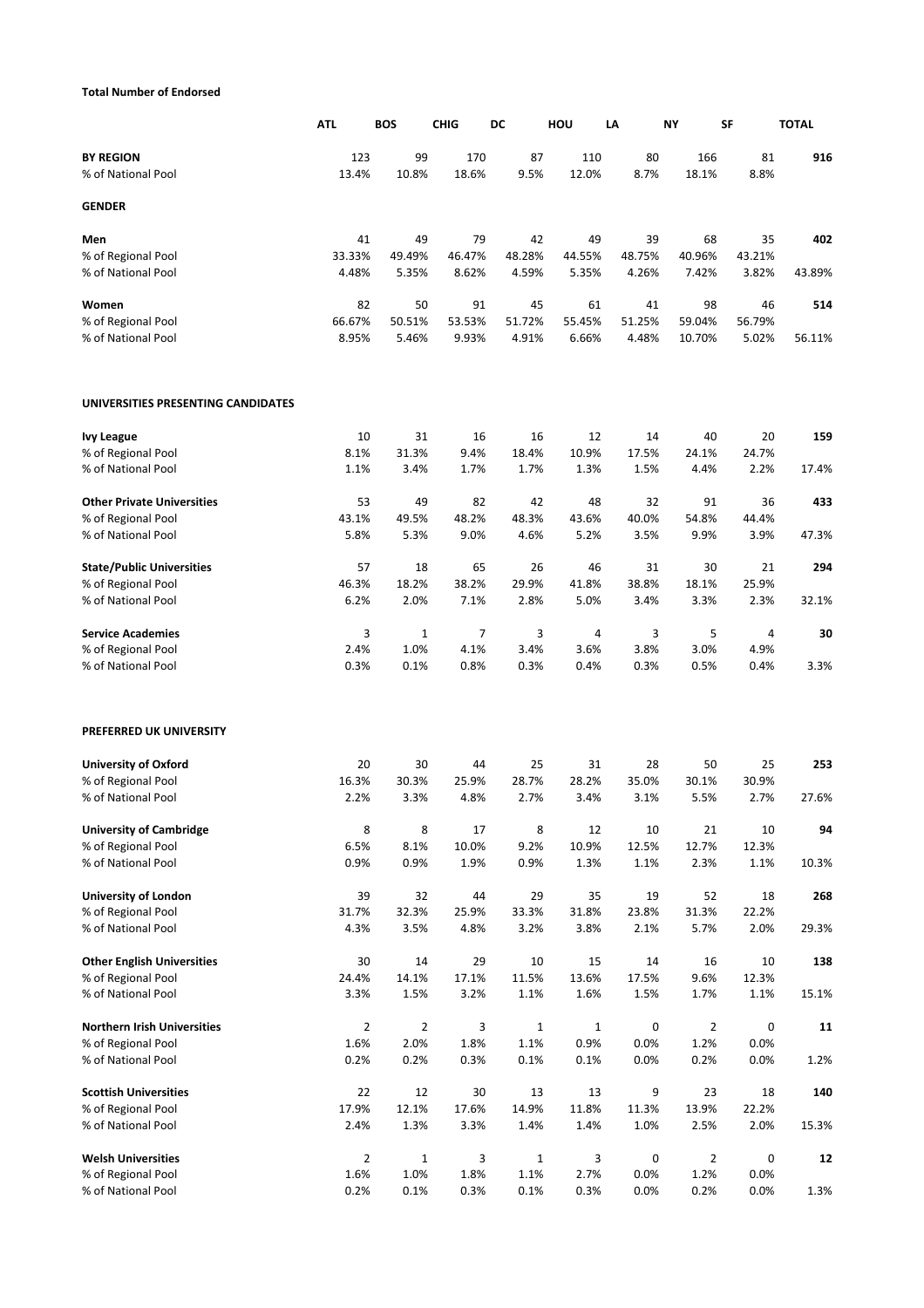**Total Number of Endorsed**

| | ATL | BOS | CHIG | DC | HOU | LA | NY | SF | TOTAL |
|---|---|---|---|---|---|---|---|---|---|
| **BY REGION** | 123 | 99 | 170 | 87 | 110 | 80 | 166 | 81 | **916** |
| % of National Pool | 13.4% | 10.8% | 18.6% | 9.5% | 12.0% | 8.7% | 18.1% | 8.8% | |
| **GENDER** | | | | | | | | | |
| **Men** | 41 | 49 | 79 | 42 | 49 | 39 | 68 | 35 | **402** |
| % of Regional Pool | 33.33% | 49.49% | 46.47% | 48.28% | 44.55% | 48.75% | 40.96% | 43.21% | |
| % of National Pool | 4.48% | 5.35% | 8.62% | 4.59% | 5.35% | 4.26% | 7.42% | 3.82% | 43.89% |
| **Women** | 82 | 50 | 91 | 45 | 61 | 41 | 98 | 46 | **514** |
| % of Regional Pool | 66.67% | 50.51% | 53.53% | 51.72% | 55.45% | 51.25% | 59.04% | 56.79% | |
| % of National Pool | 8.95% | 5.46% | 9.93% | 4.91% | 6.66% | 4.48% | 10.70% | 5.02% | 56.11% |
| **UNIVERSITIES PRESENTING CANDIDATES** | | | | | | | | | |
| **Ivy League** | 10 | 31 | 16 | 16 | 12 | 14 | 40 | 20 | **159** |
| % of Regional Pool | 8.1% | 31.3% | 9.4% | 18.4% | 10.9% | 17.5% | 24.1% | 24.7% | |
| % of National Pool | 1.1% | 3.4% | 1.7% | 1.7% | 1.3% | 1.5% | 4.4% | 2.2% | 17.4% |
| **Other Private Universities** | 53 | 49 | 82 | 42 | 48 | 32 | 91 | 36 | **433** |
| % of Regional Pool | 43.1% | 49.5% | 48.2% | 48.3% | 43.6% | 40.0% | 54.8% | 44.4% | |
| % of National Pool | 5.8% | 5.3% | 9.0% | 4.6% | 5.2% | 3.5% | 9.9% | 3.9% | 47.3% |
| **State/Public Universities** | 57 | 18 | 65 | 26 | 46 | 31 | 30 | 21 | **294** |
| % of Regional Pool | 46.3% | 18.2% | 38.2% | 29.9% | 41.8% | 38.8% | 18.1% | 25.9% | |
| % of National Pool | 6.2% | 2.0% | 7.1% | 2.8% | 5.0% | 3.4% | 3.3% | 2.3% | 32.1% |
| **Service Academies** | 3 | 1 | 7 | 3 | 4 | 3 | 5 | 4 | **30** |
| % of Regional Pool | 2.4% | 1.0% | 4.1% | 3.4% | 3.6% | 3.8% | 3.0% | 4.9% | |
| % of National Pool | 0.3% | 0.1% | 0.8% | 0.3% | 0.4% | 0.3% | 0.5% | 0.4% | 3.3% |
| **PREFERRED UK UNIVERSITY** | | | | | | | | | |
| **University of Oxford** | 20 | 30 | 44 | 25 | 31 | 28 | 50 | 25 | **253** |
| % of Regional Pool | 16.3% | 30.3% | 25.9% | 28.7% | 28.2% | 35.0% | 30.1% | 30.9% | |
| % of National Pool | 2.2% | 3.3% | 4.8% | 2.7% | 3.4% | 3.1% | 5.5% | 2.7% | 27.6% |
| **University of Cambridge** | 8 | 8 | 17 | 8 | 12 | 10 | 21 | 10 | **94** |
| % of Regional Pool | 6.5% | 8.1% | 10.0% | 9.2% | 10.9% | 12.5% | 12.7% | 12.3% | |
| % of National Pool | 0.9% | 0.9% | 1.9% | 0.9% | 1.3% | 1.1% | 2.3% | 1.1% | 10.3% |
| **University of London** | 39 | 32 | 44 | 29 | 35 | 19 | 52 | 18 | **268** |
| % of Regional Pool | 31.7% | 32.3% | 25.9% | 33.3% | 31.8% | 23.8% | 31.3% | 22.2% | |
| % of National Pool | 4.3% | 3.5% | 4.8% | 3.2% | 3.8% | 2.1% | 5.7% | 2.0% | 29.3% |
| **Other English Universities** | 30 | 14 | 29 | 10 | 15 | 14 | 16 | 10 | **138** |
| % of Regional Pool | 24.4% | 14.1% | 17.1% | 11.5% | 13.6% | 17.5% | 9.6% | 12.3% | |
| % of National Pool | 3.3% | 1.5% | 3.2% | 1.1% | 1.6% | 1.5% | 1.7% | 1.1% | 15.1% |
| **Northern Irish Universities** | 2 | 2 | 3 | 1 | 1 | 0 | 2 | 0 | **11** |
| % of Regional Pool | 1.6% | 2.0% | 1.8% | 1.1% | 0.9% | 0.0% | 1.2% | 0.0% | |
| % of National Pool | 0.2% | 0.2% | 0.3% | 0.1% | 0.1% | 0.0% | 0.2% | 0.0% | 1.2% |
| **Scottish Universities** | 22 | 12 | 30 | 13 | 13 | 9 | 23 | 18 | **140** |
| % of Regional Pool | 17.9% | 12.1% | 17.6% | 14.9% | 11.8% | 11.3% | 13.9% | 22.2% | |
| % of National Pool | 2.4% | 1.3% | 3.3% | 1.4% | 1.4% | 1.0% | 2.5% | 2.0% | 15.3% |
| **Welsh Universities** | 2 | 1 | 3 | 1 | 3 | 0 | 2 | 0 | **12** |
| % of Regional Pool | 1.6% | 1.0% | 1.8% | 1.1% | 2.7% | 0.0% | 1.2% | 0.0% | |
| % of National Pool | 0.2% | 0.1% | 0.3% | 0.1% | 0.3% | 0.0% | 0.2% | 0.0% | 1.3% |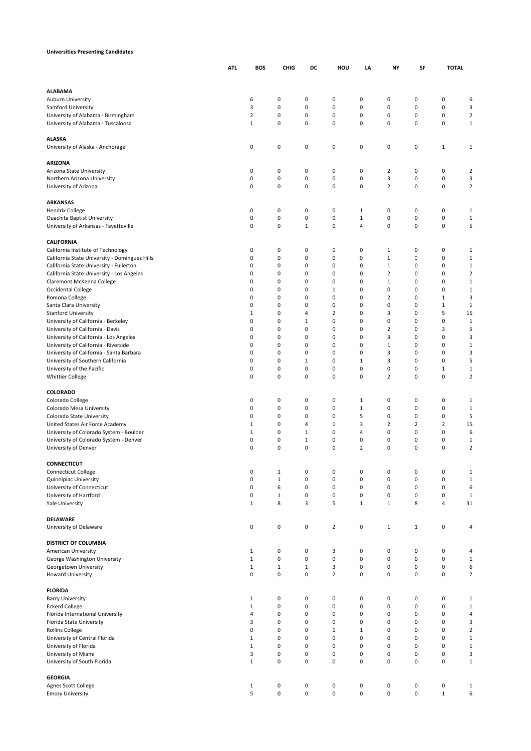**Universities Presenting Candidates**

| | ATL | BOS | CHIG | DC | HOU | LA | NY | SF | TOTAL |
|---|---|---|---|---|---|---|---|---|---|
| **ALABAMA** | | | | | | | | | |
| Auburn University | 6 | 0 | 0 | 0 | 0 | 0 | 0 | 0 | 6 |
| Samford University | 3 | 0 | 0 | 0 | 0 | 0 | 0 | 0 | 3 |
| University of Alabama - Birmingham | 2 | 0 | 0 | 0 | 0 | 0 | 0 | 0 | 2 |
| University of Alabama - Tuscaloosa | 1 | 0 | 0 | 0 | 0 | 0 | 0 | 0 | 1 |
| **ALASKA** | | | | | | | | | |
| University of Alaska - Anchorage | 0 | 0 | 0 | 0 | 0 | 0 | 0 | 1 | 1 |
| **ARIZONA** | | | | | | | | | |
| Arizona State University | 0 | 0 | 0 | 0 | 0 | 2 | 0 | 0 | 2 |
| Northern Arizona University | 0 | 0 | 0 | 0 | 0 | 3 | 0 | 0 | 3 |
| University of Arizona | 0 | 0 | 0 | 0 | 0 | 2 | 0 | 0 | 2 |
| **ARKANSAS** | | | | | | | | | |
| Hendrix College | 0 | 0 | 0 | 0 | 1 | 0 | 0 | 0 | 1 |
| Ouachita Baptist University | 0 | 0 | 0 | 0 | 1 | 0 | 0 | 0 | 1 |
| University of Arkansas - Fayetteville | 0 | 0 | 1 | 0 | 4 | 0 | 0 | 0 | 5 |
| **CALIFORNIA** | | | | | | | | | |
| California Institute of Technology | 0 | 0 | 0 | 0 | 0 | 1 | 0 | 0 | 1 |
| California State University - Dominguez Hills | 0 | 0 | 0 | 0 | 0 | 1 | 0 | 0 | 1 |
| California State University - Fullerton | 0 | 0 | 0 | 0 | 0 | 1 | 0 | 0 | 1 |
| California State University - Los Angeles | 0 | 0 | 0 | 0 | 0 | 2 | 0 | 0 | 2 |
| Claremont McKenna College | 0 | 0 | 0 | 0 | 0 | 1 | 0 | 0 | 1 |
| Occidental College | 0 | 0 | 0 | 1 | 0 | 0 | 0 | 0 | 1 |
| Pomona College | 0 | 0 | 0 | 0 | 0 | 2 | 0 | 1 | 3 |
| Santa Clara University | 0 | 0 | 0 | 0 | 0 | 0 | 0 | 1 | 1 |
| Stanford University | 1 | 0 | 4 | 2 | 0 | 3 | 0 | 5 | 15 |
| University of California - Berkeley | 0 | 0 | 1 | 0 | 0 | 0 | 0 | 0 | 1 |
| University of California - Davis | 0 | 0 | 0 | 0 | 0 | 2 | 0 | 3 | 5 |
| University of California - Los Angeles | 0 | 0 | 0 | 0 | 0 | 3 | 0 | 0 | 3 |
| University of California - Riverside | 0 | 0 | 0 | 0 | 0 | 1 | 0 | 0 | 1 |
| University of California - Santa Barbara | 0 | 0 | 0 | 0 | 0 | 3 | 0 | 0 | 3 |
| University of Southern California | 0 | 0 | 1 | 0 | 1 | 3 | 0 | 0 | 5 |
| University of the Pacific | 0 | 0 | 0 | 0 | 0 | 0 | 0 | 1 | 1 |
| Whittier College | 0 | 0 | 0 | 0 | 0 | 2 | 0 | 0 | 2 |
| **COLORADO** | | | | | | | | | |
| Colorado College | 0 | 0 | 0 | 0 | 1 | 0 | 0 | 0 | 1 |
| Colorado Mesa University | 0 | 0 | 0 | 0 | 1 | 0 | 0 | 0 | 1 |
| Colorado State University | 0 | 0 | 0 | 0 | 5 | 0 | 0 | 0 | 5 |
| United States Air Force Academy | 1 | 0 | 4 | 1 | 3 | 2 | 2 | 2 | 15 |
| University of Colorado System - Boulder | 1 | 0 | 1 | 0 | 4 | 0 | 0 | 0 | 6 |
| University of Colorado System - Denver | 0 | 0 | 1 | 0 | 0 | 0 | 0 | 0 | 1 |
| University of Denver | 0 | 0 | 0 | 0 | 2 | 0 | 0 | 0 | 2 |
| **CONNECTICUT** | | | | | | | | | |
| Connecticut College | 0 | 1 | 0 | 0 | 0 | 0 | 0 | 0 | 1 |
| Quinnipiac University | 0 | 1 | 0 | 0 | 0 | 0 | 0 | 0 | 1 |
| University of Connecticut | 0 | 6 | 0 | 0 | 0 | 0 | 0 | 0 | 6 |
| University of Hartford | 0 | 1 | 0 | 0 | 0 | 0 | 0 | 0 | 1 |
| Yale University | 1 | 8 | 3 | 5 | 1 | 1 | 8 | 4 | 31 |
| **DELAWARE** | | | | | | | | | |
| University of Delaware | 0 | 0 | 0 | 2 | 0 | 1 | 1 | 0 | 4 |
| **DISTRICT OF COLUMBIA** | | | | | | | | | |
| American University | 1 | 0 | 0 | 3 | 0 | 0 | 0 | 0 | 4 |
| George Washington University | 1 | 0 | 0 | 0 | 0 | 0 | 0 | 0 | 1 |
| Georgetown University | 1 | 1 | 1 | 3 | 0 | 0 | 0 | 0 | 6 |
| Howard University | 0 | 0 | 0 | 2 | 0 | 0 | 0 | 0 | 2 |
| **FLORIDA** | | | | | | | | | |
| Barry University | 1 | 0 | 0 | 0 | 0 | 0 | 0 | 0 | 1 |
| Eckerd College | 1 | 0 | 0 | 0 | 0 | 0 | 0 | 0 | 1 |
| Florida International University | 4 | 0 | 0 | 0 | 0 | 0 | 0 | 0 | 4 |
| Florida State University | 3 | 0 | 0 | 0 | 0 | 0 | 0 | 0 | 3 |
| Rollins College | 0 | 0 | 0 | 1 | 1 | 0 | 0 | 0 | 2 |
| University of Central Florida | 1 | 0 | 0 | 0 | 0 | 0 | 0 | 0 | 1 |
| University of Florida | 1 | 0 | 0 | 0 | 0 | 0 | 0 | 0 | 1 |
| University of Miami | 3 | 0 | 0 | 0 | 0 | 0 | 0 | 0 | 3 |
| University of South Florida | 1 | 0 | 0 | 0 | 0 | 0 | 0 | 0 | 1 |
| **GEORGIA** | | | | | | | | | |
| Agnes Scott College | 1 | 0 | 0 | 0 | 0 | 0 | 0 | 0 | 1 |
| Emory University | 5 | 0 | 0 | 0 | 0 | 0 | 0 | 1 | 6 |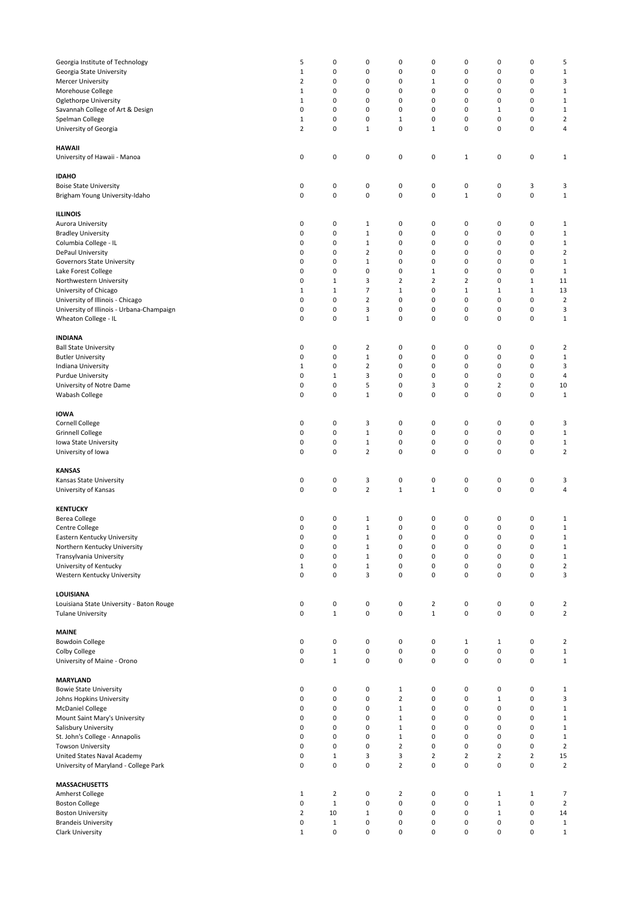| | | | | | | | | | |
|---|---|---|---|---|---|---|---|---|---|
| Georgia Institute of Technology | 5 | 0 | 0 | 0 | 0 | 0 | 0 | 0 | 5 |
| Georgia State University | 1 | 0 | 0 | 0 | 0 | 0 | 0 | 0 | 1 |
| Mercer University | 2 | 0 | 0 | 0 | 1 | 0 | 0 | 0 | 3 |
| Morehouse College | 1 | 0 | 0 | 0 | 0 | 0 | 0 | 0 | 1 |
| Oglethorpe University | 1 | 0 | 0 | 0 | 0 | 0 | 0 | 0 | 1 |
| Savannah College of Art & Design | 0 | 0 | 0 | 0 | 0 | 0 | 1 | 0 | 1 |
| Spelman College | 1 | 0 | 0 | 1 | 0 | 0 | 0 | 0 | 2 |
| University of Georgia | 2 | 0 | 1 | 0 | 1 | 0 | 0 | 0 | 4 |
| **HAWAII** | | | | | | | | | |
| University of Hawaii - Manoa | 0 | 0 | 0 | 0 | 0 | 1 | 0 | 0 | 1 |
| **IDAHO** | | | | | | | | | |
| Boise State University | 0 | 0 | 0 | 0 | 0 | 0 | 0 | 3 | 3 |
| Brigham Young University-Idaho | 0 | 0 | 0 | 0 | 0 | 1 | 0 | 0 | 1 |
| **ILLINOIS** | | | | | | | | | |
| Aurora University | 0 | 0 | 1 | 0 | 0 | 0 | 0 | 0 | 1 |
| Bradley University | 0 | 0 | 1 | 0 | 0 | 0 | 0 | 0 | 1 |
| Columbia College - IL | 0 | 0 | 1 | 0 | 0 | 0 | 0 | 0 | 1 |
| DePaul University | 0 | 0 | 2 | 0 | 0 | 0 | 0 | 0 | 2 |
| Governors State University | 0 | 0 | 1 | 0 | 0 | 0 | 0 | 0 | 1 |
| Lake Forest College | 0 | 0 | 0 | 0 | 1 | 0 | 0 | 0 | 1 |
| Northwestern University | 0 | 1 | 3 | 2 | 2 | 2 | 0 | 1 | 11 |
| University of Chicago | 1 | 1 | 7 | 1 | 0 | 1 | 1 | 1 | 13 |
| University of Illinois - Chicago | 0 | 0 | 2 | 0 | 0 | 0 | 0 | 0 | 2 |
| University of Illinois - Urbana-Champaign | 0 | 0 | 3 | 0 | 0 | 0 | 0 | 0 | 3 |
| Wheaton College - IL | 0 | 0 | 1 | 0 | 0 | 0 | 0 | 0 | 1 |
| **INDIANA** | | | | | | | | | |
| Ball State University | 0 | 0 | 2 | 0 | 0 | 0 | 0 | 0 | 2 |
| Butler University | 0 | 0 | 1 | 0 | 0 | 0 | 0 | 0 | 1 |
| Indiana University | 1 | 0 | 2 | 0 | 0 | 0 | 0 | 0 | 3 |
| Purdue University | 0 | 1 | 3 | 0 | 0 | 0 | 0 | 0 | 4 |
| University of Notre Dame | 0 | 0 | 5 | 0 | 3 | 0 | 2 | 0 | 10 |
| Wabash College | 0 | 0 | 1 | 0 | 0 | 0 | 0 | 0 | 1 |
| **IOWA** | | | | | | | | | |
| Cornell College | 0 | 0 | 3 | 0 | 0 | 0 | 0 | 0 | 3 |
| Grinnell College | 0 | 0 | 1 | 0 | 0 | 0 | 0 | 0 | 1 |
| Iowa State University | 0 | 0 | 1 | 0 | 0 | 0 | 0 | 0 | 1 |
| University of Iowa | 0 | 0 | 2 | 0 | 0 | 0 | 0 | 0 | 2 |
| **KANSAS** | | | | | | | | | |
| Kansas State University | 0 | 0 | 3 | 0 | 0 | 0 | 0 | 0 | 3 |
| University of Kansas | 0 | 0 | 2 | 1 | 1 | 0 | 0 | 0 | 4 |
| **KENTUCKY** | | | | | | | | | |
| Berea College | 0 | 0 | 1 | 0 | 0 | 0 | 0 | 0 | 1 |
| Centre College | 0 | 0 | 1 | 0 | 0 | 0 | 0 | 0 | 1 |
| Eastern Kentucky University | 0 | 0 | 1 | 0 | 0 | 0 | 0 | 0 | 1 |
| Northern Kentucky University | 0 | 0 | 1 | 0 | 0 | 0 | 0 | 0 | 1 |
| Transylvania University | 0 | 0 | 1 | 0 | 0 | 0 | 0 | 0 | 1 |
| University of Kentucky | 1 | 0 | 1 | 0 | 0 | 0 | 0 | 0 | 2 |
| Western Kentucky University | 0 | 0 | 3 | 0 | 0 | 0 | 0 | 0 | 3 |
| **LOUISIANA** | | | | | | | | | |
| Louisiana State University - Baton Rouge | 0 | 0 | 0 | 0 | 2 | 0 | 0 | 0 | 2 |
| Tulane University | 0 | 1 | 0 | 0 | 1 | 0 | 0 | 0 | 2 |
| **MAINE** | | | | | | | | | |
| Bowdoin College | 0 | 0 | 0 | 0 | 0 | 1 | 1 | 0 | 2 |
| Colby College | 0 | 1 | 0 | 0 | 0 | 0 | 0 | 0 | 1 |
| University of Maine - Orono | 0 | 1 | 0 | 0 | 0 | 0 | 0 | 0 | 1 |
| **MARYLAND** | | | | | | | | | |
| Bowie State University | 0 | 0 | 0 | 1 | 0 | 0 | 0 | 0 | 1 |
| Johns Hopkins University | 0 | 0 | 0 | 2 | 0 | 0 | 1 | 0 | 3 |
| McDaniel College | 0 | 0 | 0 | 1 | 0 | 0 | 0 | 0 | 1 |
| Mount Saint Mary's University | 0 | 0 | 0 | 1 | 0 | 0 | 0 | 0 | 1 |
| Salisbury University | 0 | 0 | 0 | 1 | 0 | 0 | 0 | 0 | 1 |
| St. John's College - Annapolis | 0 | 0 | 0 | 1 | 0 | 0 | 0 | 0 | 1 |
| Towson University | 0 | 0 | 0 | 2 | 0 | 0 | 0 | 0 | 2 |
| United States Naval Academy | 0 | 1 | 3 | 3 | 2 | 2 | 2 | 2 | 15 |
| University of Maryland - College Park | 0 | 0 | 0 | 2 | 0 | 0 | 0 | 0 | 2 |
| **MASSACHUSETTS** | | | | | | | | | |
| Amherst College | 1 | 2 | 0 | 2 | 0 | 0 | 1 | 1 | 7 |
| Boston College | 0 | 1 | 0 | 0 | 0 | 0 | 1 | 0 | 2 |
| Boston University | 2 | 10 | 1 | 0 | 0 | 0 | 1 | 0 | 14 |
| Brandeis University | 0 | 1 | 0 | 0 | 0 | 0 | 0 | 0 | 1 |
| Clark University | 1 | 0 | 0 | 0 | 0 | 0 | 0 | 0 | 1 |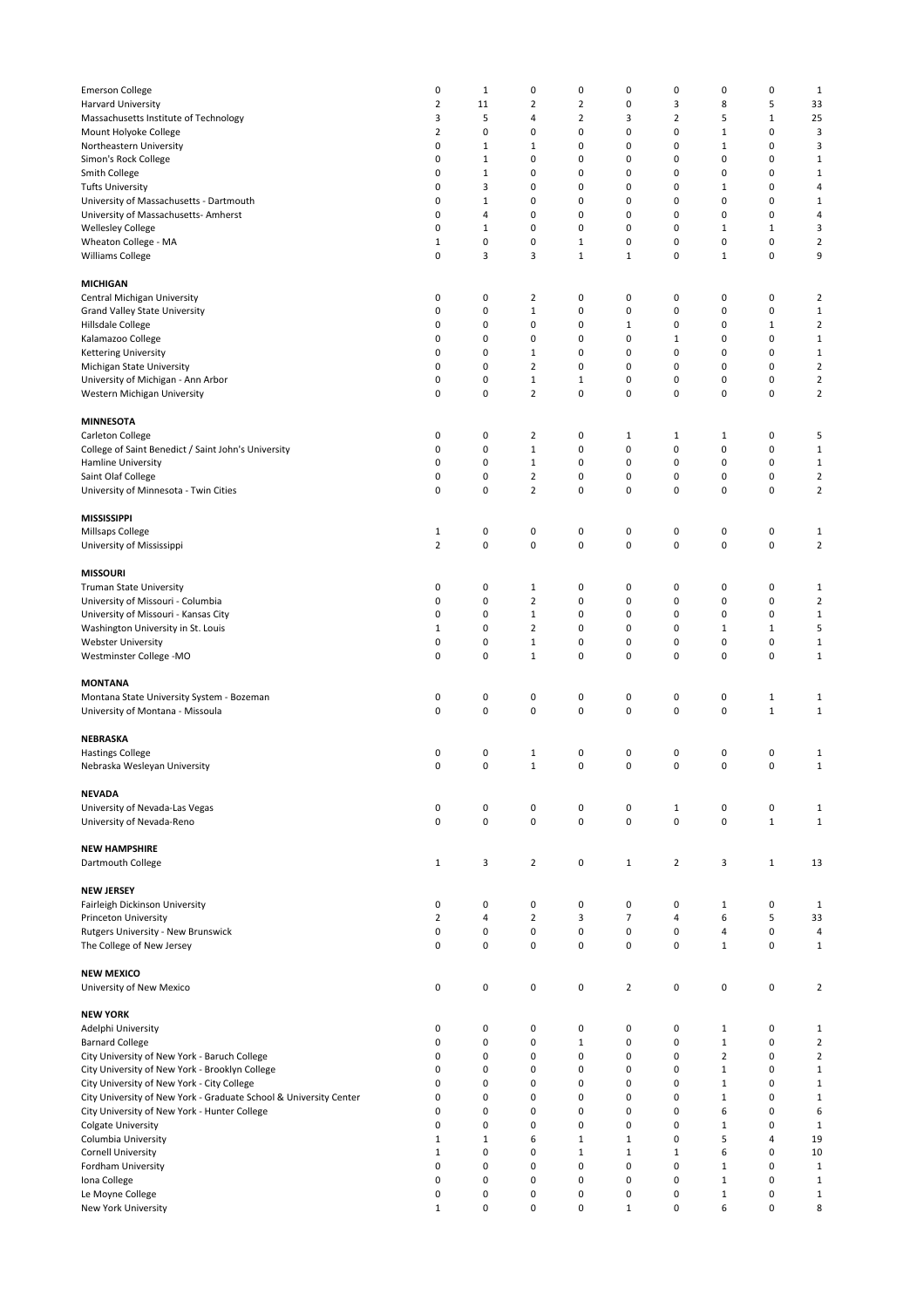| | | | | | | | | | |
|---|---|---|---|---|---|---|---|---|---|
| Emerson College | 0 | 1 | 0 | 0 | 0 | 0 | 0 | 0 | 1 |
| Harvard University | 2 | 11 | 2 | 2 | 0 | 3 | 8 | 5 | 33 |
| Massachusetts Institute of Technology | 3 | 5 | 4 | 2 | 3 | 2 | 5 | 1 | 25 |
| Mount Holyoke College | 2 | 0 | 0 | 0 | 0 | 0 | 1 | 0 | 3 |
| Northeastern University | 0 | 1 | 1 | 0 | 0 | 0 | 1 | 0 | 3 |
| Simon's Rock College | 0 | 1 | 0 | 0 | 0 | 0 | 0 | 0 | 1 |
| Smith College | 0 | 1 | 0 | 0 | 0 | 0 | 0 | 0 | 1 |
| Tufts University | 0 | 3 | 0 | 0 | 0 | 0 | 1 | 0 | 4 |
| University of Massachusetts - Dartmouth | 0 | 1 | 0 | 0 | 0 | 0 | 0 | 0 | 1 |
| University of Massachusetts- Amherst | 0 | 4 | 0 | 0 | 0 | 0 | 0 | 0 | 4 |
| Wellesley College | 0 | 1 | 0 | 0 | 0 | 0 | 1 | 1 | 3 |
| Wheaton College - MA | 1 | 0 | 0 | 1 | 0 | 0 | 0 | 0 | 2 |
| Williams College | 0 | 3 | 3 | 1 | 1 | 0 | 1 | 0 | 9 |
| **MICHIGAN** | | | | | | | | | |
| Central Michigan University | 0 | 0 | 2 | 0 | 0 | 0 | 0 | 0 | 2 |
| Grand Valley State University | 0 | 0 | 1 | 0 | 0 | 0 | 0 | 0 | 1 |
| Hillsdale College | 0 | 0 | 0 | 0 | 1 | 0 | 0 | 1 | 2 |
| Kalamazoo College | 0 | 0 | 0 | 0 | 0 | 1 | 0 | 0 | 1 |
| Kettering University | 0 | 0 | 1 | 0 | 0 | 0 | 0 | 0 | 1 |
| Michigan State University | 0 | 0 | 2 | 0 | 0 | 0 | 0 | 0 | 2 |
| University of Michigan - Ann Arbor | 0 | 0 | 1 | 1 | 0 | 0 | 0 | 0 | 2 |
| Western Michigan University | 0 | 0 | 2 | 0 | 0 | 0 | 0 | 0 | 2 |
| **MINNESOTA** | | | | | | | | | |
| Carleton College | 0 | 0 | 2 | 0 | 1 | 1 | 1 | 0 | 5 |
| College of Saint Benedict / Saint John's University | 0 | 0 | 1 | 0 | 0 | 0 | 0 | 0 | 1 |
| Hamline University | 0 | 0 | 1 | 0 | 0 | 0 | 0 | 0 | 1 |
| Saint Olaf College | 0 | 0 | 2 | 0 | 0 | 0 | 0 | 0 | 2 |
| University of Minnesota - Twin Cities | 0 | 0 | 2 | 0 | 0 | 0 | 0 | 0 | 2 |
| **MISSISSIPPI** | | | | | | | | | |
| Millsaps College | 1 | 0 | 0 | 0 | 0 | 0 | 0 | 0 | 1 |
| University of Mississippi | 2 | 0 | 0 | 0 | 0 | 0 | 0 | 0 | 2 |
| **MISSOURI** | | | | | | | | | |
| Truman State University | 0 | 0 | 1 | 0 | 0 | 0 | 0 | 0 | 1 |
| University of Missouri - Columbia | 0 | 0 | 2 | 0 | 0 | 0 | 0 | 0 | 2 |
| University of Missouri - Kansas City | 0 | 0 | 1 | 0 | 0 | 0 | 0 | 0 | 1 |
| Washington University in St. Louis | 1 | 0 | 2 | 0 | 0 | 0 | 1 | 1 | 5 |
| Webster University | 0 | 0 | 1 | 0 | 0 | 0 | 0 | 0 | 1 |
| Westminster College -MO | 0 | 0 | 1 | 0 | 0 | 0 | 0 | 0 | 1 |
| **MONTANA** | | | | | | | | | |
| Montana State University System - Bozeman | 0 | 0 | 0 | 0 | 0 | 0 | 0 | 1 | 1 |
| University of Montana - Missoula | 0 | 0 | 0 | 0 | 0 | 0 | 0 | 1 | 1 |
| **NEBRASKA** | | | | | | | | | |
| Hastings College | 0 | 0 | 1 | 0 | 0 | 0 | 0 | 0 | 1 |
| Nebraska Wesleyan University | 0 | 0 | 1 | 0 | 0 | 0 | 0 | 0 | 1 |
| **NEVADA** | | | | | | | | | |
| University of Nevada-Las Vegas | 0 | 0 | 0 | 0 | 0 | 1 | 0 | 0 | 1 |
| University of Nevada-Reno | 0 | 0 | 0 | 0 | 0 | 0 | 0 | 1 | 1 |
| **NEW HAMPSHIRE** | | | | | | | | | |
| Dartmouth College | 1 | 3 | 2 | 0 | 1 | 2 | 3 | 1 | 13 |
| **NEW JERSEY** | | | | | | | | | |
| Fairleigh Dickinson University | 0 | 0 | 0 | 0 | 0 | 0 | 1 | 0 | 1 |
| Princeton University | 2 | 4 | 2 | 3 | 7 | 4 | 6 | 5 | 33 |
| Rutgers University - New Brunswick | 0 | 0 | 0 | 0 | 0 | 0 | 4 | 0 | 4 |
| The College of New Jersey | 0 | 0 | 0 | 0 | 0 | 0 | 1 | 0 | 1 |
| **NEW MEXICO** | | | | | | | | | |
| University of New Mexico | 0 | 0 | 0 | 0 | 2 | 0 | 0 | 0 | 2 |
| **NEW YORK** | | | | | | | | | |
| Adelphi University | 0 | 0 | 0 | 0 | 0 | 0 | 1 | 0 | 1 |
| Barnard College | 0 | 0 | 0 | 1 | 0 | 0 | 1 | 0 | 2 |
| City University of New York - Baruch College | 0 | 0 | 0 | 0 | 0 | 0 | 2 | 0 | 2 |
| City University of New York - Brooklyn College | 0 | 0 | 0 | 0 | 0 | 0 | 1 | 0 | 1 |
| City University of New York - City College | 0 | 0 | 0 | 0 | 0 | 0 | 1 | 0 | 1 |
| City University of New York - Graduate School & University Center | 0 | 0 | 0 | 0 | 0 | 0 | 1 | 0 | 1 |
| City University of New York - Hunter College | 0 | 0 | 0 | 0 | 0 | 0 | 6 | 0 | 6 |
| Colgate University | 0 | 0 | 0 | 0 | 0 | 0 | 1 | 0 | 1 |
| Columbia University | 1 | 1 | 6 | 1 | 1 | 0 | 5 | 4 | 19 |
| Cornell University | 1 | 0 | 0 | 1 | 1 | 1 | 6 | 0 | 10 |
| Fordham University | 0 | 0 | 0 | 0 | 0 | 0 | 1 | 0 | 1 |
| Iona College | 0 | 0 | 0 | 0 | 0 | 0 | 1 | 0 | 1 |
| Le Moyne College | 0 | 0 | 0 | 0 | 0 | 0 | 1 | 0 | 1 |
| New York University | 1 | 0 | 0 | 0 | 1 | 0 | 6 | 0 | 8 |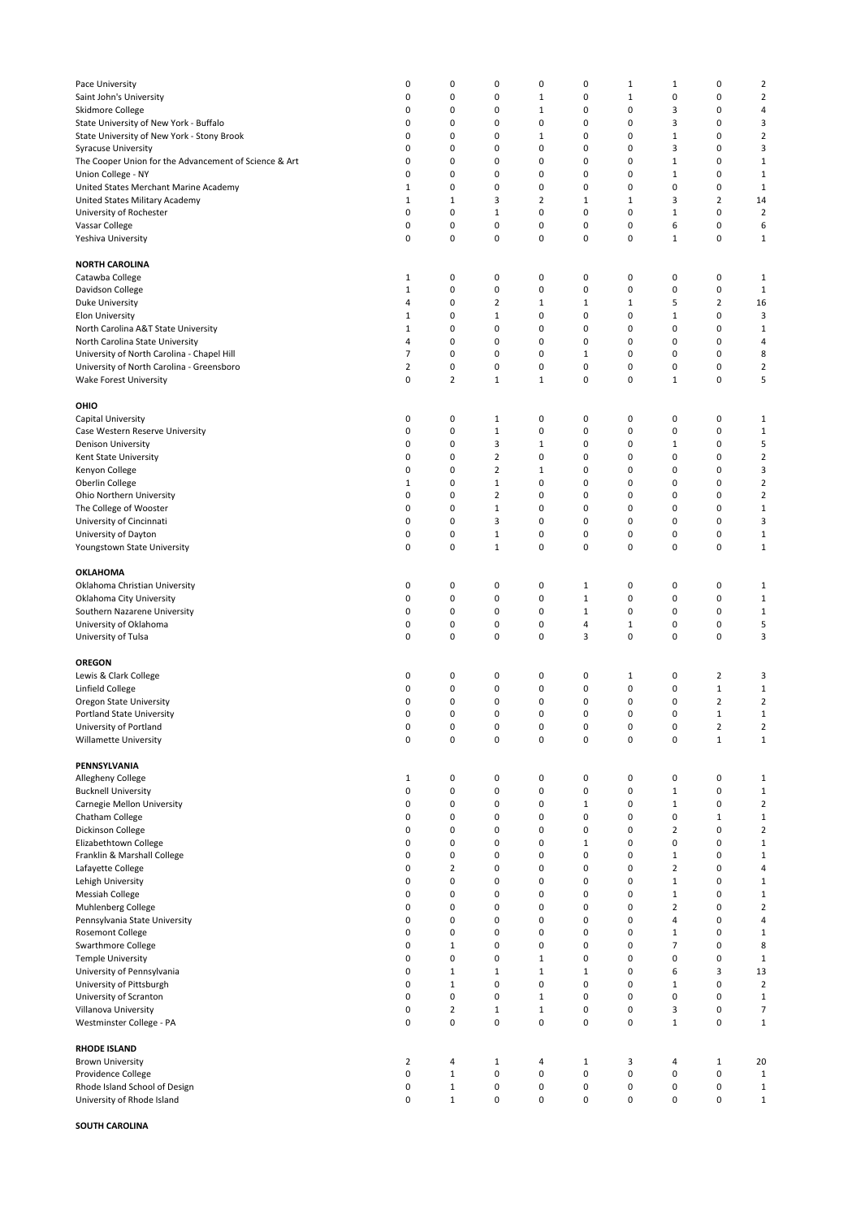| | | | | | | | | | |
|---|---|---|---|---|---|---|---|---|---|
| Pace University | 0 | 0 | 0 | 0 | 0 | 1 | 1 | 0 | 2 |
| Saint John's University | 0 | 0 | 0 | 1 | 0 | 1 | 0 | 0 | 2 |
| Skidmore College | 0 | 0 | 0 | 1 | 0 | 0 | 3 | 0 | 4 |
| State University of New York - Buffalo | 0 | 0 | 0 | 0 | 0 | 0 | 3 | 0 | 3 |
| State University of New York - Stony Brook | 0 | 0 | 0 | 1 | 0 | 0 | 1 | 0 | 2 |
| Syracuse University | 0 | 0 | 0 | 0 | 0 | 0 | 3 | 0 | 3 |
| The Cooper Union for the Advancement of Science & Art | 0 | 0 | 0 | 0 | 0 | 0 | 1 | 0 | 1 |
| Union College - NY | 0 | 0 | 0 | 0 | 0 | 0 | 1 | 0 | 1 |
| United States Merchant Marine Academy | 1 | 0 | 0 | 0 | 0 | 0 | 0 | 0 | 1 |
| United States Military Academy | 1 | 1 | 3 | 2 | 1 | 1 | 3 | 2 | 14 |
| University of Rochester | 0 | 0 | 1 | 0 | 0 | 0 | 1 | 0 | 2 |
| Vassar College | 0 | 0 | 0 | 0 | 0 | 0 | 6 | 0 | 6 |
| Yeshiva University | 0 | 0 | 0 | 0 | 0 | 0 | 1 | 0 | 1 |
| | | | | | | | | | |
| **NORTH CAROLINA** | | | | | | | | | |
| Catawba College | 1 | 0 | 0 | 0 | 0 | 0 | 0 | 0 | 1 |
| Davidson College | 1 | 0 | 0 | 0 | 0 | 0 | 0 | 0 | 1 |
| Duke University | 4 | 0 | 2 | 1 | 1 | 1 | 5 | 2 | 16 |
| Elon University | 1 | 0 | 1 | 0 | 0 | 0 | 1 | 0 | 3 |
| North Carolina A&T State University | 1 | 0 | 0 | 0 | 0 | 0 | 0 | 0 | 1 |
| North Carolina State University | 4 | 0 | 0 | 0 | 0 | 0 | 0 | 0 | 4 |
| University of North Carolina - Chapel Hill | 7 | 0 | 0 | 0 | 1 | 0 | 0 | 0 | 8 |
| University of North Carolina - Greensboro | 2 | 0 | 0 | 0 | 0 | 0 | 0 | 0 | 2 |
| Wake Forest University | 0 | 2 | 1 | 1 | 0 | 0 | 1 | 0 | 5 |
| | | | | | | | | | |
| **OHIO** | | | | | | | | | |
| Capital University | 0 | 0 | 1 | 0 | 0 | 0 | 0 | 0 | 1 |
| Case Western Reserve University | 0 | 0 | 1 | 0 | 0 | 0 | 0 | 0 | 1 |
| Denison University | 0 | 0 | 3 | 1 | 0 | 0 | 1 | 0 | 5 |
| Kent State University | 0 | 0 | 2 | 0 | 0 | 0 | 0 | 0 | 2 |
| Kenyon College | 0 | 0 | 2 | 1 | 0 | 0 | 0 | 0 | 3 |
| Oberlin College | 1 | 0 | 1 | 0 | 0 | 0 | 0 | 0 | 2 |
| Ohio Northern University | 0 | 0 | 2 | 0 | 0 | 0 | 0 | 0 | 2 |
| The College of Wooster | 0 | 0 | 1 | 0 | 0 | 0 | 0 | 0 | 1 |
| University of Cincinnati | 0 | 0 | 3 | 0 | 0 | 0 | 0 | 0 | 3 |
| University of Dayton | 0 | 0 | 1 | 0 | 0 | 0 | 0 | 0 | 1 |
| Youngstown State University | 0 | 0 | 1 | 0 | 0 | 0 | 0 | 0 | 1 |
| | | | | | | | | | |
| **OKLAHOMA** | | | | | | | | | |
| Oklahoma Christian University | 0 | 0 | 0 | 0 | 1 | 0 | 0 | 0 | 1 |
| Oklahoma City University | 0 | 0 | 0 | 0 | 1 | 0 | 0 | 0 | 1 |
| Southern Nazarene University | 0 | 0 | 0 | 0 | 1 | 0 | 0 | 0 | 1 |
| University of Oklahoma | 0 | 0 | 0 | 0 | 4 | 1 | 0 | 0 | 5 |
| University of Tulsa | 0 | 0 | 0 | 0 | 3 | 0 | 0 | 0 | 3 |
| | | | | | | | | | |
| **OREGON** | | | | | | | | | |
| Lewis & Clark College | 0 | 0 | 0 | 0 | 0 | 1 | 0 | 2 | 3 |
| Linfield College | 0 | 0 | 0 | 0 | 0 | 0 | 0 | 1 | 1 |
| Oregon State University | 0 | 0 | 0 | 0 | 0 | 0 | 0 | 2 | 2 |
| Portland State University | 0 | 0 | 0 | 0 | 0 | 0 | 0 | 1 | 1 |
| University of Portland | 0 | 0 | 0 | 0 | 0 | 0 | 0 | 2 | 2 |
| Willamette University | 0 | 0 | 0 | 0 | 0 | 0 | 0 | 1 | 1 |
| | | | | | | | | | |
| **PENNSYLVANIA** | | | | | | | | | |
| Allegheny College | 1 | 0 | 0 | 0 | 0 | 0 | 0 | 0 | 1 |
| Bucknell University | 0 | 0 | 0 | 0 | 0 | 0 | 1 | 0 | 1 |
| Carnegie Mellon University | 0 | 0 | 0 | 0 | 1 | 0 | 1 | 0 | 2 |
| Chatham College | 0 | 0 | 0 | 0 | 0 | 0 | 0 | 1 | 1 |
| Dickinson College | 0 | 0 | 0 | 0 | 0 | 0 | 2 | 0 | 2 |
| Elizabethtown College | 0 | 0 | 0 | 0 | 1 | 0 | 0 | 0 | 1 |
| Franklin & Marshall College | 0 | 0 | 0 | 0 | 0 | 0 | 1 | 0 | 1 |
| Lafayette College | 0 | 2 | 0 | 0 | 0 | 0 | 2 | 0 | 4 |
| Lehigh University | 0 | 0 | 0 | 0 | 0 | 0 | 1 | 0 | 1 |
| Messiah College | 0 | 0 | 0 | 0 | 0 | 0 | 1 | 0 | 1 |
| Muhlenberg College | 0 | 0 | 0 | 0 | 0 | 0 | 2 | 0 | 2 |
| Pennsylvania State University | 0 | 0 | 0 | 0 | 0 | 0 | 4 | 0 | 4 |
| Rosemont College | 0 | 0 | 0 | 0 | 0 | 0 | 1 | 0 | 1 |
| Swarthmore College | 0 | 1 | 0 | 0 | 0 | 0 | 7 | 0 | 8 |
| Temple University | 0 | 0 | 0 | 1 | 0 | 0 | 0 | 0 | 1 |
| University of Pennsylvania | 0 | 1 | 1 | 1 | 1 | 0 | 6 | 3 | 13 |
| University of Pittsburgh | 0 | 1 | 0 | 0 | 0 | 0 | 1 | 0 | 2 |
| University of Scranton | 0 | 0 | 0 | 1 | 0 | 0 | 0 | 0 | 1 |
| Villanova University | 0 | 2 | 1 | 1 | 0 | 0 | 3 | 0 | 7 |
| Westminster College - PA | 0 | 0 | 0 | 0 | 0 | 0 | 1 | 0 | 1 |
| | | | | | | | | | |
| **RHODE ISLAND** | | | | | | | | | |
| Brown University | 2 | 4 | 1 | 4 | 1 | 3 | 4 | 1 | 20 |
| Providence College | 0 | 1 | 0 | 0 | 0 | 0 | 0 | 0 | 1 |
| Rhode Island School of Design | 0 | 1 | 0 | 0 | 0 | 0 | 0 | 0 | 1 |
| University of Rhode Island | 0 | 1 | 0 | 0 | 0 | 0 | 0 | 0 | 1 |
| | | | | | | | | | |
| **SOUTH CAROLINA** | | | | | | | | | |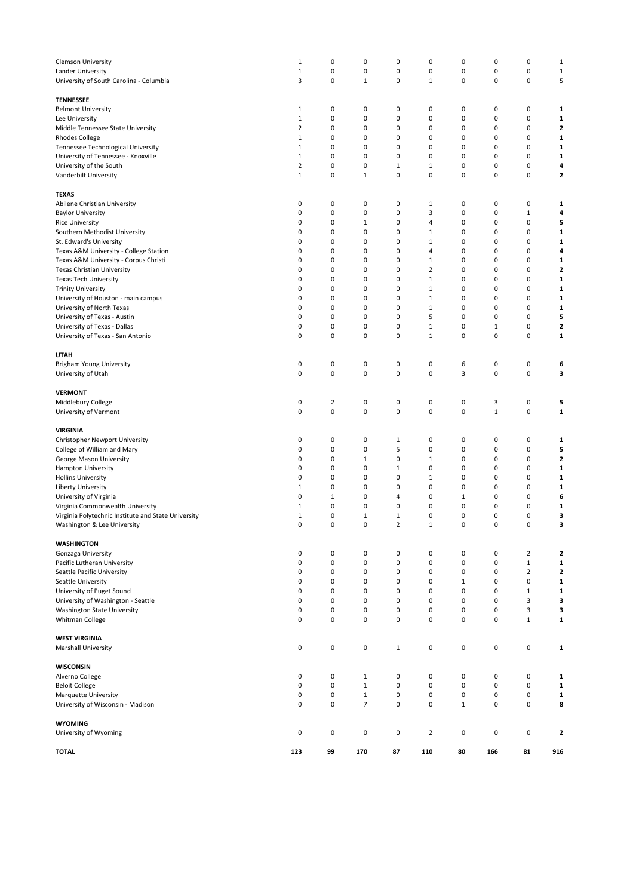| | | | | | | | | | |
|---|---|---|---|---|---|---|---|---|---|
| Clemson University | 1 | 0 | 0 | 0 | 0 | 0 | 0 | 0 | 1 |
| Lander University | 1 | 0 | 0 | 0 | 0 | 0 | 0 | 0 | 1 |
| University of South Carolina - Columbia | 3 | 0 | 1 | 0 | 1 | 0 | 0 | 0 | 5 |
| **TENNESSEE** | | | | | | | | | |
| Belmont University | 1 | 0 | 0 | 0 | 0 | 0 | 0 | 0 | **1** |
| Lee University | 1 | 0 | 0 | 0 | 0 | 0 | 0 | 0 | **1** |
| Middle Tennessee State University | 2 | 0 | 0 | 0 | 0 | 0 | 0 | 0 | **2** |
| Rhodes College | 1 | 0 | 0 | 0 | 0 | 0 | 0 | 0 | **1** |
| Tennessee Technological University | 1 | 0 | 0 | 0 | 0 | 0 | 0 | 0 | **1** |
| University of Tennessee - Knoxville | 1 | 0 | 0 | 0 | 0 | 0 | 0 | 0 | **1** |
| University of the South | 2 | 0 | 0 | 1 | 1 | 0 | 0 | 0 | **4** |
| Vanderbilt University | 1 | 0 | 1 | 0 | 0 | 0 | 0 | 0 | **2** |
| **TEXAS** | | | | | | | | | |
| Abilene Christian University | 0 | 0 | 0 | 0 | 1 | 0 | 0 | 0 | **1** |
| Baylor University | 0 | 0 | 0 | 0 | 3 | 0 | 0 | 1 | **4** |
| Rice University | 0 | 0 | 1 | 0 | 4 | 0 | 0 | 0 | **5** |
| Southern Methodist University | 0 | 0 | 0 | 0 | 1 | 0 | 0 | 0 | **1** |
| St. Edward's University | 0 | 0 | 0 | 0 | 1 | 0 | 0 | 0 | **1** |
| Texas A&M University - College Station | 0 | 0 | 0 | 0 | 4 | 0 | 0 | 0 | **4** |
| Texas A&M University - Corpus Christi | 0 | 0 | 0 | 0 | 1 | 0 | 0 | 0 | **1** |
| Texas Christian University | 0 | 0 | 0 | 0 | 2 | 0 | 0 | 0 | **2** |
| Texas Tech University | 0 | 0 | 0 | 0 | 1 | 0 | 0 | 0 | **1** |
| Trinity University | 0 | 0 | 0 | 0 | 1 | 0 | 0 | 0 | **1** |
| University of Houston - main campus | 0 | 0 | 0 | 0 | 1 | 0 | 0 | 0 | **1** |
| University of North Texas | 0 | 0 | 0 | 0 | 1 | 0 | 0 | 0 | **1** |
| University of Texas - Austin | 0 | 0 | 0 | 0 | 5 | 0 | 0 | 0 | **5** |
| University of Texas - Dallas | 0 | 0 | 0 | 0 | 1 | 0 | 1 | 0 | **2** |
| University of Texas - San Antonio | 0 | 0 | 0 | 0 | 1 | 0 | 0 | 0 | **1** |
| **UTAH** | | | | | | | | | |
| Brigham Young University | 0 | 0 | 0 | 0 | 0 | 6 | 0 | 0 | **6** |
| University of Utah | 0 | 0 | 0 | 0 | 0 | 3 | 0 | 0 | **3** |
| **VERMONT** | | | | | | | | | |
| Middlebury College | 0 | 2 | 0 | 0 | 0 | 0 | 3 | 0 | **5** |
| University of Vermont | 0 | 0 | 0 | 0 | 0 | 0 | 1 | 0 | **1** |
| **VIRGINIA** | | | | | | | | | |
| Christopher Newport University | 0 | 0 | 0 | 1 | 0 | 0 | 0 | 0 | **1** |
| College of William and Mary | 0 | 0 | 0 | 5 | 0 | 0 | 0 | 0 | **5** |
| George Mason University | 0 | 0 | 1 | 0 | 1 | 0 | 0 | 0 | **2** |
| Hampton University | 0 | 0 | 0 | 1 | 0 | 0 | 0 | 0 | **1** |
| Hollins University | 0 | 0 | 0 | 0 | 1 | 0 | 0 | 0 | **1** |
| Liberty University | 1 | 0 | 0 | 0 | 0 | 0 | 0 | 0 | **1** |
| University of Virginia | 0 | 1 | 0 | 4 | 0 | 1 | 0 | 0 | **6** |
| Virginia Commonwealth University | 1 | 0 | 0 | 0 | 0 | 0 | 0 | 0 | **1** |
| Virginia Polytechnic Institute and State University | 1 | 0 | 1 | 1 | 0 | 0 | 0 | 0 | **3** |
| Washington & Lee University | 0 | 0 | 0 | 2 | 1 | 0 | 0 | 0 | **3** |
| **WASHINGTON** | | | | | | | | | |
| Gonzaga University | 0 | 0 | 0 | 0 | 0 | 0 | 0 | 2 | **2** |
| Pacific Lutheran University | 0 | 0 | 0 | 0 | 0 | 0 | 0 | 1 | **1** |
| Seattle Pacific University | 0 | 0 | 0 | 0 | 0 | 0 | 0 | 2 | **2** |
| Seattle University | 0 | 0 | 0 | 0 | 0 | 1 | 0 | 0 | **1** |
| University of Puget Sound | 0 | 0 | 0 | 0 | 0 | 0 | 0 | 1 | **1** |
| University of Washington - Seattle | 0 | 0 | 0 | 0 | 0 | 0 | 0 | 3 | **3** |
| Washington State University | 0 | 0 | 0 | 0 | 0 | 0 | 0 | 3 | **3** |
| Whitman College | 0 | 0 | 0 | 0 | 0 | 0 | 0 | 1 | **1** |
| **WEST VIRGINIA** | | | | | | | | | |
| Marshall University | 0 | 0 | 0 | 1 | 0 | 0 | 0 | 0 | **1** |
| **WISCONSIN** | | | | | | | | | |
| Alverno College | 0 | 0 | 1 | 0 | 0 | 0 | 0 | 0 | **1** |
| Beloit College | 0 | 0 | 1 | 0 | 0 | 0 | 0 | 0 | **1** |
| Marquette University | 0 | 0 | 1 | 0 | 0 | 0 | 0 | 0 | **1** |
| University of Wisconsin - Madison | 0 | 0 | 7 | 0 | 0 | 1 | 0 | 0 | **8** |
| **WYOMING** | | | | | | | | | |
| University of Wyoming | 0 | 0 | 0 | 0 | 2 | 0 | 0 | 0 | **2** |
| **TOTAL** | **123** | **99** | **170** | **87** | **110** | **80** | **166** | **81** | **916** |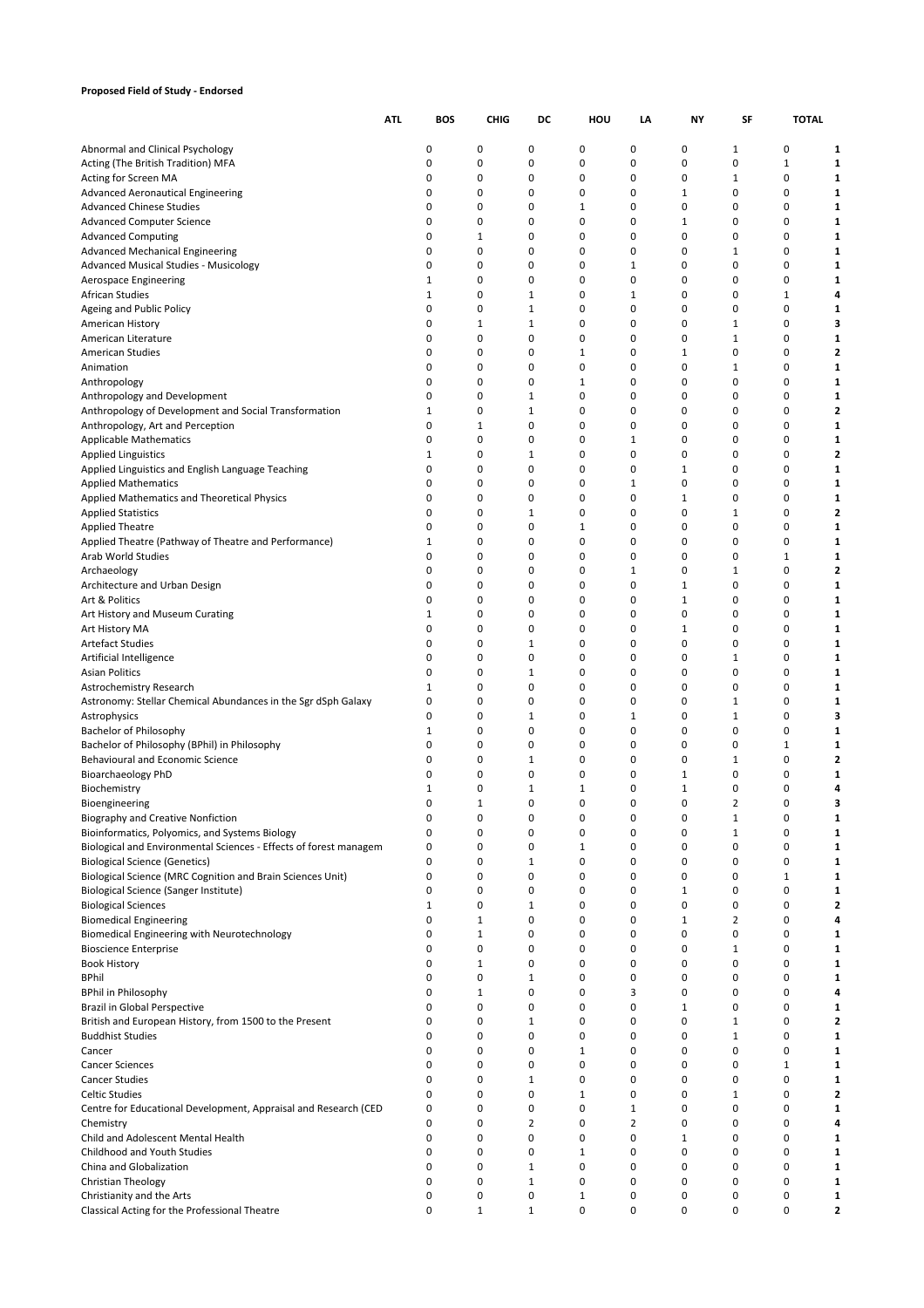**Proposed Field of Study - Endorsed**

| | ATL | BOS | CHIG | DC | HOU | LA | NY | SF | TOTAL |
|---|---|---|---|---|---|---|---|---|---|
| Abnormal and Clinical Psychology | 0 | 0 | 0 | 0 | 0 | 0 | 1 | 0 | **1** |
| Acting (The British Tradition) MFA | 0 | 0 | 0 | 0 | 0 | 0 | 0 | 1 | **1** |
| Acting for Screen MA | 0 | 0 | 0 | 0 | 0 | 0 | 1 | 0 | **1** |
| Advanced Aeronautical Engineering | 0 | 0 | 0 | 0 | 0 | 1 | 0 | 0 | **1** |
| Advanced Chinese Studies | 0 | 0 | 0 | 1 | 0 | 0 | 0 | 0 | **1** |
| Advanced Computer Science | 0 | 0 | 0 | 0 | 0 | 1 | 0 | 0 | **1** |
| Advanced Computing | 0 | 1 | 0 | 0 | 0 | 0 | 0 | 0 | **1** |
| Advanced Mechanical Engineering | 0 | 0 | 0 | 0 | 0 | 0 | 1 | 0 | **1** |
| Advanced Musical Studies - Musicology | 0 | 0 | 0 | 0 | 1 | 0 | 0 | 0 | **1** |
| Aerospace Engineering | 1 | 0 | 0 | 0 | 0 | 0 | 0 | 0 | **1** |
| African Studies | 1 | 0 | 1 | 0 | 1 | 0 | 0 | 1 | **4** |
| Ageing and Public Policy | 0 | 0 | 1 | 0 | 0 | 0 | 0 | 0 | **1** |
| American History | 0 | 1 | 1 | 0 | 0 | 0 | 1 | 0 | **3** |
| American Literature | 0 | 0 | 0 | 0 | 0 | 0 | 1 | 0 | **1** |
| American Studies | 0 | 0 | 0 | 1 | 0 | 1 | 0 | 0 | **2** |
| Animation | 0 | 0 | 0 | 0 | 0 | 0 | 1 | 0 | **1** |
| Anthropology | 0 | 0 | 0 | 1 | 0 | 0 | 0 | 0 | **1** |
| Anthropology and Development | 0 | 0 | 1 | 0 | 0 | 0 | 0 | 0 | **1** |
| Anthropology of Development and Social Transformation | 1 | 0 | 1 | 0 | 0 | 0 | 0 | 0 | **2** |
| Anthropology, Art and Perception | 0 | 1 | 0 | 0 | 0 | 0 | 0 | 0 | **1** |
| Applicable Mathematics | 0 | 0 | 0 | 0 | 1 | 0 | 0 | 0 | **1** |
| Applied Linguistics | 1 | 0 | 1 | 0 | 0 | 0 | 0 | 0 | **2** |
| Applied Linguistics and English Language Teaching | 0 | 0 | 0 | 0 | 0 | 1 | 0 | 0 | **1** |
| Applied Mathematics | 0 | 0 | 0 | 0 | 1 | 0 | 0 | 0 | **1** |
| Applied Mathematics and Theoretical Physics | 0 | 0 | 0 | 0 | 0 | 1 | 0 | 0 | **1** |
| Applied Statistics | 0 | 0 | 1 | 0 | 0 | 0 | 1 | 0 | **2** |
| Applied Theatre | 0 | 0 | 0 | 1 | 0 | 0 | 0 | 0 | **1** |
| Applied Theatre (Pathway of Theatre and Performance) | 1 | 0 | 0 | 0 | 0 | 0 | 0 | 0 | **1** |
| Arab World Studies | 0 | 0 | 0 | 0 | 0 | 0 | 0 | 1 | **1** |
| Archaeology | 0 | 0 | 0 | 0 | 1 | 0 | 1 | 0 | **2** |
| Architecture and Urban Design | 0 | 0 | 0 | 0 | 0 | 1 | 0 | 0 | **1** |
| Art & Politics | 0 | 0 | 0 | 0 | 0 | 1 | 0 | 0 | **1** |
| Art History and Museum Curating | 1 | 0 | 0 | 0 | 0 | 0 | 0 | 0 | **1** |
| Art History MA | 0 | 0 | 0 | 0 | 0 | 1 | 0 | 0 | **1** |
| Artefact Studies | 0 | 0 | 1 | 0 | 0 | 0 | 0 | 0 | **1** |
| Artificial Intelligence | 0 | 0 | 0 | 0 | 0 | 0 | 1 | 0 | **1** |
| Asian Politics | 0 | 0 | 1 | 0 | 0 | 0 | 0 | 0 | **1** |
| Astrochemistry Research | 1 | 0 | 0 | 0 | 0 | 0 | 0 | 0 | **1** |
| Astronomy: Stellar Chemical Abundances in the Sgr dSph Galaxy | 0 | 0 | 0 | 0 | 0 | 0 | 1 | 0 | **1** |
| Astrophysics | 0 | 0 | 1 | 0 | 1 | 0 | 1 | 0 | **3** |
| Bachelor of Philosophy | 1 | 0 | 0 | 0 | 0 | 0 | 0 | 0 | **1** |
| Bachelor of Philosophy (BPhil) in Philosophy | 0 | 0 | 0 | 0 | 0 | 0 | 0 | 1 | **1** |
| Behavioural and Economic Science | 0 | 0 | 1 | 0 | 0 | 0 | 1 | 0 | **2** |
| Bioarchaeology PhD | 0 | 0 | 0 | 0 | 0 | 1 | 0 | 0 | **1** |
| Biochemistry | 1 | 0 | 1 | 1 | 0 | 1 | 0 | 0 | **4** |
| Bioengineering | 0 | 1 | 0 | 0 | 0 | 0 | 2 | 0 | **3** |
| Biography and Creative Nonfiction | 0 | 0 | 0 | 0 | 0 | 0 | 1 | 0 | **1** |
| Bioinformatics, Polyomics, and Systems Biology | 0 | 0 | 0 | 0 | 0 | 0 | 1 | 0 | **1** |
| Biological and Environmental Sciences - Effects of forest managem | 0 | 0 | 0 | 1 | 0 | 0 | 0 | 0 | **1** |
| Biological Science (Genetics) | 0 | 0 | 1 | 0 | 0 | 0 | 0 | 0 | **1** |
| Biological Science (MRC Cognition and Brain Sciences Unit) | 0 | 0 | 0 | 0 | 0 | 0 | 0 | 1 | **1** |
| Biological Science (Sanger Institute) | 0 | 0 | 0 | 0 | 0 | 1 | 0 | 0 | **1** |
| Biological Sciences | 1 | 0 | 1 | 0 | 0 | 0 | 0 | 0 | **2** |
| Biomedical Engineering | 0 | 1 | 0 | 0 | 0 | 1 | 2 | 0 | **4** |
| Biomedical Engineering with Neurotechnology | 0 | 1 | 0 | 0 | 0 | 0 | 0 | 0 | **1** |
| Bioscience Enterprise | 0 | 0 | 0 | 0 | 0 | 0 | 1 | 0 | **1** |
| Book History | 0 | 1 | 0 | 0 | 0 | 0 | 0 | 0 | **1** |
| BPhil | 0 | 0 | 1 | 0 | 0 | 0 | 0 | 0 | **1** |
| BPhil in Philosophy | 0 | 1 | 0 | 0 | 3 | 0 | 0 | 0 | **4** |
| Brazil in Global Perspective | 0 | 0 | 0 | 0 | 0 | 1 | 0 | 0 | **1** |
| British and European History, from 1500 to the Present | 0 | 0 | 1 | 0 | 0 | 0 | 1 | 0 | **2** |
| Buddhist Studies | 0 | 0 | 0 | 0 | 0 | 0 | 1 | 0 | **1** |
| Cancer | 0 | 0 | 0 | 1 | 0 | 0 | 0 | 0 | **1** |
| Cancer Sciences | 0 | 0 | 0 | 0 | 0 | 0 | 0 | 1 | **1** |
| Cancer Studies | 0 | 0 | 1 | 0 | 0 | 0 | 0 | 0 | **1** |
| Celtic Studies | 0 | 0 | 0 | 1 | 0 | 0 | 1 | 0 | **2** |
| Centre for Educational Development, Appraisal and Research (CED | 0 | 0 | 0 | 0 | 1 | 0 | 0 | 0 | **1** |
| Chemistry | 0 | 0 | 2 | 0 | 2 | 0 | 0 | 0 | **4** |
| Child and Adolescent Mental Health | 0 | 0 | 0 | 0 | 0 | 1 | 0 | 0 | **1** |
| Childhood and Youth Studies | 0 | 0 | 0 | 1 | 0 | 0 | 0 | 0 | **1** |
| China and Globalization | 0 | 0 | 1 | 0 | 0 | 0 | 0 | 0 | **1** |
| Christian Theology | 0 | 0 | 1 | 0 | 0 | 0 | 0 | 0 | **1** |
| Christianity and the Arts | 0 | 0 | 0 | 1 | 0 | 0 | 0 | 0 | **1** |
| Classical Acting for the Professional Theatre | 0 | 1 | 1 | 0 | 0 | 0 | 0 | 0 | **2** |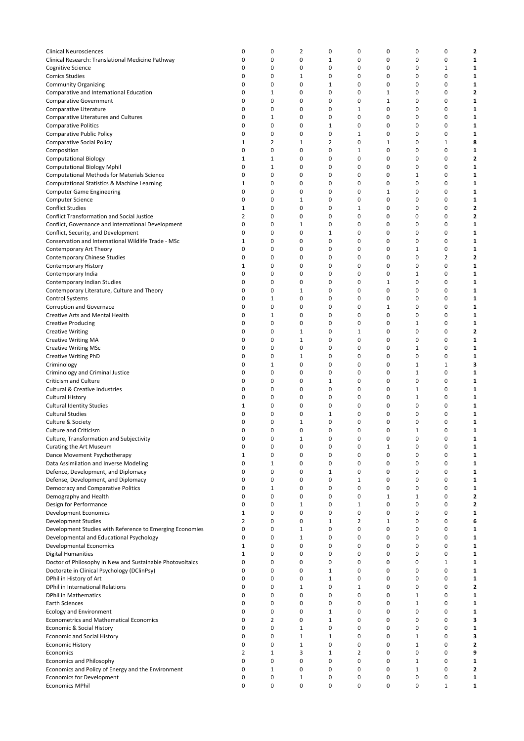| | | | | | | | | | |
|---|---|---|---|---|---|---|---|---|---|
| Clinical Neurosciences | 0 | 0 | 2 | 0 | 0 | 0 | 0 | 0 | **2** |
| Clinical Research: Translational Medicine Pathway | 0 | 0 | 0 | 1 | 0 | 0 | 0 | 0 | **1** |
| Cognitive Science | 0 | 0 | 0 | 0 | 0 | 0 | 0 | 1 | **1** |
| Comics Studies | 0 | 0 | 1 | 0 | 0 | 0 | 0 | 0 | **1** |
| Community Organizing | 0 | 0 | 0 | 1 | 0 | 0 | 0 | 0 | **1** |
| Comparative and International Education | 0 | 1 | 0 | 0 | 0 | 1 | 0 | 0 | **2** |
| Comparative Government | 0 | 0 | 0 | 0 | 0 | 1 | 0 | 0 | **1** |
| Comparative Literature | 0 | 0 | 0 | 0 | 1 | 0 | 0 | 0 | **1** |
| Comparative Literatures and Cultures | 0 | 1 | 0 | 0 | 0 | 0 | 0 | 0 | **1** |
| Comparative Politics | 0 | 0 | 0 | 1 | 0 | 0 | 0 | 0 | **1** |
| Comparative Public Policy | 0 | 0 | 0 | 0 | 1 | 0 | 0 | 0 | **1** |
| Comparative Social Policy | 1 | 2 | 1 | 2 | 0 | 1 | 0 | 1 | **8** |
| Composition | 0 | 0 | 0 | 0 | 1 | 0 | 0 | 0 | **1** |
| Computational Biology | 1 | 1 | 0 | 0 | 0 | 0 | 0 | 0 | **2** |
| Computational Biology Mphil | 0 | 1 | 0 | 0 | 0 | 0 | 0 | 0 | **1** |
| Computational Methods for Materials Science | 0 | 0 | 0 | 0 | 0 | 0 | 1 | 0 | **1** |
| Computational Statistics & Machine Learning | 1 | 0 | 0 | 0 | 0 | 0 | 0 | 0 | **1** |
| Computer Game Engineering | 0 | 0 | 0 | 0 | 0 | 1 | 0 | 0 | **1** |
| Computer Science | 0 | 0 | 1 | 0 | 0 | 0 | 0 | 0 | **1** |
| Conflict Studies | 1 | 0 | 0 | 0 | 1 | 0 | 0 | 0 | **2** |
| Conflict Transformation and Social Justice | 2 | 0 | 0 | 0 | 0 | 0 | 0 | 0 | **2** |
| Conflict, Governance and International Development | 0 | 0 | 1 | 0 | 0 | 0 | 0 | 0 | **1** |
| Conflict, Security, and Development | 0 | 0 | 0 | 1 | 0 | 0 | 0 | 0 | **1** |
| Conservation and International Wildlife Trade - MSc | 1 | 0 | 0 | 0 | 0 | 0 | 0 | 0 | **1** |
| Contemporary Art Theory | 0 | 0 | 0 | 0 | 0 | 0 | 1 | 0 | **1** |
| Contemporary Chinese Studies | 0 | 0 | 0 | 0 | 0 | 0 | 0 | 2 | **2** |
| Contemporary History | 1 | 0 | 0 | 0 | 0 | 0 | 0 | 0 | **1** |
| Contemporary India | 0 | 0 | 0 | 0 | 0 | 0 | 1 | 0 | **1** |
| Contemporary Indian Studies | 0 | 0 | 0 | 0 | 0 | 1 | 0 | 0 | **1** |
| Contemporary Literature, Culture and Theory | 0 | 0 | 1 | 0 | 0 | 0 | 0 | 0 | **1** |
| Control Systems | 0 | 1 | 0 | 0 | 0 | 0 | 0 | 0 | **1** |
| Corruption and Governace | 0 | 0 | 0 | 0 | 0 | 1 | 0 | 0 | **1** |
| Creative Arts and Mental Health | 0 | 1 | 0 | 0 | 0 | 0 | 0 | 0 | **1** |
| Creative Producing | 0 | 0 | 0 | 0 | 0 | 0 | 1 | 0 | **1** |
| Creative Writing | 0 | 0 | 1 | 0 | 1 | 0 | 0 | 0 | **2** |
| Creative Writing MA | 0 | 0 | 1 | 0 | 0 | 0 | 0 | 0 | **1** |
| Creative Writing MSc | 0 | 0 | 0 | 0 | 0 | 0 | 1 | 0 | **1** |
| Creative Writing PhD | 0 | 0 | 1 | 0 | 0 | 0 | 0 | 0 | **1** |
| Criminology | 0 | 1 | 0 | 0 | 0 | 0 | 1 | 1 | **3** |
| Criminology and Criminal Justice | 0 | 0 | 0 | 0 | 0 | 0 | 1 | 0 | **1** |
| Criticism and Culture | 0 | 0 | 0 | 1 | 0 | 0 | 0 | 0 | **1** |
| Cultural & Creative Industries | 0 | 0 | 0 | 0 | 0 | 0 | 1 | 0 | **1** |
| Cultural History | 0 | 0 | 0 | 0 | 0 | 0 | 1 | 0 | **1** |
| Cultural Identity Studies | 1 | 0 | 0 | 0 | 0 | 0 | 0 | 0 | **1** |
| Cultural Studies | 0 | 0 | 0 | 1 | 0 | 0 | 0 | 0 | **1** |
| Culture & Society | 0 | 0 | 1 | 0 | 0 | 0 | 0 | 0 | **1** |
| Culture and Criticism | 0 | 0 | 0 | 0 | 0 | 0 | 1 | 0 | **1** |
| Culture, Transformation and Subjectivity | 0 | 0 | 1 | 0 | 0 | 0 | 0 | 0 | **1** |
| Curating the Art Museum | 0 | 0 | 0 | 0 | 0 | 1 | 0 | 0 | **1** |
| Dance Movement Psychotherapy | 1 | 0 | 0 | 0 | 0 | 0 | 0 | 0 | **1** |
| Data Assimilation and Inverse Modeling | 0 | 1 | 0 | 0 | 0 | 0 | 0 | 0 | **1** |
| Defence, Development, and Diplomacy | 0 | 0 | 0 | 1 | 0 | 0 | 0 | 0 | **1** |
| Defense, Development, and Diplomacy | 0 | 0 | 0 | 0 | 1 | 0 | 0 | 0 | **1** |
| Democracy and Comparative Politics | 0 | 1 | 0 | 0 | 0 | 0 | 0 | 0 | **1** |
| Demography and Health | 0 | 0 | 0 | 0 | 0 | 1 | 1 | 0 | **2** |
| Design for Performance | 0 | 0 | 1 | 0 | 1 | 0 | 0 | 0 | **2** |
| Development Economics | 1 | 0 | 0 | 0 | 0 | 0 | 0 | 0 | **1** |
| Development Studies | 2 | 0 | 0 | 1 | 2 | 1 | 0 | 0 | **6** |
| Development Studies with Reference to Emerging Economies | 0 | 0 | 1 | 0 | 0 | 0 | 0 | 0 | **1** |
| Developmental and Educational Psychology | 0 | 0 | 1 | 0 | 0 | 0 | 0 | 0 | **1** |
| Developmental Economics | 1 | 0 | 0 | 0 | 0 | 0 | 0 | 0 | **1** |
| Digital Humanities | 1 | 0 | 0 | 0 | 0 | 0 | 0 | 0 | **1** |
| Doctor of Philosophy in New and Sustainable Photovoltaics | 0 | 0 | 0 | 0 | 0 | 0 | 0 | 1 | **1** |
| Doctorate in Clinical Psychology (DClinPsy) | 0 | 0 | 0 | 1 | 0 | 0 | 0 | 0 | **1** |
| DPhil in History of Art | 0 | 0 | 0 | 1 | 0 | 0 | 0 | 0 | **1** |
| DPhil in International Relations | 0 | 0 | 1 | 0 | 1 | 0 | 0 | 0 | **2** |
| DPhil in Mathematics | 0 | 0 | 0 | 0 | 0 | 0 | 1 | 0 | **1** |
| Earth Sciences | 0 | 0 | 0 | 0 | 0 | 0 | 1 | 0 | **1** |
| Ecology and Environment | 0 | 0 | 0 | 1 | 0 | 0 | 0 | 0 | **1** |
| Econometrics and Mathematical Economics | 0 | 2 | 0 | 1 | 0 | 0 | 0 | 0 | **3** |
| Economic & Social History | 0 | 0 | 1 | 0 | 0 | 0 | 0 | 0 | **1** |
| Economic and Social History | 0 | 0 | 1 | 1 | 0 | 0 | 1 | 0 | **3** |
| Economic History | 0 | 0 | 1 | 0 | 0 | 0 | 1 | 0 | **2** |
| Economics | 2 | 1 | 3 | 1 | 2 | 0 | 0 | 0 | **9** |
| Economics and Philosophy | 0 | 0 | 0 | 0 | 0 | 0 | 1 | 0 | **1** |
| Economics and Policy of Energy and the Environment | 0 | 1 | 0 | 0 | 0 | 0 | 1 | 0 | **2** |
| Economics for Development | 0 | 0 | 1 | 0 | 0 | 0 | 0 | 0 | **1** |
| Economics MPhil | 0 | 0 | 0 | 0 | 0 | 0 | 0 | 1 | **1** |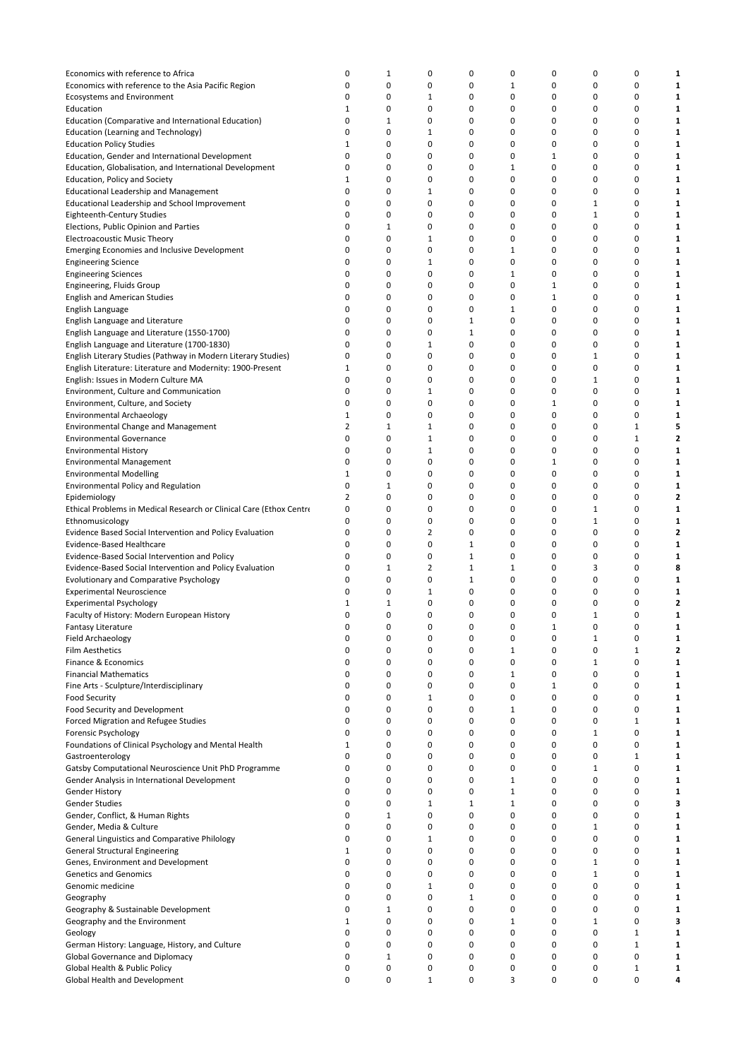| | | | | | | | | | |
|---|---|---|---|---|---|---|---|---|---|
| Economics with reference to Africa | 0 | 1 | 0 | 0 | 0 | 0 | 0 | 0 | **1** |
| Economics with reference to the Asia Pacific Region | 0 | 0 | 0 | 0 | 1 | 0 | 0 | 0 | **1** |
| Ecosystems and Environment | 0 | 0 | 1 | 0 | 0 | 0 | 0 | 0 | **1** |
| Education | 1 | 0 | 0 | 0 | 0 | 0 | 0 | 0 | **1** |
| Education (Comparative and International Education) | 0 | 1 | 0 | 0 | 0 | 0 | 0 | 0 | **1** |
| Education (Learning and Technology) | 0 | 0 | 1 | 0 | 0 | 0 | 0 | 0 | **1** |
| Education Policy Studies | 1 | 0 | 0 | 0 | 0 | 0 | 0 | 0 | **1** |
| Education, Gender and International Development | 0 | 0 | 0 | 0 | 0 | 1 | 0 | 0 | **1** |
| Education, Globalisation, and International Development | 0 | 0 | 0 | 0 | 1 | 0 | 0 | 0 | **1** |
| Education, Policy and Society | 1 | 0 | 0 | 0 | 0 | 0 | 0 | 0 | **1** |
| Educational Leadership and Management | 0 | 0 | 1 | 0 | 0 | 0 | 0 | 0 | **1** |
| Educational Leadership and School Improvement | 0 | 0 | 0 | 0 | 0 | 0 | 1 | 0 | **1** |
| Eighteenth-Century Studies | 0 | 0 | 0 | 0 | 0 | 0 | 1 | 0 | **1** |
| Elections, Public Opinion and Parties | 0 | 1 | 0 | 0 | 0 | 0 | 0 | 0 | **1** |
| Electroacoustic Music Theory | 0 | 0 | 1 | 0 | 0 | 0 | 0 | 0 | **1** |
| Emerging Economies and Inclusive Development | 0 | 0 | 0 | 0 | 1 | 0 | 0 | 0 | **1** |
| Engineering Science | 0 | 0 | 1 | 0 | 0 | 0 | 0 | 0 | **1** |
| Engineering Sciences | 0 | 0 | 0 | 0 | 1 | 0 | 0 | 0 | **1** |
| Engineering, Fluids Group | 0 | 0 | 0 | 0 | 0 | 1 | 0 | 0 | **1** |
| English and American Studies | 0 | 0 | 0 | 0 | 0 | 1 | 0 | 0 | **1** |
| English Language | 0 | 0 | 0 | 0 | 1 | 0 | 0 | 0 | **1** |
| English Language and Literature | 0 | 0 | 0 | 1 | 0 | 0 | 0 | 0 | **1** |
| English Language and Literature (1550-1700) | 0 | 0 | 0 | 1 | 0 | 0 | 0 | 0 | **1** |
| English Language and Literature (1700-1830) | 0 | 0 | 1 | 0 | 0 | 0 | 0 | 0 | **1** |
| English Literary Studies (Pathway in Modern Literary Studies) | 0 | 0 | 0 | 0 | 0 | 0 | 1 | 0 | **1** |
| English Literature: Literature and Modernity: 1900-Present | 1 | 0 | 0 | 0 | 0 | 0 | 0 | 0 | **1** |
| English: Issues in Modern Culture MA | 0 | 0 | 0 | 0 | 0 | 0 | 1 | 0 | **1** |
| Environment, Culture and Communication | 0 | 0 | 1 | 0 | 0 | 0 | 0 | 0 | **1** |
| Environment, Culture, and Society | 0 | 0 | 0 | 0 | 0 | 1 | 0 | 0 | **1** |
| Environmental Archaeology | 1 | 0 | 0 | 0 | 0 | 0 | 0 | 0 | **1** |
| Environmental Change and Management | 2 | 1 | 1 | 0 | 0 | 0 | 0 | 1 | **5** |
| Environmental Governance | 0 | 0 | 1 | 0 | 0 | 0 | 0 | 1 | **2** |
| Environmental History | 0 | 0 | 1 | 0 | 0 | 0 | 0 | 0 | **1** |
| Environmental Management | 0 | 0 | 0 | 0 | 0 | 1 | 0 | 0 | **1** |
| Environmental Modelling | 1 | 0 | 0 | 0 | 0 | 0 | 0 | 0 | **1** |
| Environmental Policy and Regulation | 0 | 1 | 0 | 0 | 0 | 0 | 0 | 0 | **1** |
| Epidemiology | 2 | 0 | 0 | 0 | 0 | 0 | 0 | 0 | **2** |
| Ethical Problems in Medical Research or Clinical Care (Ethox Centre | 0 | 0 | 0 | 0 | 0 | 0 | 1 | 0 | **1** |
| Ethnomusicology | 0 | 0 | 0 | 0 | 0 | 0 | 1 | 0 | **1** |
| Evidence Based Social Intervention and Policy Evaluation | 0 | 0 | 2 | 0 | 0 | 0 | 0 | 0 | **2** |
| Evidence-Based Healthcare | 0 | 0 | 0 | 1 | 0 | 0 | 0 | 0 | **1** |
| Evidence-Based Social Intervention and Policy | 0 | 0 | 0 | 1 | 0 | 0 | 0 | 0 | **1** |
| Evidence-Based Social Intervention and Policy Evaluation | 0 | 1 | 2 | 1 | 1 | 0 | 3 | 0 | **8** |
| Evolutionary and Comparative Psychology | 0 | 0 | 0 | 1 | 0 | 0 | 0 | 0 | **1** |
| Experimental Neuroscience | 0 | 0 | 1 | 0 | 0 | 0 | 0 | 0 | **1** |
| Experimental Psychology | 1 | 1 | 0 | 0 | 0 | 0 | 0 | 0 | **2** |
| Faculty of History: Modern European History | 0 | 0 | 0 | 0 | 0 | 0 | 1 | 0 | **1** |
| Fantasy Literature | 0 | 0 | 0 | 0 | 0 | 1 | 0 | 0 | **1** |
| Field Archaeology | 0 | 0 | 0 | 0 | 0 | 0 | 1 | 0 | **1** |
| Film Aesthetics | 0 | 0 | 0 | 0 | 1 | 0 | 0 | 1 | **2** |
| Finance & Economics | 0 | 0 | 0 | 0 | 0 | 0 | 1 | 0 | **1** |
| Financial Mathematics | 0 | 0 | 0 | 0 | 1 | 0 | 0 | 0 | **1** |
| Fine Arts - Sculpture/Interdisciplinary | 0 | 0 | 0 | 0 | 0 | 1 | 0 | 0 | **1** |
| Food Security | 0 | 0 | 1 | 0 | 0 | 0 | 0 | 0 | **1** |
| Food Security and Development | 0 | 0 | 0 | 0 | 1 | 0 | 0 | 0 | **1** |
| Forced Migration and Refugee Studies | 0 | 0 | 0 | 0 | 0 | 0 | 0 | 1 | **1** |
| Forensic Psychology | 0 | 0 | 0 | 0 | 0 | 0 | 1 | 0 | **1** |
| Foundations of Clinical Psychology and Mental Health | 1 | 0 | 0 | 0 | 0 | 0 | 0 | 0 | **1** |
| Gastroenterology | 0 | 0 | 0 | 0 | 0 | 0 | 0 | 1 | **1** |
| Gatsby Computational Neuroscience Unit PhD Programme | 0 | 0 | 0 | 0 | 0 | 0 | 1 | 0 | **1** |
| Gender Analysis in International Development | 0 | 0 | 0 | 0 | 1 | 0 | 0 | 0 | **1** |
| Gender History | 0 | 0 | 0 | 0 | 1 | 0 | 0 | 0 | **1** |
| Gender Studies | 0 | 0 | 1 | 1 | 1 | 0 | 0 | 0 | **3** |
| Gender, Conflict, & Human Rights | 0 | 1 | 0 | 0 | 0 | 0 | 0 | 0 | **1** |
| Gender, Media & Culture | 0 | 0 | 0 | 0 | 0 | 0 | 1 | 0 | **1** |
| General Linguistics and Comparative Philology | 0 | 0 | 1 | 0 | 0 | 0 | 0 | 0 | **1** |
| General Structural Engineering | 1 | 0 | 0 | 0 | 0 | 0 | 0 | 0 | **1** |
| Genes, Environment and Development | 0 | 0 | 0 | 0 | 0 | 0 | 1 | 0 | **1** |
| Genetics and Genomics | 0 | 0 | 0 | 0 | 0 | 0 | 1 | 0 | **1** |
| Genomic medicine | 0 | 0 | 1 | 0 | 0 | 0 | 0 | 0 | **1** |
| Geography | 0 | 0 | 0 | 1 | 0 | 0 | 0 | 0 | **1** |
| Geography & Sustainable Development | 0 | 1 | 0 | 0 | 0 | 0 | 0 | 0 | **1** |
| Geography and the Environment | 1 | 0 | 0 | 0 | 1 | 0 | 1 | 0 | **3** |
| Geology | 0 | 0 | 0 | 0 | 0 | 0 | 0 | 1 | **1** |
| German History: Language, History, and Culture | 0 | 0 | 0 | 0 | 0 | 0 | 0 | 1 | **1** |
| Global Governance and Diplomacy | 0 | 1 | 0 | 0 | 0 | 0 | 0 | 0 | **1** |
| Global Health & Public Policy | 0 | 0 | 0 | 0 | 0 | 0 | 0 | 1 | **1** |
| Global Health and Development | 0 | 0 | 1 | 0 | 3 | 0 | 0 | 0 | **4** |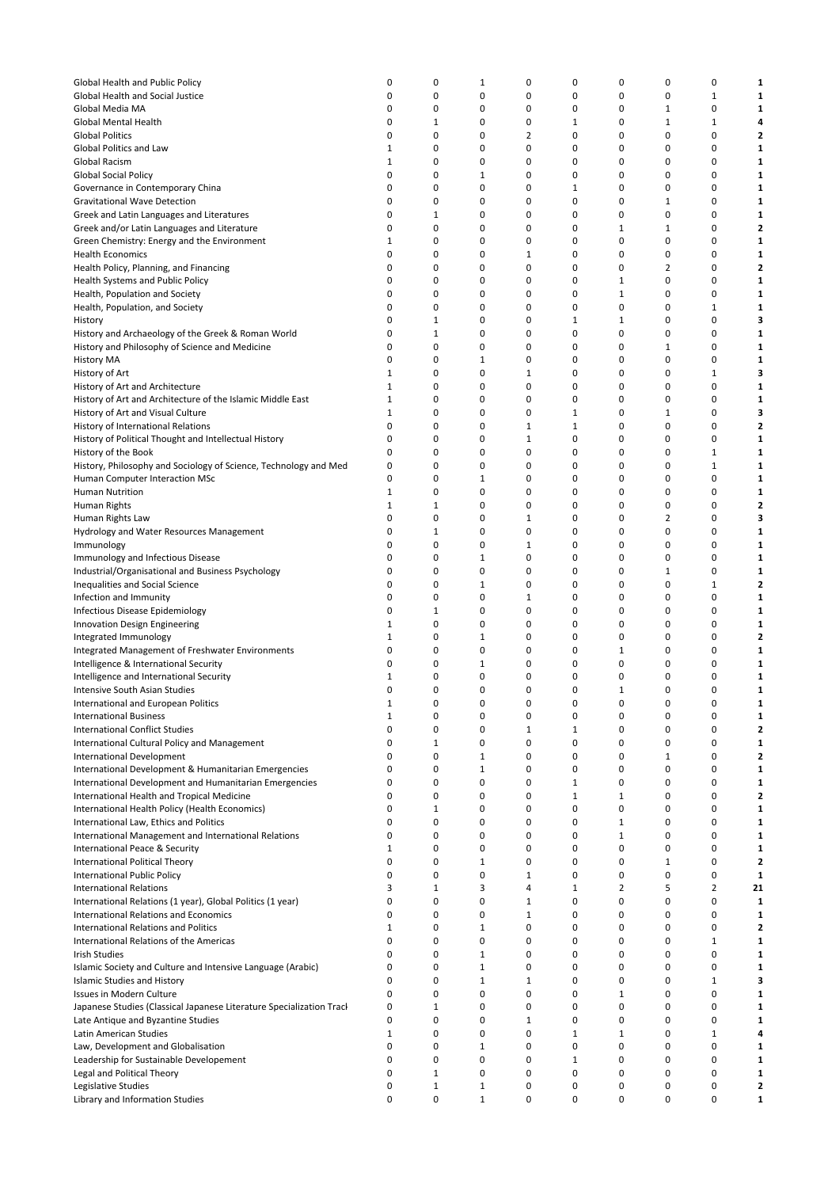| | | | | | | | | | |
|---|---|---|---|---|---|---|---|---|---|
| Global Health and Public Policy | 0 | 0 | 1 | 0 | 0 | 0 | 0 | 0 | **1** |
| Global Health and Social Justice | 0 | 0 | 0 | 0 | 0 | 0 | 0 | 1 | **1** |
| Global Media MA | 0 | 0 | 0 | 0 | 0 | 0 | 1 | 0 | **1** |
| Global Mental Health | 0 | 1 | 0 | 0 | 1 | 0 | 1 | 1 | **4** |
| Global Politics | 0 | 0 | 0 | 2 | 0 | 0 | 0 | 0 | **2** |
| Global Politics and Law | 1 | 0 | 0 | 0 | 0 | 0 | 0 | 0 | **1** |
| Global Racism | 1 | 0 | 0 | 0 | 0 | 0 | 0 | 0 | **1** |
| Global Social Policy | 0 | 0 | 1 | 0 | 0 | 0 | 0 | 0 | **1** |
| Governance in Contemporary China | 0 | 0 | 0 | 0 | 1 | 0 | 0 | 0 | **1** |
| Gravitational Wave Detection | 0 | 0 | 0 | 0 | 0 | 0 | 1 | 0 | **1** |
| Greek and Latin Languages and Literatures | 0 | 1 | 0 | 0 | 0 | 0 | 0 | 0 | **1** |
| Greek and/or Latin Languages and Literature | 0 | 0 | 0 | 0 | 0 | 1 | 1 | 0 | **2** |
| Green Chemistry: Energy and the Environment | 1 | 0 | 0 | 0 | 0 | 0 | 0 | 0 | **1** |
| Health Economics | 0 | 0 | 0 | 1 | 0 | 0 | 0 | 0 | **1** |
| Health Policy, Planning, and Financing | 0 | 0 | 0 | 0 | 0 | 0 | 2 | 0 | **2** |
| Health Systems and Public Policy | 0 | 0 | 0 | 0 | 0 | 1 | 0 | 0 | **1** |
| Health, Population and Society | 0 | 0 | 0 | 0 | 0 | 1 | 0 | 0 | **1** |
| Health, Population, and Society | 0 | 0 | 0 | 0 | 0 | 0 | 0 | 1 | **1** |
| History | 0 | 1 | 0 | 0 | 1 | 1 | 0 | 0 | **3** |
| History and Archaeology of the Greek & Roman World | 0 | 1 | 0 | 0 | 0 | 0 | 0 | 0 | **1** |
| History and Philosophy of Science and Medicine | 0 | 0 | 0 | 0 | 0 | 0 | 1 | 0 | **1** |
| History MA | 0 | 0 | 1 | 0 | 0 | 0 | 0 | 0 | **1** |
| History of Art | 1 | 0 | 0 | 1 | 0 | 0 | 0 | 1 | **3** |
| History of Art and Architecture | 1 | 0 | 0 | 0 | 0 | 0 | 0 | 0 | **1** |
| History of Art and Architecture of the Islamic Middle East | 1 | 0 | 0 | 0 | 0 | 0 | 0 | 0 | **1** |
| History of Art and Visual Culture | 1 | 0 | 0 | 0 | 1 | 0 | 1 | 0 | **3** |
| History of International Relations | 0 | 0 | 0 | 1 | 1 | 0 | 0 | 0 | **2** |
| History of Political Thought and Intellectual History | 0 | 0 | 0 | 1 | 0 | 0 | 0 | 0 | **1** |
| History of the Book | 0 | 0 | 0 | 0 | 0 | 0 | 0 | 1 | **1** |
| History, Philosophy and Sociology of Science, Technology and Med | 0 | 0 | 0 | 0 | 0 | 0 | 0 | 1 | **1** |
| Human Computer Interaction MSc | 0 | 0 | 1 | 0 | 0 | 0 | 0 | 0 | **1** |
| Human Nutrition | 1 | 0 | 0 | 0 | 0 | 0 | 0 | 0 | **1** |
| Human Rights | 1 | 1 | 0 | 0 | 0 | 0 | 0 | 0 | **2** |
| Human Rights Law | 0 | 0 | 0 | 1 | 0 | 0 | 2 | 0 | **3** |
| Hydrology and Water Resources Management | 0 | 1 | 0 | 0 | 0 | 0 | 0 | 0 | **1** |
| Immunology | 0 | 0 | 0 | 1 | 0 | 0 | 0 | 0 | **1** |
| Immunology and Infectious Disease | 0 | 0 | 1 | 0 | 0 | 0 | 0 | 0 | **1** |
| Industrial/Organisational and Business Psychology | 0 | 0 | 0 | 0 | 0 | 0 | 1 | 0 | **1** |
| Inequalities and Social Science | 0 | 0 | 1 | 0 | 0 | 0 | 0 | 1 | **2** |
| Infection and Immunity | 0 | 0 | 0 | 1 | 0 | 0 | 0 | 0 | **1** |
| Infectious Disease Epidemiology | 0 | 1 | 0 | 0 | 0 | 0 | 0 | 0 | **1** |
| Innovation Design Engineering | 1 | 0 | 0 | 0 | 0 | 0 | 0 | 0 | **1** |
| Integrated Immunology | 1 | 0 | 1 | 0 | 0 | 0 | 0 | 0 | **2** |
| Integrated Management of Freshwater Environments | 0 | 0 | 0 | 0 | 0 | 1 | 0 | 0 | **1** |
| Intelligence & International Security | 0 | 0 | 1 | 0 | 0 | 0 | 0 | 0 | **1** |
| Intelligence and International Security | 1 | 0 | 0 | 0 | 0 | 0 | 0 | 0 | **1** |
| Intensive South Asian Studies | 0 | 0 | 0 | 0 | 0 | 1 | 0 | 0 | **1** |
| International and European Politics | 1 | 0 | 0 | 0 | 0 | 0 | 0 | 0 | **1** |
| International Business | 1 | 0 | 0 | 0 | 0 | 0 | 0 | 0 | **1** |
| International Conflict Studies | 0 | 0 | 0 | 1 | 1 | 0 | 0 | 0 | **2** |
| International Cultural Policy and Management | 0 | 1 | 0 | 0 | 0 | 0 | 0 | 0 | **1** |
| International Development | 0 | 0 | 1 | 0 | 0 | 0 | 1 | 0 | **2** |
| International Development & Humanitarian Emergencies | 0 | 0 | 1 | 0 | 0 | 0 | 0 | 0 | **1** |
| International Development and Humanitarian Emergencies | 0 | 0 | 0 | 0 | 1 | 0 | 0 | 0 | **1** |
| International Health and Tropical Medicine | 0 | 0 | 0 | 0 | 1 | 1 | 0 | 0 | **2** |
| International Health Policy (Health Economics) | 0 | 1 | 0 | 0 | 0 | 0 | 0 | 0 | **1** |
| International Law, Ethics and Politics | 0 | 0 | 0 | 0 | 0 | 1 | 0 | 0 | **1** |
| International Management and International Relations | 0 | 0 | 0 | 0 | 0 | 1 | 0 | 0 | **1** |
| International Peace & Security | 1 | 0 | 0 | 0 | 0 | 0 | 0 | 0 | **1** |
| International Political Theory | 0 | 0 | 1 | 0 | 0 | 0 | 1 | 0 | **2** |
| International Public Policy | 0 | 0 | 0 | 1 | 0 | 0 | 0 | 0 | **1** |
| International Relations | 3 | 1 | 3 | 4 | 1 | 2 | 5 | 2 | **21** |
| International Relations (1 year), Global Politics (1 year) | 0 | 0 | 0 | 1 | 0 | 0 | 0 | 0 | **1** |
| International Relations and Economics | 0 | 0 | 0 | 1 | 0 | 0 | 0 | 0 | **1** |
| International Relations and Politics | 1 | 0 | 1 | 0 | 0 | 0 | 0 | 0 | **2** |
| International Relations of the Americas | 0 | 0 | 0 | 0 | 0 | 0 | 0 | 1 | **1** |
| Irish Studies | 0 | 0 | 1 | 0 | 0 | 0 | 0 | 0 | **1** |
| Islamic Society and Culture and Intensive Language (Arabic) | 0 | 0 | 1 | 0 | 0 | 0 | 0 | 0 | **1** |
| Islamic Studies and History | 0 | 0 | 1 | 1 | 0 | 0 | 0 | 1 | **3** |
| Issues in Modern Culture | 0 | 0 | 0 | 0 | 0 | 1 | 0 | 0 | **1** |
| Japanese Studies (Classical Japanese Literature Specialization Track | 0 | 1 | 0 | 0 | 0 | 0 | 0 | 0 | **1** |
| Late Antique and Byzantine Studies | 0 | 0 | 0 | 1 | 0 | 0 | 0 | 0 | **1** |
| Latin American Studies | 1 | 0 | 0 | 0 | 1 | 1 | 0 | 1 | **4** |
| Law, Development and Globalisation | 0 | 0 | 1 | 0 | 0 | 0 | 0 | 0 | **1** |
| Leadership for Sustainable Developement | 0 | 0 | 0 | 0 | 1 | 0 | 0 | 0 | **1** |
| Legal and Political Theory | 0 | 1 | 0 | 0 | 0 | 0 | 0 | 0 | **1** |
| Legislative Studies | 0 | 1 | 1 | 0 | 0 | 0 | 0 | 0 | **2** |
| Library and Information Studies | 0 | 0 | 1 | 0 | 0 | 0 | 0 | 0 | **1** |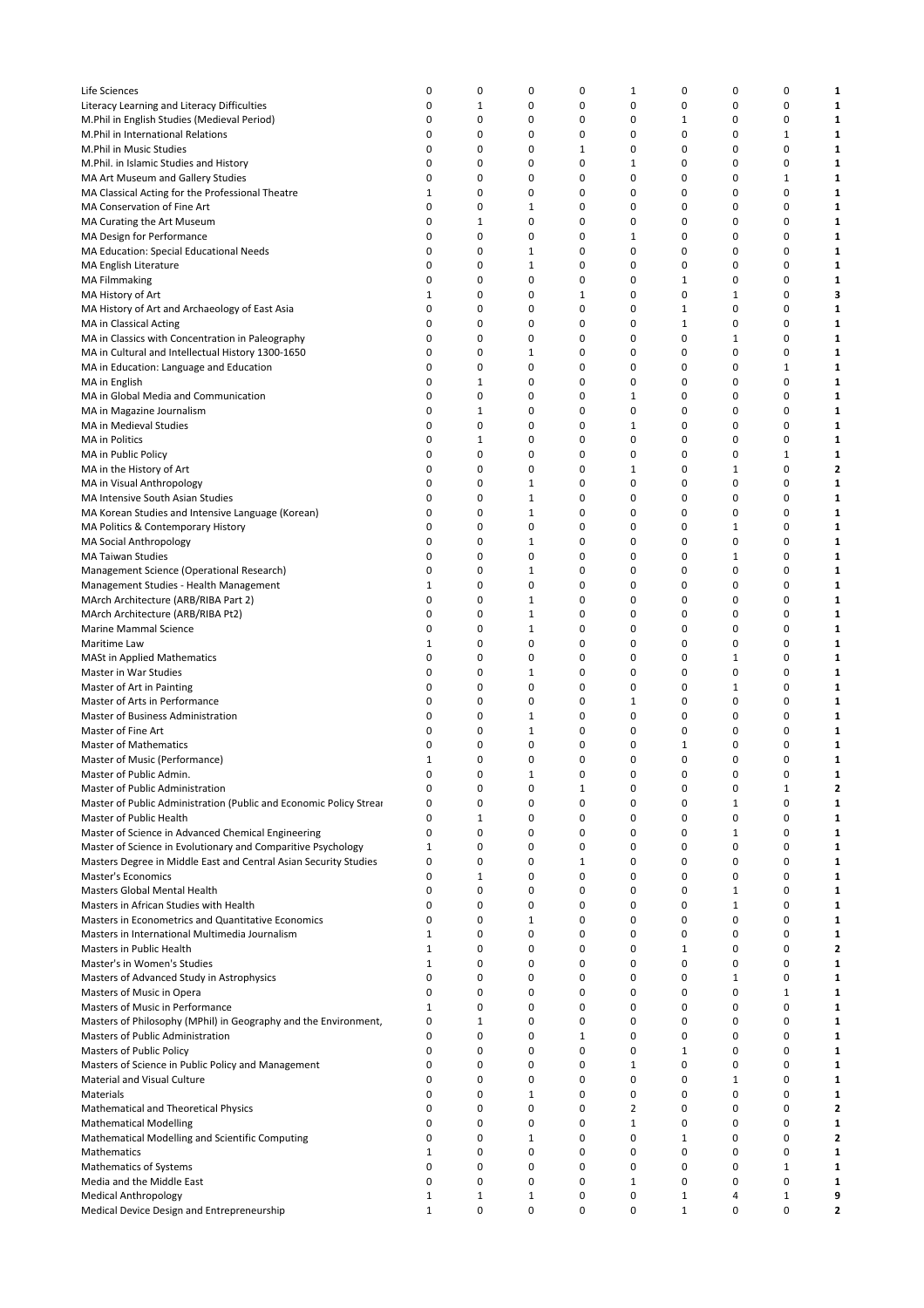| | | | | | | | | | |
|---|---|---|---|---|---|---|---|---|---|
| Life Sciences | 0 | 0 | 0 | 0 | 1 | 0 | 0 | 0 | **1** |
| Literacy Learning and Literacy Difficulties | 0 | 1 | 0 | 0 | 0 | 0 | 0 | 0 | **1** |
| M.Phil in English Studies (Medieval Period) | 0 | 0 | 0 | 0 | 0 | 1 | 0 | 0 | **1** |
| M.Phil in International Relations | 0 | 0 | 0 | 0 | 0 | 0 | 0 | 1 | **1** |
| M.Phil in Music Studies | 0 | 0 | 0 | 1 | 0 | 0 | 0 | 0 | **1** |
| M.Phil. in Islamic Studies and History | 0 | 0 | 0 | 0 | 1 | 0 | 0 | 0 | **1** |
| MA Art Museum and Gallery Studies | 0 | 0 | 0 | 0 | 0 | 0 | 0 | 1 | **1** |
| MA Classical Acting for the Professional Theatre | 1 | 0 | 0 | 0 | 0 | 0 | 0 | 0 | **1** |
| MA Conservation of Fine Art | 0 | 0 | 1 | 0 | 0 | 0 | 0 | 0 | **1** |
| MA Curating the Art Museum | 0 | 1 | 0 | 0 | 0 | 0 | 0 | 0 | **1** |
| MA Design for Performance | 0 | 0 | 0 | 0 | 1 | 0 | 0 | 0 | **1** |
| MA Education: Special Educational Needs | 0 | 0 | 1 | 0 | 0 | 0 | 0 | 0 | **1** |
| MA English Literature | 0 | 0 | 1 | 0 | 0 | 0 | 0 | 0 | **1** |
| MA Filmmaking | 0 | 0 | 0 | 0 | 0 | 1 | 0 | 0 | **1** |
| MA History of Art | 1 | 0 | 0 | 1 | 0 | 0 | 1 | 0 | **3** |
| MA History of Art and Archaeology of East Asia | 0 | 0 | 0 | 0 | 0 | 1 | 0 | 0 | **1** |
| MA in Classical Acting | 0 | 0 | 0 | 0 | 0 | 1 | 0 | 0 | **1** |
| MA in Classics with Concentration in Paleography | 0 | 0 | 0 | 0 | 0 | 0 | 1 | 0 | **1** |
| MA in Cultural and Intellectual History 1300-1650 | 0 | 0 | 1 | 0 | 0 | 0 | 0 | 0 | **1** |
| MA in Education: Language and Education | 0 | 0 | 0 | 0 | 0 | 0 | 0 | 1 | **1** |
| MA in English | 0 | 1 | 0 | 0 | 0 | 0 | 0 | 0 | **1** |
| MA in Global Media and Communication | 0 | 0 | 0 | 0 | 1 | 0 | 0 | 0 | **1** |
| MA in Magazine Journalism | 0 | 1 | 0 | 0 | 0 | 0 | 0 | 0 | **1** |
| MA in Medieval Studies | 0 | 0 | 0 | 0 | 1 | 0 | 0 | 0 | **1** |
| MA in Politics | 0 | 1 | 0 | 0 | 0 | 0 | 0 | 0 | **1** |
| MA in Public Policy | 0 | 0 | 0 | 0 | 0 | 0 | 0 | 1 | **1** |
| MA in the History of Art | 0 | 0 | 0 | 0 | 1 | 0 | 1 | 0 | **2** |
| MA in Visual Anthropology | 0 | 0 | 1 | 0 | 0 | 0 | 0 | 0 | **1** |
| MA Intensive South Asian Studies | 0 | 0 | 1 | 0 | 0 | 0 | 0 | 0 | **1** |
| MA Korean Studies and Intensive Language (Korean) | 0 | 0 | 1 | 0 | 0 | 0 | 0 | 0 | **1** |
| MA Politics & Contemporary History | 0 | 0 | 0 | 0 | 0 | 0 | 1 | 0 | **1** |
| MA Social Anthropology | 0 | 0 | 1 | 0 | 0 | 0 | 0 | 0 | **1** |
| MA Taiwan Studies | 0 | 0 | 0 | 0 | 0 | 0 | 1 | 0 | **1** |
| Management Science (Operational Research) | 0 | 0 | 1 | 0 | 0 | 0 | 0 | 0 | **1** |
| Management Studies - Health Management | 1 | 0 | 0 | 0 | 0 | 0 | 0 | 0 | **1** |
| MArch Architecture (ARB/RIBA Part 2) | 0 | 0 | 1 | 0 | 0 | 0 | 0 | 0 | **1** |
| MArch Architecture (ARB/RIBA Pt2) | 0 | 0 | 1 | 0 | 0 | 0 | 0 | 0 | **1** |
| Marine Mammal Science | 0 | 0 | 1 | 0 | 0 | 0 | 0 | 0 | **1** |
| Maritime Law | 1 | 0 | 0 | 0 | 0 | 0 | 0 | 0 | **1** |
| MASt in Applied Mathematics | 0 | 0 | 0 | 0 | 0 | 0 | 1 | 0 | **1** |
| Master in War Studies | 0 | 0 | 1 | 0 | 0 | 0 | 0 | 0 | **1** |
| Master of Art in Painting | 0 | 0 | 0 | 0 | 0 | 0 | 1 | 0 | **1** |
| Master of Arts in Performance | 0 | 0 | 0 | 0 | 1 | 0 | 0 | 0 | **1** |
| Master of Business Administration | 0 | 0 | 1 | 0 | 0 | 0 | 0 | 0 | **1** |
| Master of Fine Art | 0 | 0 | 1 | 0 | 0 | 0 | 0 | 0 | **1** |
| Master of Mathematics | 0 | 0 | 0 | 0 | 0 | 1 | 0 | 0 | **1** |
| Master of Music (Performance) | 1 | 0 | 0 | 0 | 0 | 0 | 0 | 0 | **1** |
| Master of Public Admin. | 0 | 0 | 1 | 0 | 0 | 0 | 0 | 0 | **1** |
| Master of Public Administration | 0 | 0 | 0 | 1 | 0 | 0 | 0 | 1 | **2** |
| Master of Public Administration (Public and Economic Policy Strear | 0 | 0 | 0 | 0 | 0 | 0 | 1 | 0 | **1** |
| Master of Public Health | 0 | 1 | 0 | 0 | 0 | 0 | 0 | 0 | **1** |
| Master of Science in Advanced Chemical Engineering | 0 | 0 | 0 | 0 | 0 | 0 | 1 | 0 | **1** |
| Master of Science in Evolutionary and Comparitive Psychology | 1 | 0 | 0 | 0 | 0 | 0 | 0 | 0 | **1** |
| Masters Degree in Middle East and Central Asian Security Studies | 0 | 0 | 0 | 1 | 0 | 0 | 0 | 0 | **1** |
| Master's Economics | 0 | 1 | 0 | 0 | 0 | 0 | 0 | 0 | **1** |
| Masters Global Mental Health | 0 | 0 | 0 | 0 | 0 | 0 | 1 | 0 | **1** |
| Masters in African Studies with Health | 0 | 0 | 0 | 0 | 0 | 0 | 1 | 0 | **1** |
| Masters in Econometrics and Quantitative Economics | 0 | 0 | 1 | 0 | 0 | 0 | 0 | 0 | **1** |
| Masters in International Multimedia Journalism | 1 | 0 | 0 | 0 | 0 | 0 | 0 | 0 | **1** |
| Masters in Public Health | 1 | 0 | 0 | 0 | 0 | 1 | 0 | 0 | **2** |
| Master's in Women's Studies | 1 | 0 | 0 | 0 | 0 | 0 | 0 | 0 | **1** |
| Masters of Advanced Study in Astrophysics | 0 | 0 | 0 | 0 | 0 | 0 | 1 | 0 | **1** |
| Masters of Music in Opera | 0 | 0 | 0 | 0 | 0 | 0 | 0 | 1 | **1** |
| Masters of Music in Performance | 1 | 0 | 0 | 0 | 0 | 0 | 0 | 0 | **1** |
| Masters of Philosophy (MPhil) in Geography and the Environment, | 0 | 1 | 0 | 0 | 0 | 0 | 0 | 0 | **1** |
| Masters of Public Administration | 0 | 0 | 0 | 1 | 0 | 0 | 0 | 0 | **1** |
| Masters of Public Policy | 0 | 0 | 0 | 0 | 0 | 1 | 0 | 0 | **1** |
| Masters of Science in Public Policy and Management | 0 | 0 | 0 | 0 | 1 | 0 | 0 | 0 | **1** |
| Material and Visual Culture | 0 | 0 | 0 | 0 | 0 | 0 | 1 | 0 | **1** |
| Materials | 0 | 0 | 1 | 0 | 0 | 0 | 0 | 0 | **1** |
| Mathematical and Theoretical Physics | 0 | 0 | 0 | 0 | 2 | 0 | 0 | 0 | **2** |
| Mathematical Modelling | 0 | 0 | 0 | 0 | 1 | 0 | 0 | 0 | **1** |
| Mathematical Modelling and Scientific Computing | 0 | 0 | 1 | 0 | 0 | 1 | 0 | 0 | **2** |
| Mathematics | 1 | 0 | 0 | 0 | 0 | 0 | 0 | 0 | **1** |
| Mathematics of Systems | 0 | 0 | 0 | 0 | 0 | 0 | 0 | 1 | **1** |
| Media and the Middle East | 0 | 0 | 0 | 0 | 1 | 0 | 0 | 0 | **1** |
| Medical Anthropology | 1 | 1 | 1 | 0 | 0 | 1 | 4 | 1 | **9** |
| Medical Device Design and Entrepreneurship | 1 | 0 | 0 | 0 | 0 | 1 | 0 | 0 | **2** |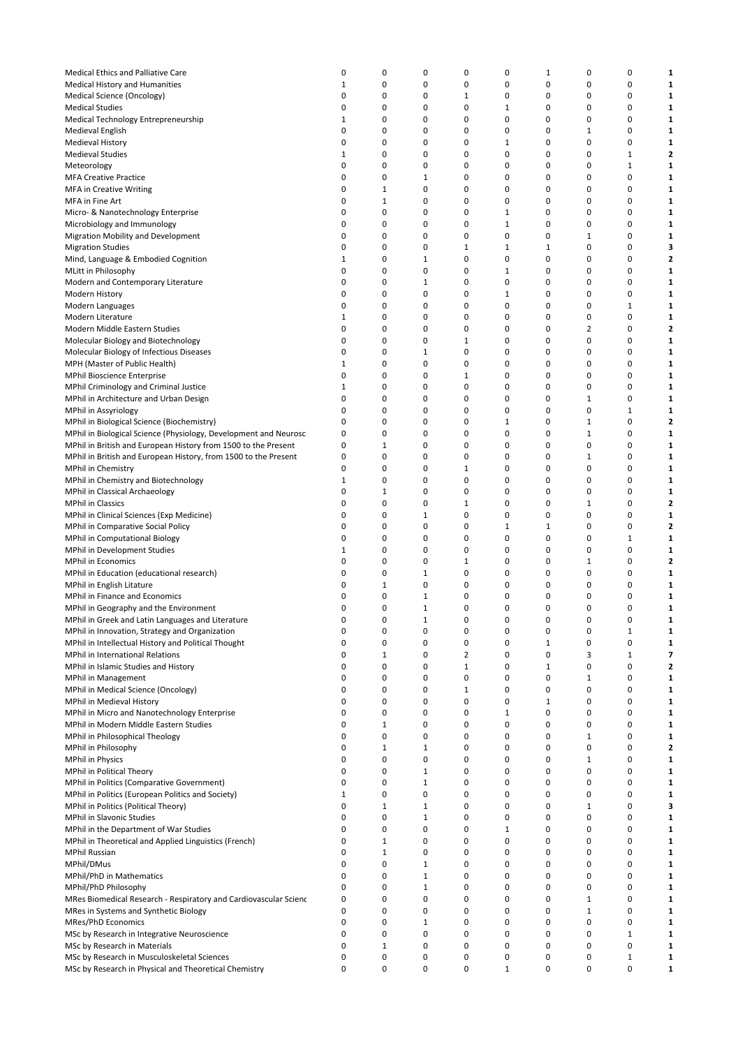| | | | | | | | | | |
|---|---|---|---|---|---|---|---|---|---|
| Medical Ethics and Palliative Care | 0 | 0 | 0 | 0 | 0 | 1 | 0 | 0 | **1** |
| Medical History and Humanities | 1 | 0 | 0 | 0 | 0 | 0 | 0 | 0 | **1** |
| Medical Science (Oncology) | 0 | 0 | 0 | 1 | 0 | 0 | 0 | 0 | **1** |
| Medical Studies | 0 | 0 | 0 | 0 | 1 | 0 | 0 | 0 | **1** |
| Medical Technology Entrepreneurship | 1 | 0 | 0 | 0 | 0 | 0 | 0 | 0 | **1** |
| Medieval English | 0 | 0 | 0 | 0 | 0 | 0 | 1 | 0 | **1** |
| Medieval History | 0 | 0 | 0 | 0 | 1 | 0 | 0 | 0 | **1** |
| Medieval Studies | 1 | 0 | 0 | 0 | 0 | 0 | 0 | 1 | **2** |
| Meteorology | 0 | 0 | 0 | 0 | 0 | 0 | 0 | 1 | **1** |
| MFA Creative Practice | 0 | 0 | 1 | 0 | 0 | 0 | 0 | 0 | **1** |
| MFA in Creative Writing | 0 | 1 | 0 | 0 | 0 | 0 | 0 | 0 | **1** |
| MFA in Fine Art | 0 | 1 | 0 | 0 | 0 | 0 | 0 | 0 | **1** |
| Micro- & Nanotechnology Enterprise | 0 | 0 | 0 | 0 | 1 | 0 | 0 | 0 | **1** |
| Microbiology and Immunology | 0 | 0 | 0 | 0 | 1 | 0 | 0 | 0 | **1** |
| Migration Mobility and Development | 0 | 0 | 0 | 0 | 0 | 0 | 1 | 0 | **1** |
| Migration Studies | 0 | 0 | 0 | 1 | 1 | 1 | 0 | 0 | **3** |
| Mind, Language & Embodied Cognition | 1 | 0 | 1 | 0 | 0 | 0 | 0 | 0 | **2** |
| MLitt in Philosophy | 0 | 0 | 0 | 0 | 1 | 0 | 0 | 0 | **1** |
| Modern and Contemporary Literature | 0 | 0 | 1 | 0 | 0 | 0 | 0 | 0 | **1** |
| Modern History | 0 | 0 | 0 | 0 | 1 | 0 | 0 | 0 | **1** |
| Modern Languages | 0 | 0 | 0 | 0 | 0 | 0 | 0 | 1 | **1** |
| Modern Literature | 1 | 0 | 0 | 0 | 0 | 0 | 0 | 0 | **1** |
| Modern Middle Eastern Studies | 0 | 0 | 0 | 0 | 0 | 0 | 2 | 0 | **2** |
| Molecular Biology and Biotechnology | 0 | 0 | 0 | 1 | 0 | 0 | 0 | 0 | **1** |
| Molecular Biology of Infectious Diseases | 0 | 0 | 1 | 0 | 0 | 0 | 0 | 0 | **1** |
| MPH (Master of Public Health) | 1 | 0 | 0 | 0 | 0 | 0 | 0 | 0 | **1** |
| MPhil Bioscience Enterprise | 0 | 0 | 0 | 1 | 0 | 0 | 0 | 0 | **1** |
| MPhil Criminology and Criminal Justice | 1 | 0 | 0 | 0 | 0 | 0 | 0 | 0 | **1** |
| MPhil in Architecture and Urban Design | 0 | 0 | 0 | 0 | 0 | 0 | 1 | 0 | **1** |
| MPhil in Assyriology | 0 | 0 | 0 | 0 | 0 | 0 | 0 | 1 | **1** |
| MPhil in Biological Science (Biochemistry) | 0 | 0 | 0 | 0 | 1 | 0 | 1 | 0 | **2** |
| MPhil in Biological Science (Physiology, Development and Neurosc | 0 | 0 | 0 | 0 | 0 | 0 | 1 | 0 | **1** |
| MPhil in British and European History from 1500 to the Present | 0 | 1 | 0 | 0 | 0 | 0 | 0 | 0 | **1** |
| MPhil in British and European History, from 1500 to the Present | 0 | 0 | 0 | 0 | 0 | 0 | 1 | 0 | **1** |
| MPhil in Chemistry | 0 | 0 | 0 | 1 | 0 | 0 | 0 | 0 | **1** |
| MPhil in Chemistry and Biotechnology | 1 | 0 | 0 | 0 | 0 | 0 | 0 | 0 | **1** |
| MPhil in Classical Archaeology | 0 | 1 | 0 | 0 | 0 | 0 | 0 | 0 | **1** |
| MPhil in Classics | 0 | 0 | 0 | 1 | 0 | 0 | 1 | 0 | **2** |
| MPhil in Clinical Sciences (Exp Medicine) | 0 | 0 | 1 | 0 | 0 | 0 | 0 | 0 | **1** |
| MPhil in Comparative Social Policy | 0 | 0 | 0 | 0 | 1 | 1 | 0 | 0 | **2** |
| MPhil in Computational Biology | 0 | 0 | 0 | 0 | 0 | 0 | 0 | 1 | **1** |
| MPhil in Development Studies | 1 | 0 | 0 | 0 | 0 | 0 | 0 | 0 | **1** |
| MPhil in Economics | 0 | 0 | 0 | 1 | 0 | 0 | 1 | 0 | **2** |
| MPhil in Education (educational research) | 0 | 0 | 1 | 0 | 0 | 0 | 0 | 0 | **1** |
| MPhil in English Litature | 0 | 1 | 0 | 0 | 0 | 0 | 0 | 0 | **1** |
| MPhil in Finance and Economics | 0 | 0 | 1 | 0 | 0 | 0 | 0 | 0 | **1** |
| MPhil in Geography and the Environment | 0 | 0 | 1 | 0 | 0 | 0 | 0 | 0 | **1** |
| MPhil in Greek and Latin Languages and Literature | 0 | 0 | 1 | 0 | 0 | 0 | 0 | 0 | **1** |
| MPhil in Innovation, Strategy and Organization | 0 | 0 | 0 | 0 | 0 | 0 | 0 | 1 | **1** |
| MPhil in Intellectual History and Political Thought | 0 | 0 | 0 | 0 | 0 | 1 | 0 | 0 | **1** |
| MPhil in International Relations | 0 | 1 | 0 | 2 | 0 | 0 | 3 | 1 | **7** |
| MPhil in Islamic Studies and History | 0 | 0 | 0 | 1 | 0 | 1 | 0 | 0 | **2** |
| MPhil in Management | 0 | 0 | 0 | 0 | 0 | 0 | 1 | 0 | **1** |
| MPhil in Medical Science (Oncology) | 0 | 0 | 0 | 1 | 0 | 0 | 0 | 0 | **1** |
| MPhil in Medieval History | 0 | 0 | 0 | 0 | 0 | 1 | 0 | 0 | **1** |
| MPhil in Micro and Nanotechnology Enterprise | 0 | 0 | 0 | 0 | 1 | 0 | 0 | 0 | **1** |
| MPhil in Modern Middle Eastern Studies | 0 | 1 | 0 | 0 | 0 | 0 | 0 | 0 | **1** |
| MPhil in Philosophical Theology | 0 | 0 | 0 | 0 | 0 | 0 | 1 | 0 | **1** |
| MPhil in Philosophy | 0 | 1 | 1 | 0 | 0 | 0 | 0 | 0 | **2** |
| MPhil in Physics | 0 | 0 | 0 | 0 | 0 | 0 | 1 | 0 | **1** |
| MPhil in Political Theory | 0 | 0 | 1 | 0 | 0 | 0 | 0 | 0 | **1** |
| MPhil in Politics (Comparative Government) | 0 | 0 | 1 | 0 | 0 | 0 | 0 | 0 | **1** |
| MPhil in Politics (European Politics and Society) | 1 | 0 | 0 | 0 | 0 | 0 | 0 | 0 | **1** |
| MPhil in Politics (Political Theory) | 0 | 1 | 1 | 0 | 0 | 0 | 1 | 0 | **3** |
| MPhil in Slavonic Studies | 0 | 0 | 1 | 0 | 0 | 0 | 0 | 0 | **1** |
| MPhil in the Department of War Studies | 0 | 0 | 0 | 0 | 1 | 0 | 0 | 0 | **1** |
| MPhil in Theoretical and Applied Linguistics (French) | 0 | 1 | 0 | 0 | 0 | 0 | 0 | 0 | **1** |
| MPhil Russian | 0 | 1 | 0 | 0 | 0 | 0 | 0 | 0 | **1** |
| MPhil/DMus | 0 | 0 | 1 | 0 | 0 | 0 | 0 | 0 | **1** |
| MPhil/PhD in Mathematics | 0 | 0 | 1 | 0 | 0 | 0 | 0 | 0 | **1** |
| MPhil/PhD Philosophy | 0 | 0 | 1 | 0 | 0 | 0 | 0 | 0 | **1** |
| MRes Biomedical Research - Respiratory and Cardiovascular Scienc | 0 | 0 | 0 | 0 | 0 | 0 | 1 | 0 | **1** |
| MRes in Systems and Synthetic Biology | 0 | 0 | 0 | 0 | 0 | 0 | 1 | 0 | **1** |
| MRes/PhD Economics | 0 | 0 | 1 | 0 | 0 | 0 | 0 | 0 | **1** |
| MSc by Research in Integrative Neuroscience | 0 | 0 | 0 | 0 | 0 | 0 | 0 | 1 | **1** |
| MSc by Research in Materials | 0 | 1 | 0 | 0 | 0 | 0 | 0 | 0 | **1** |
| MSc by Research in Musculoskeletal Sciences | 0 | 0 | 0 | 0 | 0 | 0 | 0 | 1 | **1** |
| MSc by Research in Physical and Theoretical Chemistry | 0 | 0 | 0 | 0 | 1 | 0 | 0 | 0 | **1** |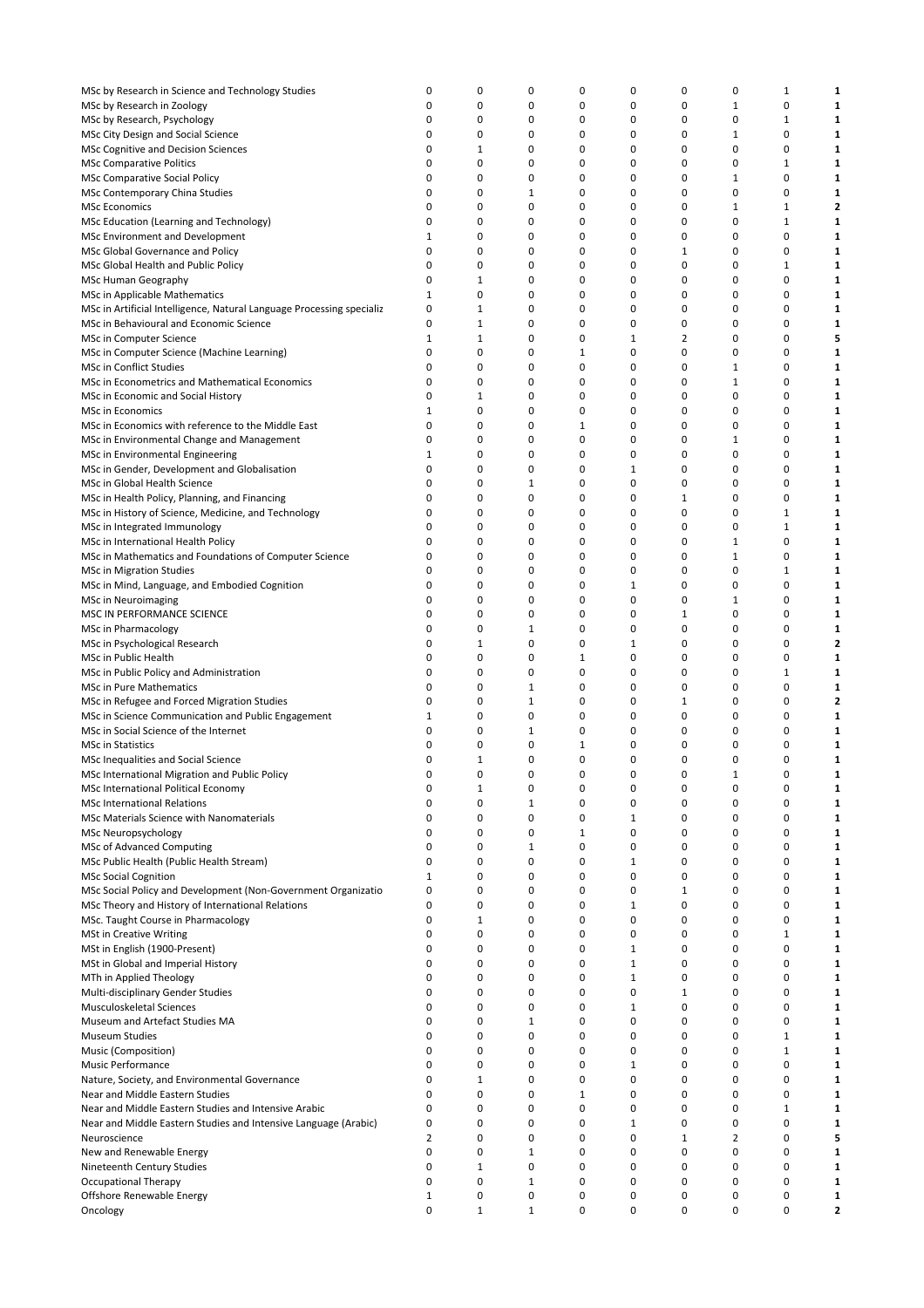| | | | | | | | | | |
|---|---|---|---|---|---|---|---|---|---|
| MSc by Research in Science and Technology Studies | 0 | 0 | 0 | 0 | 0 | 0 | 0 | 1 | **1** |
| MSc by Research in Zoology | 0 | 0 | 0 | 0 | 0 | 0 | 1 | 0 | **1** |
| MSc by Research, Psychology | 0 | 0 | 0 | 0 | 0 | 0 | 0 | 1 | **1** |
| MSc City Design and Social Science | 0 | 0 | 0 | 0 | 0 | 0 | 1 | 0 | **1** |
| MSc Cognitive and Decision Sciences | 0 | 1 | 0 | 0 | 0 | 0 | 0 | 0 | **1** |
| MSc Comparative Politics | 0 | 0 | 0 | 0 | 0 | 0 | 0 | 1 | **1** |
| MSc Comparative Social Policy | 0 | 0 | 0 | 0 | 0 | 0 | 1 | 0 | **1** |
| MSc Contemporary China Studies | 0 | 0 | 1 | 0 | 0 | 0 | 0 | 0 | **1** |
| MSc Economics | 0 | 0 | 0 | 0 | 0 | 0 | 1 | 1 | **2** |
| MSc Education (Learning and Technology) | 0 | 0 | 0 | 0 | 0 | 0 | 0 | 1 | **1** |
| MSc Environment and Development | 1 | 0 | 0 | 0 | 0 | 0 | 0 | 0 | **1** |
| MSc Global Governance and Policy | 0 | 0 | 0 | 0 | 0 | 1 | 0 | 0 | **1** |
| MSc Global Health and Public Policy | 0 | 0 | 0 | 0 | 0 | 0 | 0 | 1 | **1** |
| MSc Human Geography | 0 | 1 | 0 | 0 | 0 | 0 | 0 | 0 | **1** |
| MSc in Applicable Mathematics | 1 | 0 | 0 | 0 | 0 | 0 | 0 | 0 | **1** |
| MSc in Artificial Intelligence, Natural Language Processing specializ | 0 | 1 | 0 | 0 | 0 | 0 | 0 | 0 | **1** |
| MSc in Behavioural and Economic Science | 0 | 1 | 0 | 0 | 0 | 0 | 0 | 0 | **1** |
| MSc in Computer Science | 1 | 1 | 0 | 0 | 1 | 2 | 0 | 0 | **5** |
| MSc in Computer Science (Machine Learning) | 0 | 0 | 0 | 1 | 0 | 0 | 0 | 0 | **1** |
| MSc in Conflict Studies | 0 | 0 | 0 | 0 | 0 | 0 | 1 | 0 | **1** |
| MSc in Econometrics and Mathematical Economics | 0 | 0 | 0 | 0 | 0 | 0 | 1 | 0 | **1** |
| MSc in Economic and Social History | 0 | 1 | 0 | 0 | 0 | 0 | 0 | 0 | **1** |
| MSc in Economics | 1 | 0 | 0 | 0 | 0 | 0 | 0 | 0 | **1** |
| MSc in Economics with reference to the Middle East | 0 | 0 | 0 | 1 | 0 | 0 | 0 | 0 | **1** |
| MSc in Environmental Change and Management | 0 | 0 | 0 | 0 | 0 | 0 | 1 | 0 | **1** |
| MSc in Environmental Engineering | 1 | 0 | 0 | 0 | 0 | 0 | 0 | 0 | **1** |
| MSc in Gender, Development and Globalisation | 0 | 0 | 0 | 0 | 1 | 0 | 0 | 0 | **1** |
| MSc in Global Health Science | 0 | 0 | 1 | 0 | 0 | 0 | 0 | 0 | **1** |
| MSc in Health Policy, Planning, and Financing | 0 | 0 | 0 | 0 | 0 | 1 | 0 | 0 | **1** |
| MSc in History of Science, Medicine, and Technology | 0 | 0 | 0 | 0 | 0 | 0 | 0 | 1 | **1** |
| MSc in Integrated Immunology | 0 | 0 | 0 | 0 | 0 | 0 | 0 | 1 | **1** |
| MSc in International Health Policy | 0 | 0 | 0 | 0 | 0 | 0 | 1 | 0 | **1** |
| MSc in Mathematics and Foundations of Computer Science | 0 | 0 | 0 | 0 | 0 | 0 | 1 | 0 | **1** |
| MSc in Migration Studies | 0 | 0 | 0 | 0 | 0 | 0 | 0 | 1 | **1** |
| MSc in Mind, Language, and Embodied Cognition | 0 | 0 | 0 | 0 | 1 | 0 | 0 | 0 | **1** |
| MSc in Neuroimaging | 0 | 0 | 0 | 0 | 0 | 0 | 1 | 0 | **1** |
| MSC IN PERFORMANCE SCIENCE | 0 | 0 | 0 | 0 | 0 | 1 | 0 | 0 | **1** |
| MSc in Pharmacology | 0 | 0 | 1 | 0 | 0 | 0 | 0 | 0 | **1** |
| MSc in Psychological Research | 0 | 1 | 0 | 0 | 1 | 0 | 0 | 0 | **2** |
| MSc in Public Health | 0 | 0 | 0 | 1 | 0 | 0 | 0 | 0 | **1** |
| MSc in Public Policy and Administration | 0 | 0 | 0 | 0 | 0 | 0 | 0 | 1 | **1** |
| MSc in Pure Mathematics | 0 | 0 | 1 | 0 | 0 | 0 | 0 | 0 | **1** |
| MSc in Refugee and Forced Migration Studies | 0 | 0 | 1 | 0 | 0 | 1 | 0 | 0 | **2** |
| MSc in Science Communication and Public Engagement | 1 | 0 | 0 | 0 | 0 | 0 | 0 | 0 | **1** |
| MSc in Social Science of the Internet | 0 | 0 | 1 | 0 | 0 | 0 | 0 | 0 | **1** |
| MSc in Statistics | 0 | 0 | 0 | 1 | 0 | 0 | 0 | 0 | **1** |
| MSc Inequalities and Social Science | 0 | 1 | 0 | 0 | 0 | 0 | 0 | 0 | **1** |
| MSc International Migration and Public Policy | 0 | 0 | 0 | 0 | 0 | 0 | 1 | 0 | **1** |
| MSc International Political Economy | 0 | 1 | 0 | 0 | 0 | 0 | 0 | 0 | **1** |
| MSc International Relations | 0 | 0 | 1 | 0 | 0 | 0 | 0 | 0 | **1** |
| MSc Materials Science with Nanomaterials | 0 | 0 | 0 | 0 | 1 | 0 | 0 | 0 | **1** |
| MSc Neuropsychology | 0 | 0 | 0 | 1 | 0 | 0 | 0 | 0 | **1** |
| MSc of Advanced Computing | 0 | 0 | 1 | 0 | 0 | 0 | 0 | 0 | **1** |
| MSc Public Health (Public Health Stream) | 0 | 0 | 0 | 0 | 1 | 0 | 0 | 0 | **1** |
| MSc Social Cognition | 1 | 0 | 0 | 0 | 0 | 0 | 0 | 0 | **1** |
| MSc Social Policy and Development (Non-Government Organizatio | 0 | 0 | 0 | 0 | 0 | 1 | 0 | 0 | **1** |
| MSc Theory and History of International Relations | 0 | 0 | 0 | 0 | 1 | 0 | 0 | 0 | **1** |
| MSc. Taught Course in Pharmacology | 0 | 1 | 0 | 0 | 0 | 0 | 0 | 0 | **1** |
| MSt in Creative Writing | 0 | 0 | 0 | 0 | 0 | 0 | 0 | 1 | **1** |
| MSt in English (1900-Present) | 0 | 0 | 0 | 0 | 1 | 0 | 0 | 0 | **1** |
| MSt in Global and Imperial History | 0 | 0 | 0 | 0 | 1 | 0 | 0 | 0 | **1** |
| MTh in Applied Theology | 0 | 0 | 0 | 0 | 1 | 0 | 0 | 0 | **1** |
| Multi-disciplinary Gender Studies | 0 | 0 | 0 | 0 | 0 | 1 | 0 | 0 | **1** |
| Musculoskeletal Sciences | 0 | 0 | 0 | 0 | 1 | 0 | 0 | 0 | **1** |
| Museum and Artefact Studies MA | 0 | 0 | 1 | 0 | 0 | 0 | 0 | 0 | **1** |
| Museum Studies | 0 | 0 | 0 | 0 | 0 | 0 | 0 | 1 | **1** |
| Music (Composition) | 0 | 0 | 0 | 0 | 0 | 0 | 0 | 1 | **1** |
| Music Performance | 0 | 0 | 0 | 0 | 1 | 0 | 0 | 0 | **1** |
| Nature, Society, and Environmental Governance | 0 | 1 | 0 | 0 | 0 | 0 | 0 | 0 | **1** |
| Near and Middle Eastern Studies | 0 | 0 | 0 | 1 | 0 | 0 | 0 | 0 | **1** |
| Near and Middle Eastern Studies and Intensive Arabic | 0 | 0 | 0 | 0 | 0 | 0 | 0 | 1 | **1** |
| Near and Middle Eastern Studies and Intensive Language (Arabic) | 0 | 0 | 0 | 0 | 1 | 0 | 0 | 0 | **1** |
| Neuroscience | 2 | 0 | 0 | 0 | 0 | 1 | 2 | 0 | **5** |
| New and Renewable Energy | 0 | 0 | 1 | 0 | 0 | 0 | 0 | 0 | **1** |
| Nineteenth Century Studies | 0 | 1 | 0 | 0 | 0 | 0 | 0 | 0 | **1** |
| Occupational Therapy | 0 | 0 | 1 | 0 | 0 | 0 | 0 | 0 | **1** |
| Offshore Renewable Energy | 1 | 0 | 0 | 0 | 0 | 0 | 0 | 0 | **1** |
| Oncology | 0 | 1 | 1 | 0 | 0 | 0 | 0 | 0 | **2** |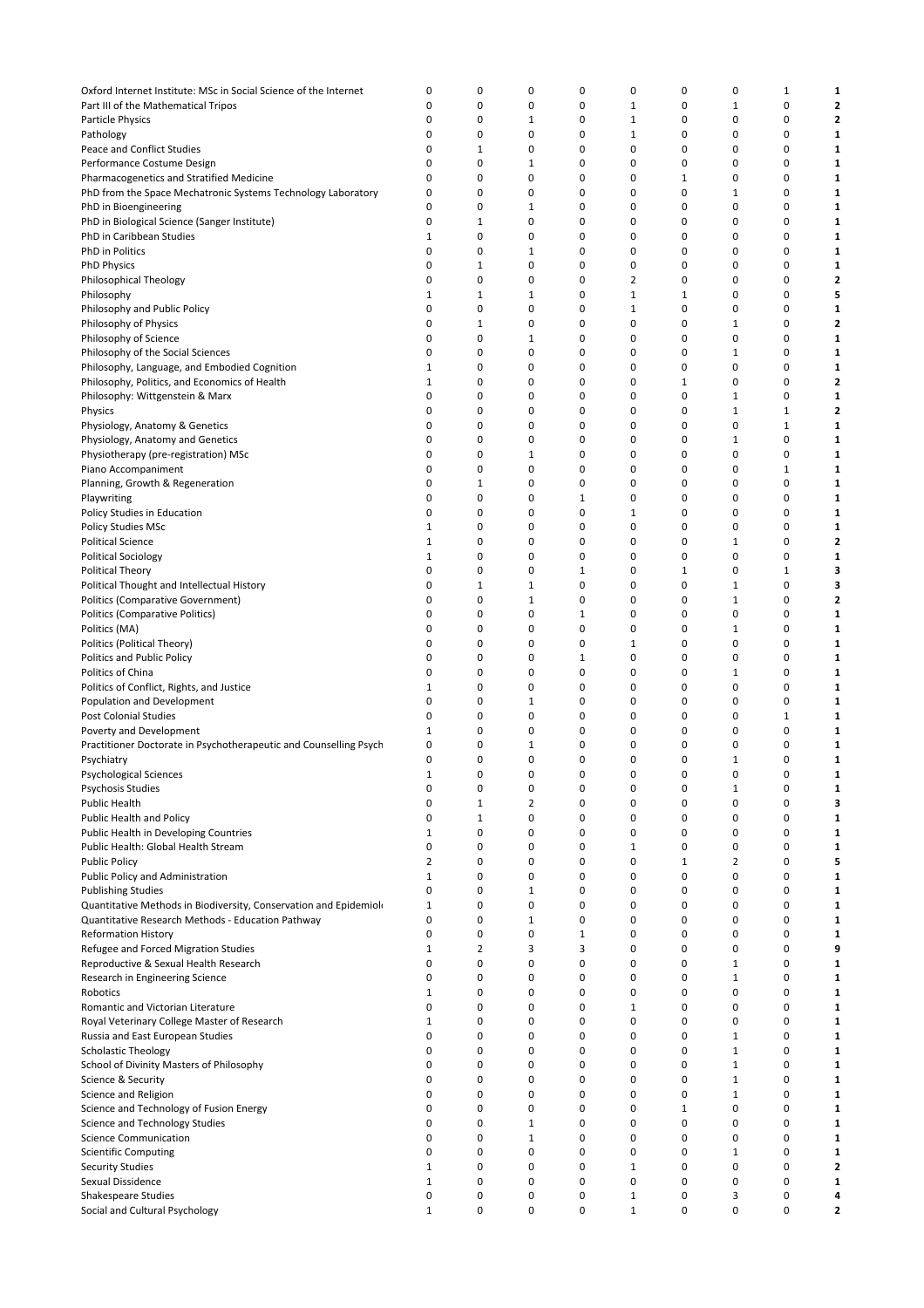| | | | | | | | | | |
|---|---|---|---|---|---|---|---|---|---|
| Oxford Internet Institute: MSc in Social Science of the Internet | 0 | 0 | 0 | 0 | 0 | 0 | 0 | 1 | **1** |
| Part III of the Mathematical Tripos | 0 | 0 | 0 | 0 | 1 | 0 | 1 | 0 | **2** |
| Particle Physics | 0 | 0 | 1 | 0 | 1 | 0 | 0 | 0 | **2** |
| Pathology | 0 | 0 | 0 | 0 | 1 | 0 | 0 | 0 | **1** |
| Peace and Conflict Studies | 0 | 1 | 0 | 0 | 0 | 0 | 0 | 0 | **1** |
| Performance Costume Design | 0 | 0 | 1 | 0 | 0 | 0 | 0 | 0 | **1** |
| Pharmacogenetics and Stratified Medicine | 0 | 0 | 0 | 0 | 0 | 1 | 0 | 0 | **1** |
| PhD from the Space Mechatronic Systems Technology Laboratory | 0 | 0 | 0 | 0 | 0 | 0 | 1 | 0 | **1** |
| PhD in Bioengineering | 0 | 0 | 1 | 0 | 0 | 0 | 0 | 0 | **1** |
| PhD in Biological Science (Sanger Institute) | 0 | 1 | 0 | 0 | 0 | 0 | 0 | 0 | **1** |
| PhD in Caribbean Studies | 1 | 0 | 0 | 0 | 0 | 0 | 0 | 0 | **1** |
| PhD in Politics | 0 | 0 | 1 | 0 | 0 | 0 | 0 | 0 | **1** |
| PhD Physics | 0 | 1 | 0 | 0 | 0 | 0 | 0 | 0 | **1** |
| Philosophical Theology | 0 | 0 | 0 | 0 | 2 | 0 | 0 | 0 | **2** |
| Philosophy | 1 | 1 | 1 | 0 | 1 | 1 | 0 | 0 | **5** |
| Philosophy and Public Policy | 0 | 0 | 0 | 0 | 1 | 0 | 0 | 0 | **1** |
| Philosophy of Physics | 0 | 1 | 0 | 0 | 0 | 0 | 1 | 0 | **2** |
| Philosophy of Science | 0 | 0 | 1 | 0 | 0 | 0 | 0 | 0 | **1** |
| Philosophy of the Social Sciences | 0 | 0 | 0 | 0 | 0 | 0 | 1 | 0 | **1** |
| Philosophy, Language, and Embodied Cognition | 1 | 0 | 0 | 0 | 0 | 0 | 0 | 0 | **1** |
| Philosophy, Politics, and Economics of Health | 1 | 0 | 0 | 0 | 0 | 1 | 0 | 0 | **2** |
| Philosophy: Wittgenstein & Marx | 0 | 0 | 0 | 0 | 0 | 0 | 1 | 0 | **1** |
| Physics | 0 | 0 | 0 | 0 | 0 | 0 | 1 | 1 | **2** |
| Physiology, Anatomy & Genetics | 0 | 0 | 0 | 0 | 0 | 0 | 0 | 1 | **1** |
| Physiology, Anatomy and Genetics | 0 | 0 | 0 | 0 | 0 | 0 | 1 | 0 | **1** |
| Physiotherapy (pre-registration) MSc | 0 | 0 | 1 | 0 | 0 | 0 | 0 | 0 | **1** |
| Piano Accompaniment | 0 | 0 | 0 | 0 | 0 | 0 | 0 | 1 | **1** |
| Planning, Growth & Regeneration | 0 | 1 | 0 | 0 | 0 | 0 | 0 | 0 | **1** |
| Playwriting | 0 | 0 | 0 | 1 | 0 | 0 | 0 | 0 | **1** |
| Policy Studies in Education | 0 | 0 | 0 | 0 | 1 | 0 | 0 | 0 | **1** |
| Policy Studies MSc | 1 | 0 | 0 | 0 | 0 | 0 | 0 | 0 | **1** |
| Political Science | 1 | 0 | 0 | 0 | 0 | 0 | 1 | 0 | **2** |
| Political Sociology | 1 | 0 | 0 | 0 | 0 | 0 | 0 | 0 | **1** |
| Political Theory | 0 | 0 | 0 | 1 | 0 | 1 | 0 | 1 | **3** |
| Political Thought and Intellectual History | 0 | 1 | 1 | 0 | 0 | 0 | 1 | 0 | **3** |
| Politics (Comparative Government) | 0 | 0 | 1 | 0 | 0 | 0 | 1 | 0 | **2** |
| Politics (Comparative Politics) | 0 | 0 | 0 | 1 | 0 | 0 | 0 | 0 | **1** |
| Politics (MA) | 0 | 0 | 0 | 0 | 0 | 0 | 1 | 0 | **1** |
| Politics (Political Theory) | 0 | 0 | 0 | 0 | 1 | 0 | 0 | 0 | **1** |
| Politics and Public Policy | 0 | 0 | 0 | 1 | 0 | 0 | 0 | 0 | **1** |
| Politics of China | 0 | 0 | 0 | 0 | 0 | 0 | 1 | 0 | **1** |
| Politics of Conflict, Rights, and Justice | 1 | 0 | 0 | 0 | 0 | 0 | 0 | 0 | **1** |
| Population and Development | 0 | 0 | 1 | 0 | 0 | 0 | 0 | 0 | **1** |
| Post Colonial Studies | 0 | 0 | 0 | 0 | 0 | 0 | 0 | 1 | **1** |
| Poverty and Development | 1 | 0 | 0 | 0 | 0 | 0 | 0 | 0 | **1** |
| Practitioner Doctorate in Psychotherapeutic and Counselling Psych | 0 | 0 | 1 | 0 | 0 | 0 | 0 | 0 | **1** |
| Psychiatry | 0 | 0 | 0 | 0 | 0 | 0 | 1 | 0 | **1** |
| Psychological Sciences | 1 | 0 | 0 | 0 | 0 | 0 | 0 | 0 | **1** |
| Psychosis Studies | 0 | 0 | 0 | 0 | 0 | 0 | 1 | 0 | **1** |
| Public Health | 0 | 1 | 2 | 0 | 0 | 0 | 0 | 0 | **3** |
| Public Health and Policy | 0 | 1 | 0 | 0 | 0 | 0 | 0 | 0 | **1** |
| Public Health in Developing Countries | 1 | 0 | 0 | 0 | 0 | 0 | 0 | 0 | **1** |
| Public Health: Global Health Stream | 0 | 0 | 0 | 0 | 1 | 0 | 0 | 0 | **1** |
| Public Policy | 2 | 0 | 0 | 0 | 0 | 1 | 2 | 0 | **5** |
| Public Policy and Administration | 1 | 0 | 0 | 0 | 0 | 0 | 0 | 0 | **1** |
| Publishing Studies | 0 | 0 | 1 | 0 | 0 | 0 | 0 | 0 | **1** |
| Quantitative Methods in Biodiversity, Conservation and Epidemiolo | 1 | 0 | 0 | 0 | 0 | 0 | 0 | 0 | **1** |
| Quantitative Research Methods - Education Pathway | 0 | 0 | 1 | 0 | 0 | 0 | 0 | 0 | **1** |
| Reformation History | 0 | 0 | 0 | 1 | 0 | 0 | 0 | 0 | **1** |
| Refugee and Forced Migration Studies | 1 | 2 | 3 | 3 | 0 | 0 | 0 | 0 | **9** |
| Reproductive & Sexual Health Research | 0 | 0 | 0 | 0 | 0 | 0 | 1 | 0 | **1** |
| Research in Engineering Science | 0 | 0 | 0 | 0 | 0 | 0 | 1 | 0 | **1** |
| Robotics | 1 | 0 | 0 | 0 | 0 | 0 | 0 | 0 | **1** |
| Romantic and Victorian Literature | 0 | 0 | 0 | 0 | 1 | 0 | 0 | 0 | **1** |
| Royal Veterinary College Master of Research | 1 | 0 | 0 | 0 | 0 | 0 | 0 | 0 | **1** |
| Russia and East European Studies | 0 | 0 | 0 | 0 | 0 | 0 | 1 | 0 | **1** |
| Scholastic Theology | 0 | 0 | 0 | 0 | 0 | 0 | 1 | 0 | **1** |
| School of Divinity Masters of Philosophy | 0 | 0 | 0 | 0 | 0 | 0 | 1 | 0 | **1** |
| Science & Security | 0 | 0 | 0 | 0 | 0 | 0 | 1 | 0 | **1** |
| Science and Religion | 0 | 0 | 0 | 0 | 0 | 0 | 1 | 0 | **1** |
| Science and Technology of Fusion Energy | 0 | 0 | 0 | 0 | 0 | 1 | 0 | 0 | **1** |
| Science and Technology Studies | 0 | 0 | 1 | 0 | 0 | 0 | 0 | 0 | **1** |
| Science Communication | 0 | 0 | 1 | 0 | 0 | 0 | 0 | 0 | **1** |
| Scientific Computing | 0 | 0 | 0 | 0 | 0 | 0 | 1 | 0 | **1** |
| Security Studies | 1 | 0 | 0 | 0 | 1 | 0 | 0 | 0 | **2** |
| Sexual Dissidence | 1 | 0 | 0 | 0 | 0 | 0 | 0 | 0 | **1** |
| Shakespeare Studies | 0 | 0 | 0 | 0 | 1 | 0 | 3 | 0 | **4** |
| Social and Cultural Psychology | 1 | 0 | 0 | 0 | 1 | 0 | 0 | 0 | **2** |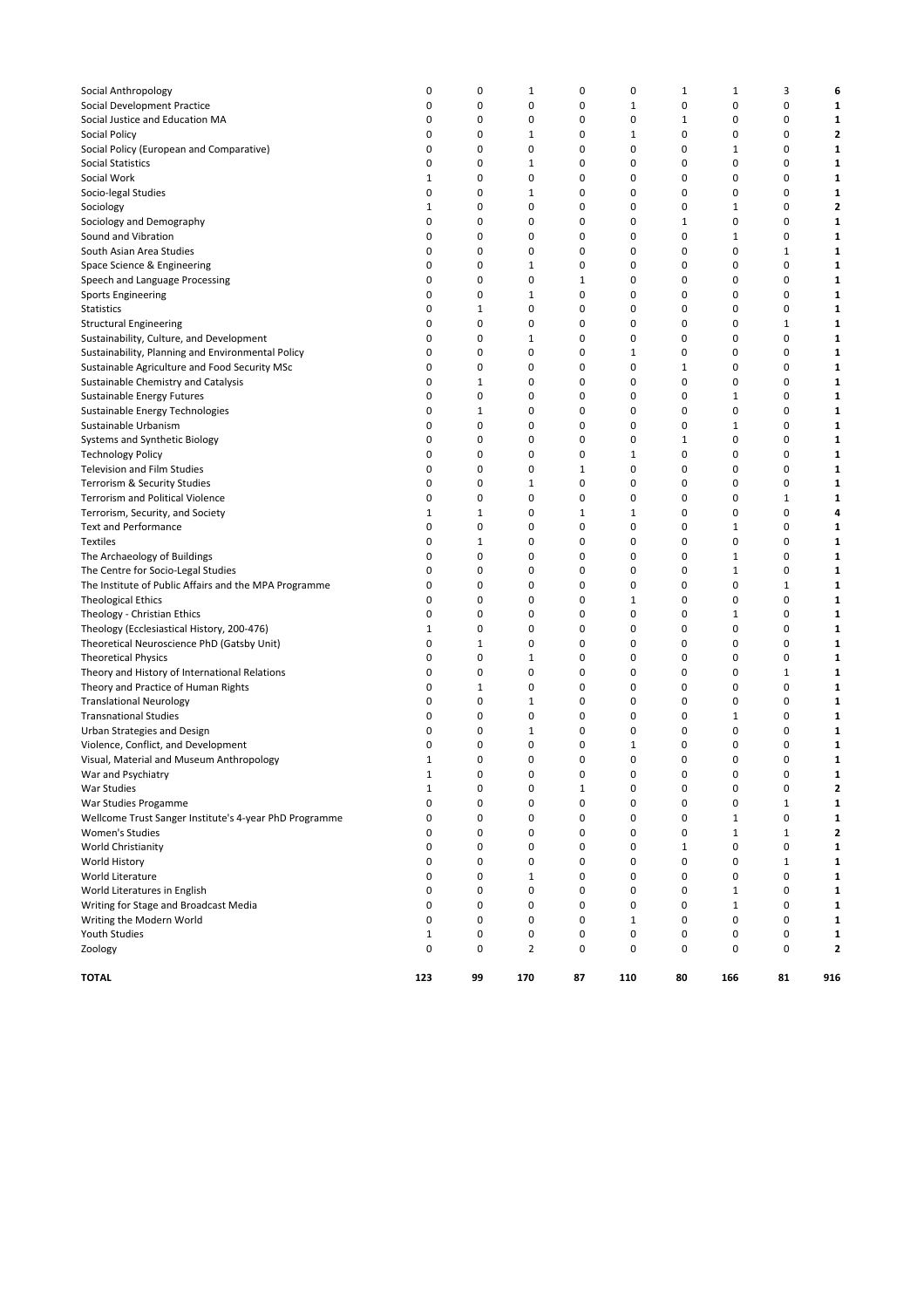| | | | | | | | | | |
|---|---|---|---|---|---|---|---|---|---|
| Social Anthropology | 0 | 0 | 1 | 0 | 0 | 1 | 1 | 3 | **6** |
| Social Development Practice | 0 | 0 | 0 | 0 | 1 | 0 | 0 | 0 | **1** |
| Social Justice and Education MA | 0 | 0 | 0 | 0 | 0 | 1 | 0 | 0 | **1** |
| Social Policy | 0 | 0 | 1 | 0 | 1 | 0 | 0 | 0 | **2** |
| Social Policy (European and Comparative) | 0 | 0 | 0 | 0 | 0 | 0 | 1 | 0 | **1** |
| Social Statistics | 0 | 0 | 1 | 0 | 0 | 0 | 0 | 0 | **1** |
| Social Work | 1 | 0 | 0 | 0 | 0 | 0 | 0 | 0 | **1** |
| Socio-legal Studies | 0 | 0 | 1 | 0 | 0 | 0 | 0 | 0 | **1** |
| Sociology | 1 | 0 | 0 | 0 | 0 | 0 | 1 | 0 | **2** |
| Sociology and Demography | 0 | 0 | 0 | 0 | 0 | 1 | 0 | 0 | **1** |
| Sound and Vibration | 0 | 0 | 0 | 0 | 0 | 0 | 1 | 0 | **1** |
| South Asian Area Studies | 0 | 0 | 0 | 0 | 0 | 0 | 0 | 1 | **1** |
| Space Science & Engineering | 0 | 0 | 1 | 0 | 0 | 0 | 0 | 0 | **1** |
| Speech and Language Processing | 0 | 0 | 0 | 1 | 0 | 0 | 0 | 0 | **1** |
| Sports Engineering | 0 | 0 | 1 | 0 | 0 | 0 | 0 | 0 | **1** |
| Statistics | 0 | 1 | 0 | 0 | 0 | 0 | 0 | 0 | **1** |
| Structural Engineering | 0 | 0 | 0 | 0 | 0 | 0 | 0 | 1 | **1** |
| Sustainability, Culture, and Development | 0 | 0 | 1 | 0 | 0 | 0 | 0 | 0 | **1** |
| Sustainability, Planning and Environmental Policy | 0 | 0 | 0 | 0 | 1 | 0 | 0 | 0 | **1** |
| Sustainable Agriculture and Food Security MSc | 0 | 0 | 0 | 0 | 0 | 1 | 0 | 0 | **1** |
| Sustainable Chemistry and Catalysis | 0 | 1 | 0 | 0 | 0 | 0 | 0 | 0 | **1** |
| Sustainable Energy Futures | 0 | 0 | 0 | 0 | 0 | 0 | 1 | 0 | **1** |
| Sustainable Energy Technologies | 0 | 1 | 0 | 0 | 0 | 0 | 0 | 0 | **1** |
| Sustainable Urbanism | 0 | 0 | 0 | 0 | 0 | 0 | 1 | 0 | **1** |
| Systems and Synthetic Biology | 0 | 0 | 0 | 0 | 0 | 1 | 0 | 0 | **1** |
| Technology Policy | 0 | 0 | 0 | 0 | 1 | 0 | 0 | 0 | **1** |
| Television and Film Studies | 0 | 0 | 0 | 1 | 0 | 0 | 0 | 0 | **1** |
| Terrorism & Security Studies | 0 | 0 | 1 | 0 | 0 | 0 | 0 | 0 | **1** |
| Terrorism and Political Violence | 0 | 0 | 0 | 0 | 0 | 0 | 0 | 1 | **1** |
| Terrorism, Security, and Society | 1 | 1 | 0 | 1 | 1 | 0 | 0 | 0 | **4** |
| Text and Performance | 0 | 0 | 0 | 0 | 0 | 0 | 1 | 0 | **1** |
| Textiles | 0 | 1 | 0 | 0 | 0 | 0 | 0 | 0 | **1** |
| The Archaeology of Buildings | 0 | 0 | 0 | 0 | 0 | 0 | 1 | 0 | **1** |
| The Centre for Socio-Legal Studies | 0 | 0 | 0 | 0 | 0 | 0 | 1 | 0 | **1** |
| The Institute of Public Affairs and the MPA Programme | 0 | 0 | 0 | 0 | 0 | 0 | 0 | 1 | **1** |
| Theological Ethics | 0 | 0 | 0 | 0 | 1 | 0 | 0 | 0 | **1** |
| Theology - Christian Ethics | 0 | 0 | 0 | 0 | 0 | 0 | 1 | 0 | **1** |
| Theology (Ecclesiastical History, 200-476) | 1 | 0 | 0 | 0 | 0 | 0 | 0 | 0 | **1** |
| Theoretical Neuroscience PhD (Gatsby Unit) | 0 | 1 | 0 | 0 | 0 | 0 | 0 | 0 | **1** |
| Theoretical Physics | 0 | 0 | 1 | 0 | 0 | 0 | 0 | 0 | **1** |
| Theory and History of International Relations | 0 | 0 | 0 | 0 | 0 | 0 | 0 | 1 | **1** |
| Theory and Practice of Human Rights | 0 | 1 | 0 | 0 | 0 | 0 | 0 | 0 | **1** |
| Translational Neurology | 0 | 0 | 1 | 0 | 0 | 0 | 0 | 0 | **1** |
| Transnational Studies | 0 | 0 | 0 | 0 | 0 | 0 | 1 | 0 | **1** |
| Urban Strategies and Design | 0 | 0 | 1 | 0 | 0 | 0 | 0 | 0 | **1** |
| Violence, Conflict, and Development | 0 | 0 | 0 | 0 | 1 | 0 | 0 | 0 | **1** |
| Visual, Material and Museum Anthropology | 1 | 0 | 0 | 0 | 0 | 0 | 0 | 0 | **1** |
| War and Psychiatry | 1 | 0 | 0 | 0 | 0 | 0 | 0 | 0 | **1** |
| War Studies | 1 | 0 | 0 | 1 | 0 | 0 | 0 | 0 | **2** |
| War Studies Progamme | 0 | 0 | 0 | 0 | 0 | 0 | 0 | 1 | **1** |
| Wellcome Trust Sanger Institute's 4-year PhD Programme | 0 | 0 | 0 | 0 | 0 | 0 | 1 | 0 | **1** |
| Women's Studies | 0 | 0 | 0 | 0 | 0 | 0 | 1 | 1 | **2** |
| World Christianity | 0 | 0 | 0 | 0 | 0 | 1 | 0 | 0 | **1** |
| World History | 0 | 0 | 0 | 0 | 0 | 0 | 0 | 1 | **1** |
| World Literature | 0 | 0 | 1 | 0 | 0 | 0 | 0 | 0 | **1** |
| World Literatures in English | 0 | 0 | 0 | 0 | 0 | 0 | 1 | 0 | **1** |
| Writing for Stage and Broadcast Media | 0 | 0 | 0 | 0 | 0 | 0 | 1 | 0 | **1** |
| Writing the Modern World | 0 | 0 | 0 | 0 | 1 | 0 | 0 | 0 | **1** |
| Youth Studies | 1 | 0 | 0 | 0 | 0 | 0 | 0 | 0 | **1** |
| Zoology | 0 | 0 | 2 | 0 | 0 | 0 | 0 | 0 | **2** |
| **TOTAL** | **123** | **99** | **170** | **87** | **110** | **80** | **166** | **81** | **916** |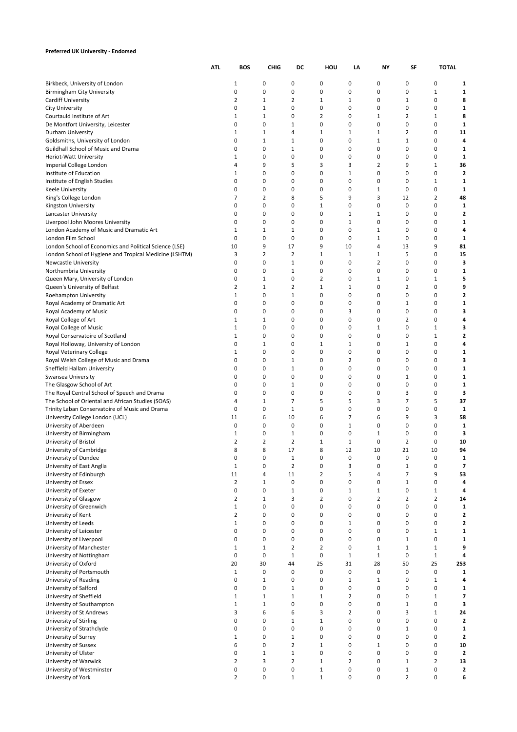**Preferred UK University - Endorsed**

| | ATL | BOS | CHIG | DC | HOU | LA | NY | SF | TOTAL |
|---|---|---|---|---|---|---|---|---|---|
| Birkbeck, University of London | 1 | 0 | 0 | 0 | 0 | 0 | 0 | 0 | **1** |
| Birmingham City University | 0 | 0 | 0 | 0 | 0 | 0 | 0 | 1 | **1** |
| Cardiff University | 2 | 1 | 2 | 1 | 1 | 0 | 1 | 0 | **8** |
| City University | 0 | 1 | 0 | 0 | 0 | 0 | 0 | 0 | **1** |
| Courtauld Institute of Art | 1 | 1 | 0 | 2 | 0 | 1 | 2 | 1 | **8** |
| De Montfort University, Leicester | 0 | 0 | 1 | 0 | 0 | 0 | 0 | 0 | **1** |
| Durham University | 1 | 1 | 4 | 1 | 1 | 1 | 2 | 0 | **11** |
| Goldsmiths, University of London | 0 | 1 | 1 | 0 | 0 | 1 | 1 | 0 | **4** |
| Guildhall School of Music and Drama | 0 | 0 | 1 | 0 | 0 | 0 | 0 | 0 | **1** |
| Heriot-Watt University | 1 | 0 | 0 | 0 | 0 | 0 | 0 | 0 | **1** |
| Imperial College London | 4 | 9 | 5 | 3 | 3 | 2 | 9 | 1 | **36** |
| Institute of Education | 1 | 0 | 0 | 0 | 1 | 0 | 0 | 0 | **2** |
| Institute of English Studies | 0 | 0 | 0 | 0 | 0 | 0 | 0 | 1 | **1** |
| Keele University | 0 | 0 | 0 | 0 | 0 | 1 | 0 | 0 | **1** |
| King's College London | 7 | 2 | 8 | 5 | 9 | 3 | 12 | 2 | **48** |
| Kingston University | 0 | 0 | 0 | 1 | 0 | 0 | 0 | 0 | **1** |
| Lancaster University | 0 | 0 | 0 | 0 | 1 | 1 | 0 | 0 | **2** |
| Liverpool John Moores University | 0 | 0 | 0 | 0 | 1 | 0 | 0 | 0 | **1** |
| London Academy of Music and Dramatic Art | 1 | 1 | 1 | 0 | 0 | 1 | 0 | 0 | **4** |
| London Film School | 0 | 0 | 0 | 0 | 0 | 1 | 0 | 0 | **1** |
| London School of Economics and Political Science (LSE) | 10 | 9 | 17 | 9 | 10 | 4 | 13 | 9 | **81** |
| London School of Hygiene and Tropical Medicine (LSHTM) | 3 | 2 | 2 | 1 | 1 | 1 | 5 | 0 | **15** |
| Newcastle University | 0 | 0 | 1 | 0 | 0 | 2 | 0 | 0 | **3** |
| Northumbria University | 0 | 0 | 1 | 0 | 0 | 0 | 0 | 0 | **1** |
| Queen Mary, University of London | 0 | 1 | 0 | 2 | 0 | 1 | 0 | 1 | **5** |
| Queen's University of Belfast | 2 | 1 | 2 | 1 | 1 | 0 | 2 | 0 | **9** |
| Roehampton University | 1 | 0 | 1 | 0 | 0 | 0 | 0 | 0 | **2** |
| Royal Academy of Dramatic Art | 0 | 0 | 0 | 0 | 0 | 0 | 1 | 0 | **1** |
| Royal Academy of Music | 0 | 0 | 0 | 0 | 3 | 0 | 0 | 0 | **3** |
| Royal College of Art | 1 | 1 | 0 | 0 | 0 | 0 | 2 | 0 | **4** |
| Royal College of Music | 1 | 0 | 0 | 0 | 0 | 1 | 0 | 1 | **3** |
| Royal Conservatoire of Scotland | 1 | 0 | 0 | 0 | 0 | 0 | 0 | 1 | **2** |
| Royal Holloway, University of London | 0 | 1 | 0 | 1 | 1 | 0 | 1 | 0 | **4** |
| Royal Veterinary College | 1 | 0 | 0 | 0 | 0 | 0 | 0 | 0 | **1** |
| Royal Welsh College of Music and Drama | 0 | 0 | 1 | 0 | 2 | 0 | 0 | 0 | **3** |
| Sheffield Hallam University | 0 | 0 | 1 | 0 | 0 | 0 | 0 | 0 | **1** |
| Swansea University | 0 | 0 | 0 | 0 | 0 | 0 | 1 | 0 | **1** |
| The Glasgow School of Art | 0 | 0 | 1 | 0 | 0 | 0 | 0 | 0 | **1** |
| The Royal Central School of Speech and Drama | 0 | 0 | 0 | 0 | 0 | 0 | 3 | 0 | **3** |
| The School of Oriental and African Studies (SOAS) | 4 | 1 | 7 | 5 | 5 | 3 | 7 | 5 | **37** |
| Trinity Laban Conservatoire of Music and Drama | 0 | 0 | 1 | 0 | 0 | 0 | 0 | 0 | **1** |
| University College London (UCL) | 11 | 6 | 10 | 6 | 7 | 6 | 9 | 3 | **58** |
| University of Aberdeen | 0 | 0 | 0 | 0 | 1 | 0 | 0 | 0 | **1** |
| University of Birmingham | 1 | 0 | 1 | 0 | 0 | 1 | 0 | 0 | **3** |
| University of Bristol | 2 | 2 | 2 | 1 | 1 | 0 | 2 | 0 | **10** |
| University of Cambridge | 8 | 8 | 17 | 8 | 12 | 10 | 21 | 10 | **94** |
| University of Dundee | 0 | 0 | 1 | 0 | 0 | 0 | 0 | 0 | **1** |
| University of East Anglia | 1 | 0 | 2 | 0 | 3 | 0 | 1 | 0 | **7** |
| University of Edinburgh | 11 | 4 | 11 | 2 | 5 | 4 | 7 | 9 | **53** |
| University of Essex | 2 | 1 | 0 | 0 | 0 | 0 | 1 | 0 | **4** |
| University of Exeter | 0 | 0 | 1 | 0 | 1 | 1 | 0 | 1 | **4** |
| University of Glasgow | 2 | 1 | 3 | 2 | 0 | 2 | 2 | 2 | **14** |
| University of Greenwich | 1 | 0 | 0 | 0 | 0 | 0 | 0 | 0 | **1** |
| University of Kent | 2 | 0 | 0 | 0 | 0 | 0 | 0 | 0 | **2** |
| University of Leeds | 1 | 0 | 0 | 0 | 1 | 0 | 0 | 0 | **2** |
| University of Leicester | 0 | 0 | 0 | 0 | 0 | 0 | 0 | 1 | **1** |
| University of Liverpool | 0 | 0 | 0 | 0 | 0 | 0 | 1 | 0 | **1** |
| University of Manchester | 1 | 1 | 2 | 2 | 0 | 1 | 1 | 1 | **9** |
| University of Nottingham | 0 | 0 | 1 | 0 | 1 | 1 | 0 | 1 | **4** |
| University of Oxford | 20 | 30 | 44 | 25 | 31 | 28 | 50 | 25 | **253** |
| University of Portsmouth | 1 | 0 | 0 | 0 | 0 | 0 | 0 | 0 | **1** |
| University of Reading | 0 | 1 | 0 | 0 | 1 | 1 | 0 | 1 | **4** |
| University of Salford | 0 | 0 | 1 | 0 | 0 | 0 | 0 | 0 | **1** |
| University of Sheffield | 1 | 1 | 1 | 1 | 2 | 0 | 0 | 1 | **7** |
| University of Southampton | 1 | 1 | 0 | 0 | 0 | 0 | 1 | 0 | **3** |
| University of St Andrews | 3 | 6 | 6 | 3 | 2 | 0 | 3 | 1 | **24** |
| University of Stirling | 0 | 0 | 1 | 1 | 0 | 0 | 0 | 0 | **2** |
| University of Strathclyde | 0 | 0 | 0 | 0 | 0 | 0 | 1 | 0 | **1** |
| University of Surrey | 1 | 0 | 1 | 0 | 0 | 0 | 0 | 0 | **2** |
| University of Sussex | 6 | 0 | 2 | 1 | 0 | 1 | 0 | 0 | **10** |
| University of Ulster | 0 | 1 | 1 | 0 | 0 | 0 | 0 | 0 | **2** |
| University of Warwick | 2 | 3 | 2 | 1 | 2 | 0 | 1 | 2 | **13** |
| University of Westminster | 0 | 0 | 0 | 1 | 0 | 0 | 1 | 0 | **2** |
| University of York | 2 | 0 | 1 | 1 | 0 | 0 | 2 | 0 | **6** |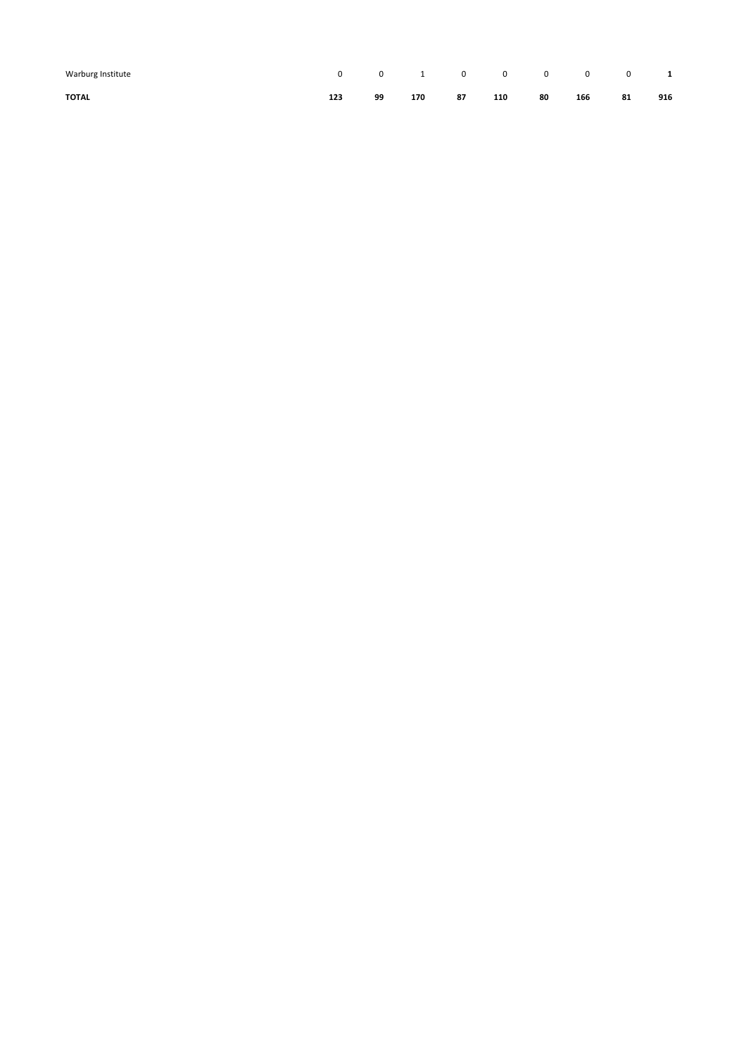| | | | | | | | | | |
|---|---|---|---|---|---|---|---|---|---|
| Warburg Institute | 0 | 0 | 1 | 0 | 0 | 0 | 0 | 0 | **1** |
| **TOTAL** | **123** | **99** | **170** | **87** | **110** | **80** | **166** | **81** | **916** |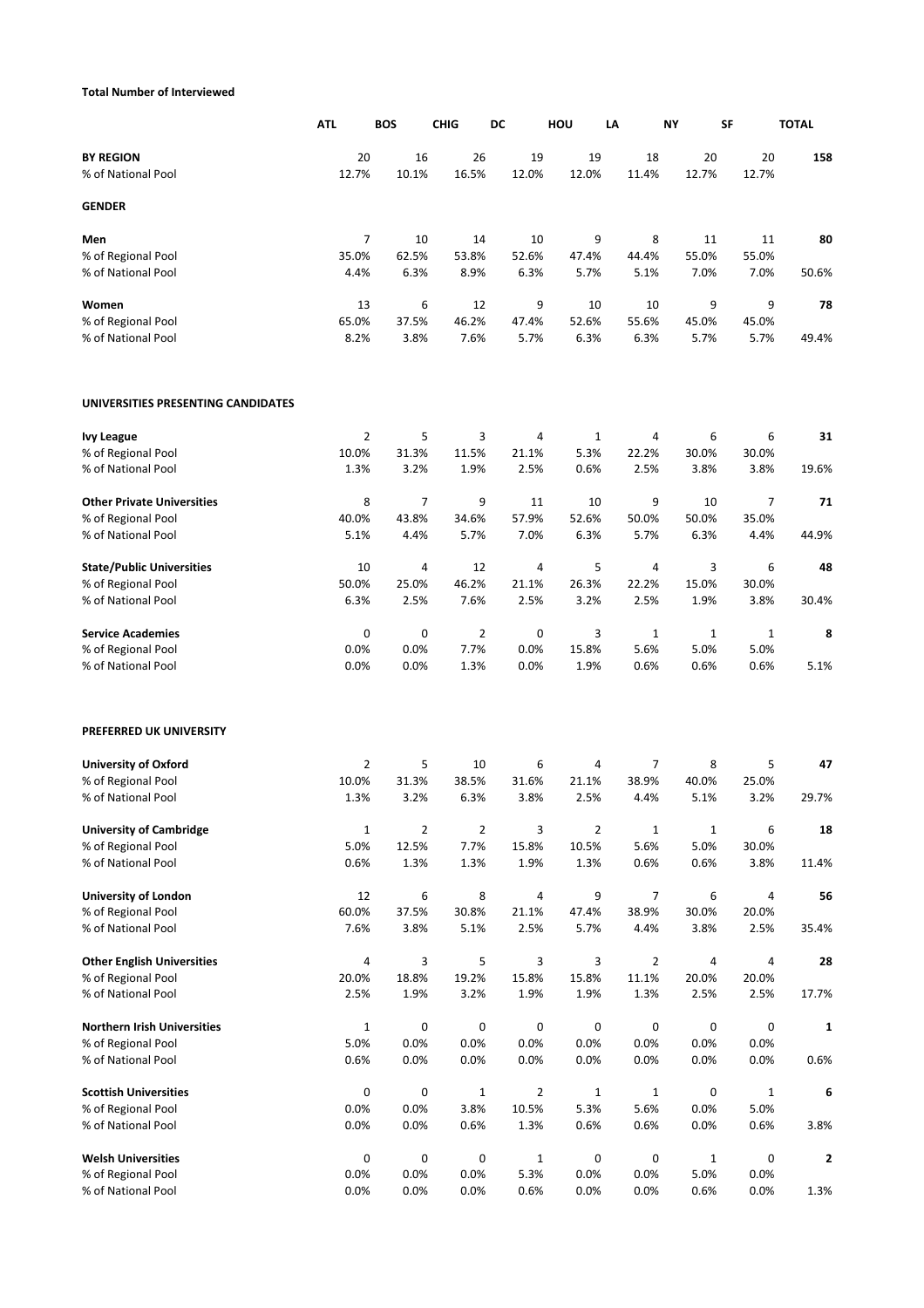**Total Number of Interviewed**

| | ATL | BOS | CHIG | DC | HOU | LA | NY | SF | TOTAL |
|---|---|---|---|---|---|---|---|---|---|
| **BY REGION** | 20 | 16 | 26 | 19 | 19 | 18 | 20 | 20 | **158** |
| % of National Pool | 12.7% | 10.1% | 16.5% | 12.0% | 12.0% | 11.4% | 12.7% | 12.7% | |
| **GENDER** | | | | | | | | | |
| **Men** | 7 | 10 | 14 | 10 | 9 | 8 | 11 | 11 | **80** |
| % of Regional Pool | 35.0% | 62.5% | 53.8% | 52.6% | 47.4% | 44.4% | 55.0% | 55.0% | |
| % of National Pool | 4.4% | 6.3% | 8.9% | 6.3% | 5.7% | 5.1% | 7.0% | 7.0% | 50.6% |
| **Women** | 13 | 6 | 12 | 9 | 10 | 10 | 9 | 9 | **78** |
| % of Regional Pool | 65.0% | 37.5% | 46.2% | 47.4% | 52.6% | 55.6% | 45.0% | 45.0% | |
| % of National Pool | 8.2% | 3.8% | 7.6% | 5.7% | 6.3% | 6.3% | 5.7% | 5.7% | 49.4% |
| **UNIVERSITIES PRESENTING CANDIDATES** | | | | | | | | | |
| **Ivy League** | 2 | 5 | 3 | 4 | 1 | 4 | 6 | 6 | **31** |
| % of Regional Pool | 10.0% | 31.3% | 11.5% | 21.1% | 5.3% | 22.2% | 30.0% | 30.0% | |
| % of National Pool | 1.3% | 3.2% | 1.9% | 2.5% | 0.6% | 2.5% | 3.8% | 3.8% | 19.6% |
| **Other Private Universities** | 8 | 7 | 9 | 11 | 10 | 9 | 10 | 7 | **71** |
| % of Regional Pool | 40.0% | 43.8% | 34.6% | 57.9% | 52.6% | 50.0% | 50.0% | 35.0% | |
| % of National Pool | 5.1% | 4.4% | 5.7% | 7.0% | 6.3% | 5.7% | 6.3% | 4.4% | 44.9% |
| **State/Public Universities** | 10 | 4 | 12 | 4 | 5 | 4 | 3 | 6 | **48** |
| % of Regional Pool | 50.0% | 25.0% | 46.2% | 21.1% | 26.3% | 22.2% | 15.0% | 30.0% | |
| % of National Pool | 6.3% | 2.5% | 7.6% | 2.5% | 3.2% | 2.5% | 1.9% | 3.8% | 30.4% |
| **Service Academies** | 0 | 0 | 2 | 0 | 3 | 1 | 1 | 1 | **8** |
| % of Regional Pool | 0.0% | 0.0% | 7.7% | 0.0% | 15.8% | 5.6% | 5.0% | 5.0% | |
| % of National Pool | 0.0% | 0.0% | 1.3% | 0.0% | 1.9% | 0.6% | 0.6% | 0.6% | 5.1% |
| **PREFERRED UK UNIVERSITY** | | | | | | | | | |
| **University of Oxford** | 2 | 5 | 10 | 6 | 4 | 7 | 8 | 5 | **47** |
| % of Regional Pool | 10.0% | 31.3% | 38.5% | 31.6% | 21.1% | 38.9% | 40.0% | 25.0% | |
| % of National Pool | 1.3% | 3.2% | 6.3% | 3.8% | 2.5% | 4.4% | 5.1% | 3.2% | 29.7% |
| **University of Cambridge** | 1 | 2 | 2 | 3 | 2 | 1 | 1 | 6 | **18** |
| % of Regional Pool | 5.0% | 12.5% | 7.7% | 15.8% | 10.5% | 5.6% | 5.0% | 30.0% | |
| % of National Pool | 0.6% | 1.3% | 1.3% | 1.9% | 1.3% | 0.6% | 0.6% | 3.8% | 11.4% |
| **University of London** | 12 | 6 | 8 | 4 | 9 | 7 | 6 | 4 | **56** |
| % of Regional Pool | 60.0% | 37.5% | 30.8% | 21.1% | 47.4% | 38.9% | 30.0% | 20.0% | |
| % of National Pool | 7.6% | 3.8% | 5.1% | 2.5% | 5.7% | 4.4% | 3.8% | 2.5% | 35.4% |
| **Other English Universities** | 4 | 3 | 5 | 3 | 3 | 2 | 4 | 4 | **28** |
| % of Regional Pool | 20.0% | 18.8% | 19.2% | 15.8% | 15.8% | 11.1% | 20.0% | 20.0% | |
| % of National Pool | 2.5% | 1.9% | 3.2% | 1.9% | 1.9% | 1.3% | 2.5% | 2.5% | 17.7% |
| **Northern Irish Universities** | 1 | 0 | 0 | 0 | 0 | 0 | 0 | 0 | **1** |
| % of Regional Pool | 5.0% | 0.0% | 0.0% | 0.0% | 0.0% | 0.0% | 0.0% | 0.0% | |
| % of National Pool | 0.6% | 0.0% | 0.0% | 0.0% | 0.0% | 0.0% | 0.0% | 0.0% | 0.6% |
| **Scottish Universities** | 0 | 0 | 1 | 2 | 1 | 1 | 0 | 1 | **6** |
| % of Regional Pool | 0.0% | 0.0% | 3.8% | 10.5% | 5.3% | 5.6% | 0.0% | 5.0% | |
| % of National Pool | 0.0% | 0.0% | 0.6% | 1.3% | 0.6% | 0.6% | 0.0% | 0.6% | 3.8% |
| **Welsh Universities** | 0 | 0 | 0 | 1 | 0 | 0 | 1 | 0 | **2** |
| % of Regional Pool | 0.0% | 0.0% | 0.0% | 5.3% | 0.0% | 0.0% | 5.0% | 0.0% | |
| % of National Pool | 0.0% | 0.0% | 0.0% | 0.6% | 0.0% | 0.0% | 0.6% | 0.0% | 1.3% |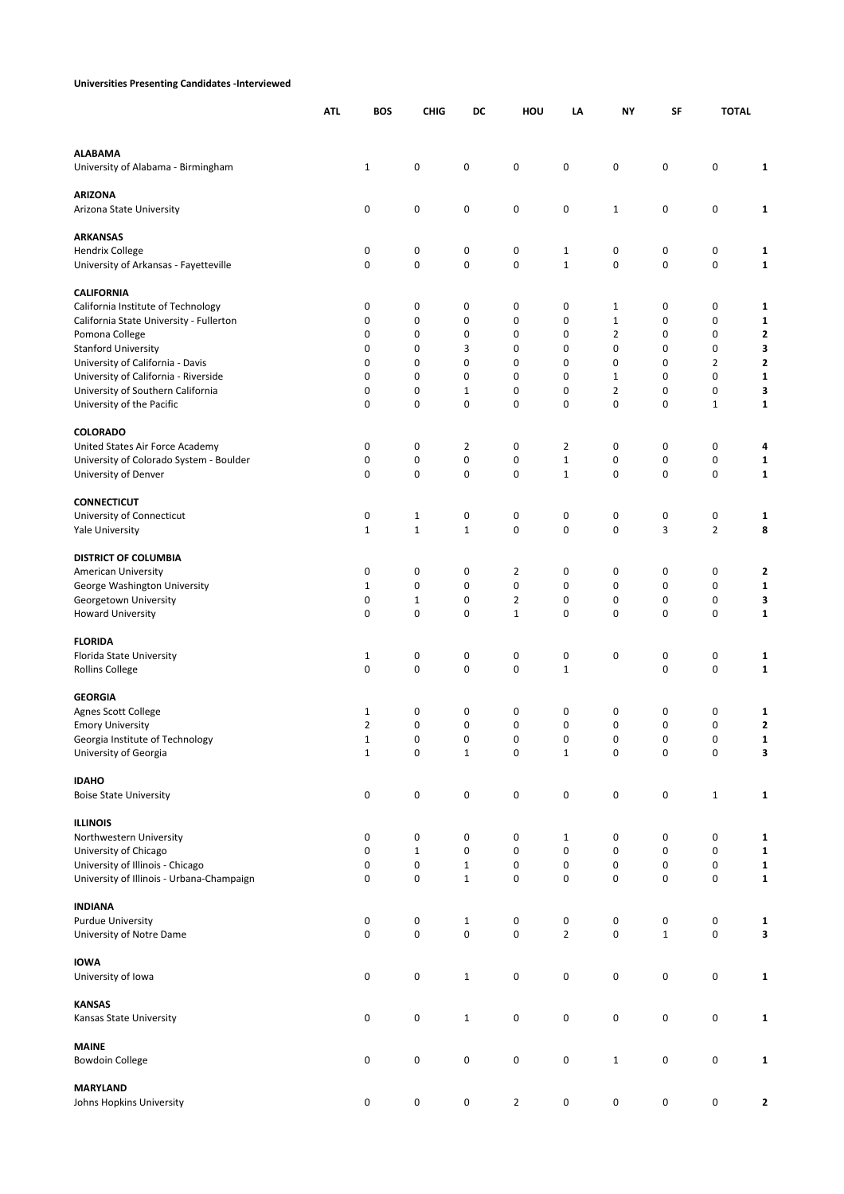**Universities Presenting Candidates -Interviewed**

| | ATL | BOS | CHIG | DC | HOU | LA | NY | SF | TOTAL |
|---|---|---|---|---|---|---|---|---|---|
| **ALABAMA** | | | | | | | | | |
| University of Alabama - Birmingham | 1 | 0 | 0 | 0 | 0 | 0 | 0 | 0 | **1** |
| **ARIZONA** | | | | | | | | | |
| Arizona State University | 0 | 0 | 0 | 0 | 0 | 1 | 0 | 0 | **1** |
| **ARKANSAS** | | | | | | | | | |
| Hendrix College | 0 | 0 | 0 | 0 | 1 | 0 | 0 | 0 | **1** |
| University of Arkansas - Fayetteville | 0 | 0 | 0 | 0 | 1 | 0 | 0 | 0 | **1** |
| **CALIFORNIA** | | | | | | | | | |
| California Institute of Technology | 0 | 0 | 0 | 0 | 0 | 1 | 0 | 0 | **1** |
| California State University - Fullerton | 0 | 0 | 0 | 0 | 0 | 1 | 0 | 0 | **1** |
| Pomona College | 0 | 0 | 0 | 0 | 0 | 2 | 0 | 0 | **2** |
| Stanford University | 0 | 0 | 3 | 0 | 0 | 0 | 0 | 0 | **3** |
| University of California - Davis | 0 | 0 | 0 | 0 | 0 | 0 | 0 | 2 | **2** |
| University of California - Riverside | 0 | 0 | 0 | 0 | 0 | 1 | 0 | 0 | **1** |
| University of Southern California | 0 | 0 | 1 | 0 | 0 | 2 | 0 | 0 | **3** |
| University of the Pacific | 0 | 0 | 0 | 0 | 0 | 0 | 0 | 1 | **1** |
| **COLORADO** | | | | | | | | | |
| United States Air Force Academy | 0 | 0 | 2 | 0 | 2 | 0 | 0 | 0 | **4** |
| University of Colorado System - Boulder | 0 | 0 | 0 | 0 | 1 | 0 | 0 | 0 | **1** |
| University of Denver | 0 | 0 | 0 | 0 | 1 | 0 | 0 | 0 | **1** |
| **CONNECTICUT** | | | | | | | | | |
| University of Connecticut | 0 | 1 | 0 | 0 | 0 | 0 | 0 | 0 | **1** |
| Yale University | 1 | 1 | 1 | 0 | 0 | 0 | 3 | 2 | **8** |
| **DISTRICT OF COLUMBIA** | | | | | | | | | |
| American University | 0 | 0 | 0 | 2 | 0 | 0 | 0 | 0 | **2** |
| George Washington University | 1 | 0 | 0 | 0 | 0 | 0 | 0 | 0 | **1** |
| Georgetown University | 0 | 1 | 0 | 2 | 0 | 0 | 0 | 0 | **3** |
| Howard University | 0 | 0 | 0 | 1 | 0 | 0 | 0 | 0 | **1** |
| **FLORIDA** | | | | | | | | | |
| Florida State University | 1 | 0 | 0 | 0 | 0 | 0 | 0 | 0 | **1** |
| Rollins College | 0 | 0 | 0 | 0 | 1 | | 0 | 0 | **1** |
| **GEORGIA** | | | | | | | | | |
| Agnes Scott College | 1 | 0 | 0 | 0 | 0 | 0 | 0 | 0 | **1** |
| Emory University | 2 | 0 | 0 | 0 | 0 | 0 | 0 | 0 | **2** |
| Georgia Institute of Technology | 1 | 0 | 0 | 0 | 0 | 0 | 0 | 0 | **1** |
| University of Georgia | 1 | 0 | 1 | 0 | 1 | 0 | 0 | 0 | **3** |
| **IDAHO** | | | | | | | | | |
| Boise State University | 0 | 0 | 0 | 0 | 0 | 0 | 0 | 1 | **1** |
| **ILLINOIS** | | | | | | | | | |
| Northwestern University | 0 | 0 | 0 | 0 | 1 | 0 | 0 | 0 | **1** |
| University of Chicago | 0 | 1 | 0 | 0 | 0 | 0 | 0 | 0 | **1** |
| University of Illinois - Chicago | 0 | 0 | 1 | 0 | 0 | 0 | 0 | 0 | **1** |
| University of Illinois - Urbana-Champaign | 0 | 0 | 1 | 0 | 0 | 0 | 0 | 0 | **1** |
| **INDIANA** | | | | | | | | | |
| Purdue University | 0 | 0 | 1 | 0 | 0 | 0 | 0 | 0 | **1** |
| University of Notre Dame | 0 | 0 | 0 | 0 | 2 | 0 | 1 | 0 | **3** |
| **IOWA** | | | | | | | | | |
| University of Iowa | 0 | 0 | 1 | 0 | 0 | 0 | 0 | 0 | **1** |
| **KANSAS** | | | | | | | | | |
| Kansas State University | 0 | 0 | 1 | 0 | 0 | 0 | 0 | 0 | **1** |
| **MAINE** | | | | | | | | | |
| Bowdoin College | 0 | 0 | 0 | 0 | 0 | 1 | 0 | 0 | **1** |
| **MARYLAND** | | | | | | | | | |
| Johns Hopkins University | 0 | 0 | 0 | 2 | 0 | 0 | 0 | 0 | **2** |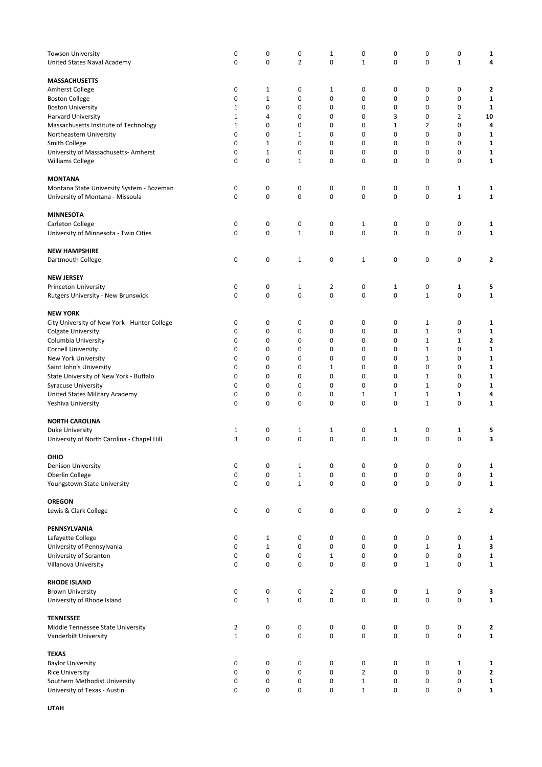| | | | | | | | | | |
|---|---|---|---|---|---|---|---|---|---|
| Towson University | 0 | 0 | 0 | 1 | 0 | 0 | 0 | 0 | **1** |
| United States Naval Academy | 0 | 0 | 2 | 0 | 1 | 0 | 0 | 1 | **4** |
| | | | | | | | | | |
| **MASSACHUSETTS** | | | | | | | | | |
| Amherst College | 0 | 1 | 0 | 1 | 0 | 0 | 0 | 0 | **2** |
| Boston College | 0 | 1 | 0 | 0 | 0 | 0 | 0 | 0 | **1** |
| Boston University | 1 | 0 | 0 | 0 | 0 | 0 | 0 | 0 | **1** |
| Harvard University | 1 | 4 | 0 | 0 | 0 | 3 | 0 | 2 | **10** |
| Massachusetts Institute of Technology | 1 | 0 | 0 | 0 | 0 | 1 | 2 | 0 | **4** |
| Northeastern University | 0 | 0 | 1 | 0 | 0 | 0 | 0 | 0 | **1** |
| Smith College | 0 | 1 | 0 | 0 | 0 | 0 | 0 | 0 | **1** |
| University of Massachusetts- Amherst | 0 | 1 | 0 | 0 | 0 | 0 | 0 | 0 | **1** |
| Williams College | 0 | 0 | 1 | 0 | 0 | 0 | 0 | 0 | **1** |
| | | | | | | | | | |
| **MONTANA** | | | | | | | | | |
| Montana State University System - Bozeman | 0 | 0 | 0 | 0 | 0 | 0 | 0 | 1 | **1** |
| University of Montana - Missoula | 0 | 0 | 0 | 0 | 0 | 0 | 0 | 1 | **1** |
| | | | | | | | | | |
| **MINNESOTA** | | | | | | | | | |
| Carleton College | 0 | 0 | 0 | 0 | 1 | 0 | 0 | 0 | **1** |
| University of Minnesota - Twin Cities | 0 | 0 | 1 | 0 | 0 | 0 | 0 | 0 | **1** |
| | | | | | | | | | |
| **NEW HAMPSHIRE** | | | | | | | | | |
| Dartmouth College | 0 | 0 | 1 | 0 | 1 | 0 | 0 | 0 | **2** |
| | | | | | | | | | |
| **NEW JERSEY** | | | | | | | | | |
| Princeton University | 0 | 0 | 1 | 2 | 0 | 1 | 0 | 1 | **5** |
| Rutgers University - New Brunswick | 0 | 0 | 0 | 0 | 0 | 0 | 1 | 0 | **1** |
| | | | | | | | | | |
| **NEW YORK** | | | | | | | | | |
| City University of New York - Hunter College | 0 | 0 | 0 | 0 | 0 | 0 | 1 | 0 | **1** |
| Colgate University | 0 | 0 | 0 | 0 | 0 | 0 | 1 | 0 | **1** |
| Columbia University | 0 | 0 | 0 | 0 | 0 | 0 | 1 | 1 | **2** |
| Cornell University | 0 | 0 | 0 | 0 | 0 | 0 | 1 | 0 | **1** |
| New York University | 0 | 0 | 0 | 0 | 0 | 0 | 1 | 0 | **1** |
| Saint John's University | 0 | 0 | 0 | 1 | 0 | 0 | 0 | 0 | **1** |
| State University of New York - Buffalo | 0 | 0 | 0 | 0 | 0 | 0 | 1 | 0 | **1** |
| Syracuse University | 0 | 0 | 0 | 0 | 0 | 0 | 1 | 0 | **1** |
| United States Military Academy | 0 | 0 | 0 | 0 | 1 | 1 | 1 | 1 | **4** |
| Yeshiva University | 0 | 0 | 0 | 0 | 0 | 0 | 1 | 0 | **1** |
| | | | | | | | | | |
| **NORTH CAROLINA** | | | | | | | | | |
| Duke University | 1 | 0 | 1 | 1 | 0 | 1 | 0 | 1 | **5** |
| University of North Carolina - Chapel Hill | 3 | 0 | 0 | 0 | 0 | 0 | 0 | 0 | **3** |
| | | | | | | | | | |
| **OHIO** | | | | | | | | | |
| Denison University | 0 | 0 | 1 | 0 | 0 | 0 | 0 | 0 | **1** |
| Oberlin College | 0 | 0 | 1 | 0 | 0 | 0 | 0 | 0 | **1** |
| Youngstown State University | 0 | 0 | 1 | 0 | 0 | 0 | 0 | 0 | **1** |
| | | | | | | | | | |
| **OREGON** | | | | | | | | | |
| Lewis & Clark College | 0 | 0 | 0 | 0 | 0 | 0 | 0 | 2 | **2** |
| | | | | | | | | | |
| **PENNSYLVANIA** | | | | | | | | | |
| Lafayette College | 0 | 1 | 0 | 0 | 0 | 0 | 0 | 0 | **1** |
| University of Pennsylvania | 0 | 1 | 0 | 0 | 0 | 0 | 1 | 1 | **3** |
| University of Scranton | 0 | 0 | 0 | 1 | 0 | 0 | 0 | 0 | **1** |
| Villanova University | 0 | 0 | 0 | 0 | 0 | 0 | 1 | 0 | **1** |
| | | | | | | | | | |
| **RHODE ISLAND** | | | | | | | | | |
| Brown University | 0 | 0 | 0 | 2 | 0 | 0 | 1 | 0 | **3** |
| University of Rhode Island | 0 | 1 | 0 | 0 | 0 | 0 | 0 | 0 | **1** |
| | | | | | | | | | |
| **TENNESSEE** | | | | | | | | | |
| Middle Tennessee State University | 2 | 0 | 0 | 0 | 0 | 0 | 0 | 0 | **2** |
| Vanderbilt University | 1 | 0 | 0 | 0 | 0 | 0 | 0 | 0 | **1** |
| | | | | | | | | | |
| **TEXAS** | | | | | | | | | |
| Baylor University | 0 | 0 | 0 | 0 | 0 | 0 | 0 | 1 | **1** |
| Rice University | 0 | 0 | 0 | 0 | 2 | 0 | 0 | 0 | **2** |
| Southern Methodist University | 0 | 0 | 0 | 0 | 1 | 0 | 0 | 0 | **1** |
| University of Texas - Austin | 0 | 0 | 0 | 0 | 1 | 0 | 0 | 0 | **1** |
| | | | | | | | | | |
| **UTAH** | | | | | | | | | |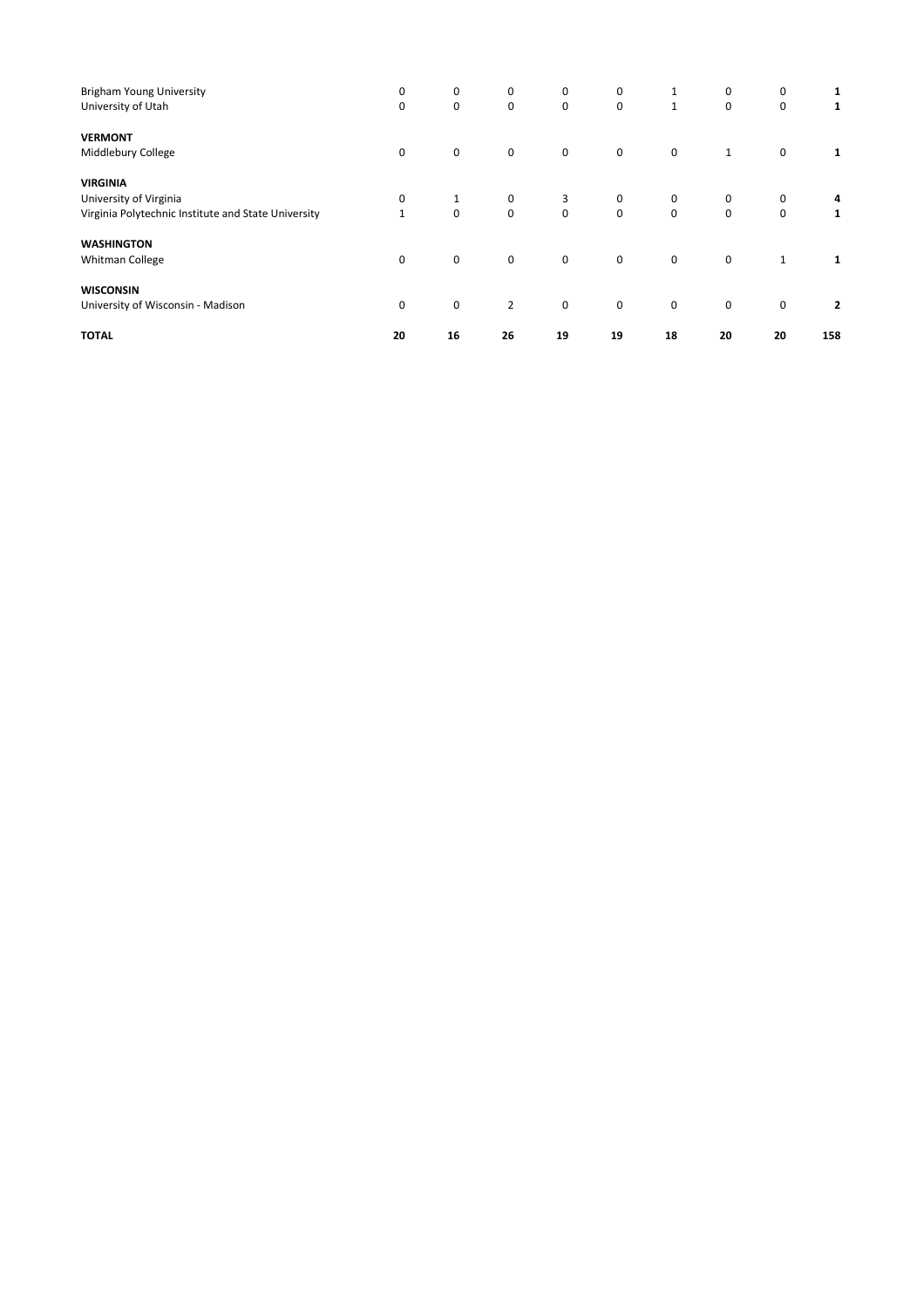| | | | | | | | | | |
|---|---|---|---|---|---|---|---|---|---|
| Brigham Young University | 0 | 0 | 0 | 0 | 0 | 1 | 0 | 0 | **1** |
| University of Utah | 0 | 0 | 0 | 0 | 0 | 1 | 0 | 0 | **1** |
| | | | | | | | | | |
| **VERMONT** | | | | | | | | | |
| Middlebury College | 0 | 0 | 0 | 0 | 0 | 0 | 1 | 0 | **1** |
| | | | | | | | | | |
| **VIRGINIA** | | | | | | | | | |
| University of Virginia | 0 | 1 | 0 | 3 | 0 | 0 | 0 | 0 | **4** |
| Virginia Polytechnic Institute and State University | 1 | 0 | 0 | 0 | 0 | 0 | 0 | 0 | **1** |
| | | | | | | | | | |
| **WASHINGTON** | | | | | | | | | |
| Whitman College | 0 | 0 | 0 | 0 | 0 | 0 | 0 | 1 | **1** |
| | | | | | | | | | |
| **WISCONSIN** | | | | | | | | | |
| University of Wisconsin - Madison | 0 | 0 | 2 | 0 | 0 | 0 | 0 | 0 | **2** |
| | | | | | | | | | |
| **TOTAL** | **20** | **16** | **26** | **19** | **19** | **18** | **20** | **20** | **158** |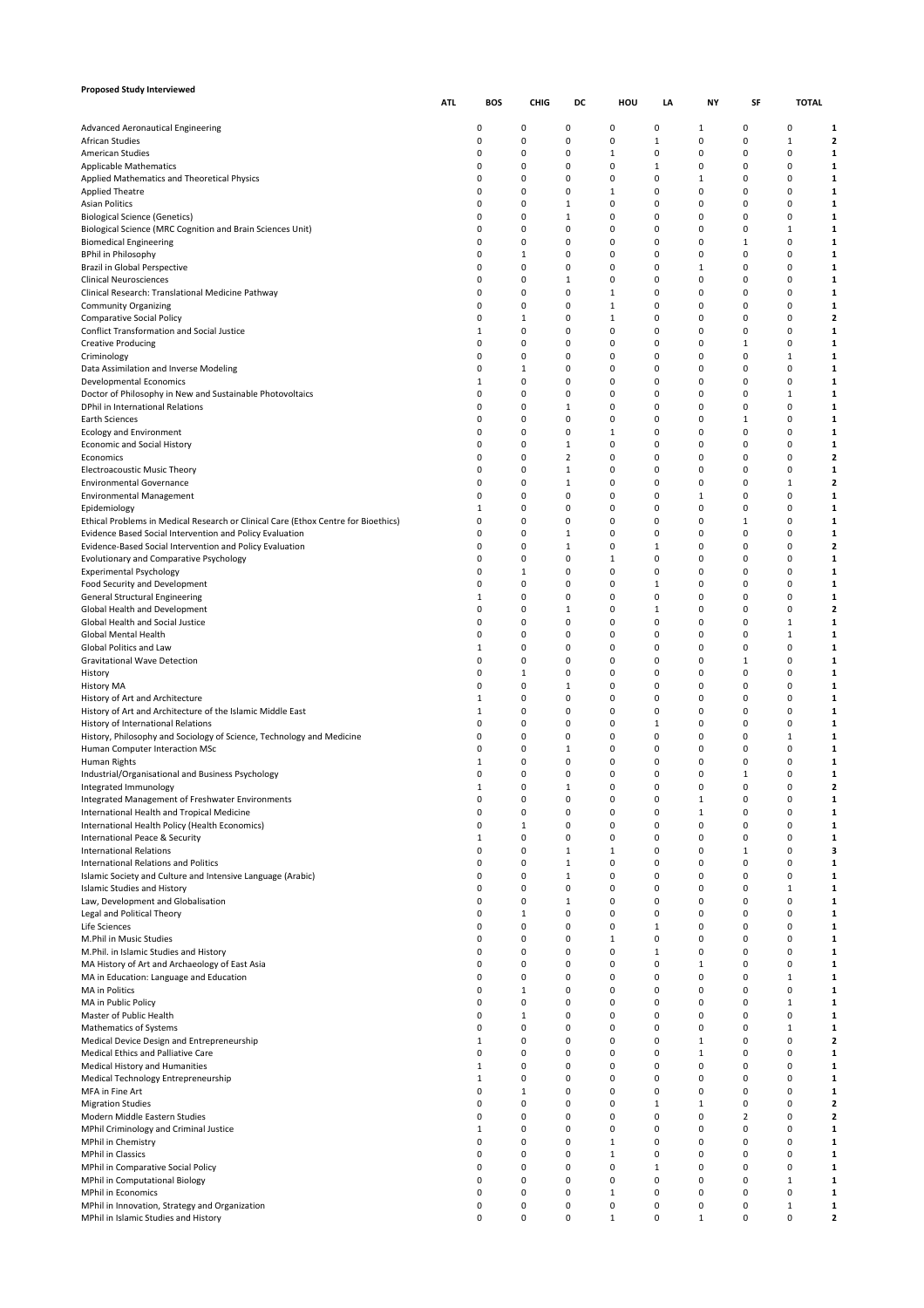**Proposed Study Interviewed**

| | ATL | BOS | CHIG | DC | HOU | LA | NY | SF | TOTAL |
|---|---|---|---|---|---|---|---|---|---|
| Advanced Aeronautical Engineering | 0 | 0 | 0 | 0 | 0 | 1 | 0 | 0 | **1** |
| African Studies | 0 | 0 | 0 | 0 | 1 | 0 | 0 | 1 | **2** |
| American Studies | 0 | 0 | 0 | 1 | 0 | 0 | 0 | 0 | **1** |
| Applicable Mathematics | 0 | 0 | 0 | 0 | 1 | 0 | 0 | 0 | **1** |
| Applied Mathematics and Theoretical Physics | 0 | 0 | 0 | 0 | 0 | 1 | 0 | 0 | **1** |
| Applied Theatre | 0 | 0 | 0 | 1 | 0 | 0 | 0 | 0 | **1** |
| Asian Politics | 0 | 0 | 1 | 0 | 0 | 0 | 0 | 0 | **1** |
| Biological Science (Genetics) | 0 | 0 | 1 | 0 | 0 | 0 | 0 | 0 | **1** |
| Biological Science (MRC Cognition and Brain Sciences Unit) | 0 | 0 | 0 | 0 | 0 | 0 | 0 | 1 | **1** |
| Biomedical Engineering | 0 | 0 | 0 | 0 | 0 | 0 | 1 | 0 | **1** |
| BPhil in Philosophy | 0 | 1 | 0 | 0 | 0 | 0 | 0 | 0 | **1** |
| Brazil in Global Perspective | 0 | 0 | 0 | 0 | 0 | 1 | 0 | 0 | **1** |
| Clinical Neurosciences | 0 | 0 | 1 | 0 | 0 | 0 | 0 | 0 | **1** |
| Clinical Research: Translational Medicine Pathway | 0 | 0 | 0 | 1 | 0 | 0 | 0 | 0 | **1** |
| Community Organizing | 0 | 0 | 0 | 1 | 0 | 0 | 0 | 0 | **1** |
| Comparative Social Policy | 0 | 1 | 0 | 1 | 0 | 0 | 0 | 0 | **2** |
| Conflict Transformation and Social Justice | 1 | 0 | 0 | 0 | 0 | 0 | 0 | 0 | **1** |
| Creative Producing | 0 | 0 | 0 | 0 | 0 | 0 | 1 | 0 | **1** |
| Criminology | 0 | 0 | 0 | 0 | 0 | 0 | 0 | 1 | **1** |
| Data Assimilation and Inverse Modeling | 0 | 1 | 0 | 0 | 0 | 0 | 0 | 0 | **1** |
| Developmental Economics | 1 | 0 | 0 | 0 | 0 | 0 | 0 | 0 | **1** |
| Doctor of Philosophy in New and Sustainable Photovoltaics | 0 | 0 | 0 | 0 | 0 | 0 | 0 | 1 | **1** |
| DPhil in International Relations | 0 | 0 | 1 | 0 | 0 | 0 | 0 | 0 | **1** |
| Earth Sciences | 0 | 0 | 0 | 0 | 0 | 0 | 1 | 0 | **1** |
| Ecology and Environment | 0 | 0 | 0 | 1 | 0 | 0 | 0 | 0 | **1** |
| Economic and Social History | 0 | 0 | 1 | 0 | 0 | 0 | 0 | 0 | **1** |
| Economics | 0 | 0 | 2 | 0 | 0 | 0 | 0 | 0 | **2** |
| Electroacoustic Music Theory | 0 | 0 | 1 | 0 | 0 | 0 | 0 | 0 | **1** |
| Environmental Governance | 0 | 0 | 1 | 0 | 0 | 0 | 0 | 1 | **2** |
| Environmental Management | 0 | 0 | 0 | 0 | 0 | 1 | 0 | 0 | **1** |
| Epidemiology | 1 | 0 | 0 | 0 | 0 | 0 | 0 | 0 | **1** |
| Ethical Problems in Medical Research or Clinical Care (Ethox Centre for Bioethics) | 0 | 0 | 0 | 0 | 0 | 0 | 1 | 0 | **1** |
| Evidence Based Social Intervention and Policy Evaluation | 0 | 0 | 1 | 0 | 0 | 0 | 0 | 0 | **1** |
| Evidence-Based Social Intervention and Policy Evaluation | 0 | 0 | 1 | 0 | 1 | 0 | 0 | 0 | **2** |
| Evolutionary and Comparative Psychology | 0 | 0 | 0 | 1 | 0 | 0 | 0 | 0 | **1** |
| Experimental Psychology | 0 | 1 | 0 | 0 | 0 | 0 | 0 | 0 | **1** |
| Food Security and Development | 0 | 0 | 0 | 0 | 1 | 0 | 0 | 0 | **1** |
| General Structural Engineering | 1 | 0 | 0 | 0 | 0 | 0 | 0 | 0 | **1** |
| Global Health and Development | 0 | 0 | 1 | 0 | 1 | 0 | 0 | 0 | **2** |
| Global Health and Social Justice | 0 | 0 | 0 | 0 | 0 | 0 | 0 | 1 | **1** |
| Global Mental Health | 0 | 0 | 0 | 0 | 0 | 0 | 0 | 1 | **1** |
| Global Politics and Law | 1 | 0 | 0 | 0 | 0 | 0 | 0 | 0 | **1** |
| Gravitational Wave Detection | 0 | 0 | 0 | 0 | 0 | 0 | 1 | 0 | **1** |
| History | 0 | 1 | 0 | 0 | 0 | 0 | 0 | 0 | **1** |
| History MA | 0 | 0 | 1 | 0 | 0 | 0 | 0 | 0 | **1** |
| History of Art and Architecture | 1 | 0 | 0 | 0 | 0 | 0 | 0 | 0 | **1** |
| History of Art and Architecture of the Islamic Middle East | 1 | 0 | 0 | 0 | 0 | 0 | 0 | 0 | **1** |
| History of International Relations | 0 | 0 | 0 | 0 | 1 | 0 | 0 | 0 | **1** |
| History, Philosophy and Sociology of Science, Technology and Medicine | 0 | 0 | 0 | 0 | 0 | 0 | 0 | 1 | **1** |
| Human Computer Interaction MSc | 0 | 0 | 1 | 0 | 0 | 0 | 0 | 0 | **1** |
| Human Rights | 1 | 0 | 0 | 0 | 0 | 0 | 0 | 0 | **1** |
| Industrial/Organisational and Business Psychology | 0 | 0 | 0 | 0 | 0 | 0 | 1 | 0 | **1** |
| Integrated Immunology | 1 | 0 | 1 | 0 | 0 | 0 | 0 | 0 | **2** |
| Integrated Management of Freshwater Environments | 0 | 0 | 0 | 0 | 0 | 1 | 0 | 0 | **1** |
| International Health and Tropical Medicine | 0 | 0 | 0 | 0 | 0 | 1 | 0 | 0 | **1** |
| International Health Policy (Health Economics) | 0 | 1 | 0 | 0 | 0 | 0 | 0 | 0 | **1** |
| International Peace & Security | 1 | 0 | 0 | 0 | 0 | 0 | 0 | 0 | **1** |
| International Relations | 0 | 0 | 1 | 1 | 0 | 0 | 1 | 0 | **3** |
| International Relations and Politics | 0 | 0 | 1 | 0 | 0 | 0 | 0 | 0 | **1** |
| Islamic Society and Culture and Intensive Language (Arabic) | 0 | 0 | 1 | 0 | 0 | 0 | 0 | 0 | **1** |
| Islamic Studies and History | 0 | 0 | 0 | 0 | 0 | 0 | 0 | 1 | **1** |
| Law, Development and Globalisation | 0 | 0 | 1 | 0 | 0 | 0 | 0 | 0 | **1** |
| Legal and Political Theory | 0 | 1 | 0 | 0 | 0 | 0 | 0 | 0 | **1** |
| Life Sciences | 0 | 0 | 0 | 0 | 1 | 0 | 0 | 0 | **1** |
| M.Phil in Music Studies | 0 | 0 | 0 | 1 | 0 | 0 | 0 | 0 | **1** |
| M.Phil. in Islamic Studies and History | 0 | 0 | 0 | 0 | 1 | 0 | 0 | 0 | **1** |
| MA History of Art and Archaeology of East Asia | 0 | 0 | 0 | 0 | 0 | 1 | 0 | 0 | **1** |
| MA in Education: Language and Education | 0 | 0 | 0 | 0 | 0 | 0 | 0 | 1 | **1** |
| MA in Politics | 0 | 1 | 0 | 0 | 0 | 0 | 0 | 0 | **1** |
| MA in Public Policy | 0 | 0 | 0 | 0 | 0 | 0 | 0 | 1 | **1** |
| Master of Public Health | 0 | 1 | 0 | 0 | 0 | 0 | 0 | 0 | **1** |
| Mathematics of Systems | 0 | 0 | 0 | 0 | 0 | 0 | 0 | 1 | **1** |
| Medical Device Design and Entrepreneurship | 1 | 0 | 0 | 0 | 0 | 1 | 0 | 0 | **2** |
| Medical Ethics and Palliative Care | 0 | 0 | 0 | 0 | 0 | 1 | 0 | 0 | **1** |
| Medical History and Humanities | 1 | 0 | 0 | 0 | 0 | 0 | 0 | 0 | **1** |
| Medical Technology Entrepreneurship | 1 | 0 | 0 | 0 | 0 | 0 | 0 | 0 | **1** |
| MFA in Fine Art | 0 | 1 | 0 | 0 | 0 | 0 | 0 | 0 | **1** |
| Migration Studies | 0 | 0 | 0 | 0 | 1 | 1 | 0 | 0 | **2** |
| Modern Middle Eastern Studies | 0 | 0 | 0 | 0 | 0 | 0 | 2 | 0 | **2** |
| MPhil Criminology and Criminal Justice | 1 | 0 | 0 | 0 | 0 | 0 | 0 | 0 | **1** |
| MPhil in Chemistry | 0 | 0 | 0 | 1 | 0 | 0 | 0 | 0 | **1** |
| MPhil in Classics | 0 | 0 | 0 | 1 | 0 | 0 | 0 | 0 | **1** |
| MPhil in Comparative Social Policy | 0 | 0 | 0 | 0 | 1 | 0 | 0 | 0 | **1** |
| MPhil in Computational Biology | 0 | 0 | 0 | 0 | 0 | 0 | 0 | 1 | **1** |
| MPhil in Economics | 0 | 0 | 0 | 1 | 0 | 0 | 0 | 0 | **1** |
| MPhil in Innovation, Strategy and Organization | 0 | 0 | 0 | 0 | 0 | 0 | 0 | 1 | **1** |
| MPhil in Islamic Studies and History | 0 | 0 | 0 | 1 | 0 | 1 | 0 | 0 | **2** |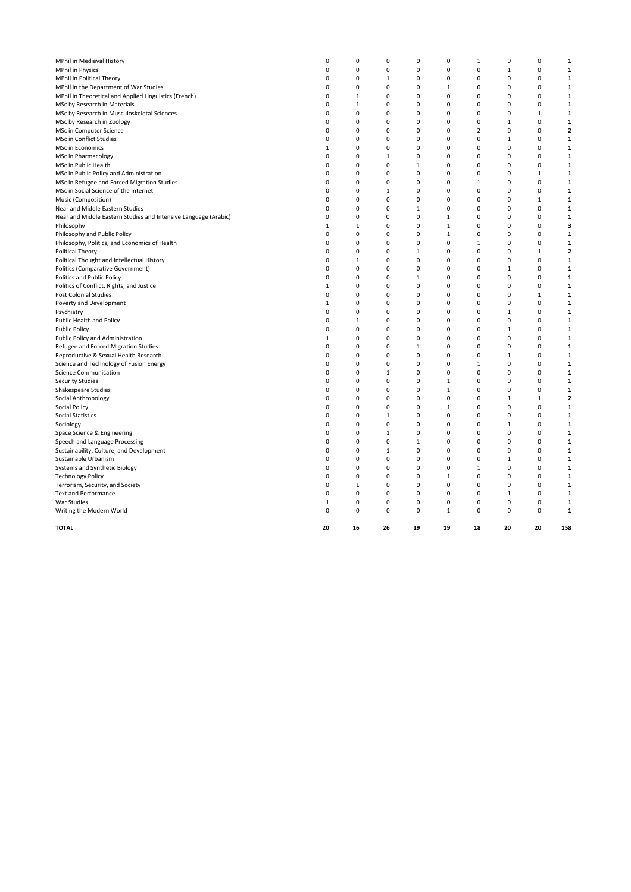| | | | | | | | | | |
|---|---|---|---|---|---|---|---|---|---|
| MPhil in Medieval History | 0 | 0 | 0 | 0 | 0 | 1 | 0 | 0 | **1** |
| MPhil in Physics | 0 | 0 | 0 | 0 | 0 | 0 | 1 | 0 | **1** |
| MPhil in Political Theory | 0 | 0 | 1 | 0 | 0 | 0 | 0 | 0 | **1** |
| MPhil in the Department of War Studies | 0 | 0 | 0 | 0 | 1 | 0 | 0 | 0 | **1** |
| MPhil in Theoretical and Applied Linguistics (French) | 0 | 1 | 0 | 0 | 0 | 0 | 0 | 0 | **1** |
| MSc by Research in Materials | 0 | 1 | 0 | 0 | 0 | 0 | 0 | 0 | **1** |
| MSc by Research in Musculoskeletal Sciences | 0 | 0 | 0 | 0 | 0 | 0 | 0 | 1 | **1** |
| MSc by Research in Zoology | 0 | 0 | 0 | 0 | 0 | 0 | 1 | 0 | **1** |
| MSc in Computer Science | 0 | 0 | 0 | 0 | 0 | 2 | 0 | 0 | **2** |
| MSc in Conflict Studies | 0 | 0 | 0 | 0 | 0 | 0 | 1 | 0 | **1** |
| MSc in Economics | 1 | 0 | 0 | 0 | 0 | 0 | 0 | 0 | **1** |
| MSc in Pharmacology | 0 | 0 | 1 | 0 | 0 | 0 | 0 | 0 | **1** |
| MSc in Public Health | 0 | 0 | 0 | 1 | 0 | 0 | 0 | 0 | **1** |
| MSc in Public Policy and Administration | 0 | 0 | 0 | 0 | 0 | 0 | 0 | 1 | **1** |
| MSc in Refugee and Forced Migration Studies | 0 | 0 | 0 | 0 | 0 | 1 | 0 | 0 | **1** |
| MSc in Social Science of the Internet | 0 | 0 | 1 | 0 | 0 | 0 | 0 | 0 | **1** |
| Music (Composition) | 0 | 0 | 0 | 0 | 0 | 0 | 0 | 1 | **1** |
| Near and Middle Eastern Studies | 0 | 0 | 0 | 1 | 0 | 0 | 0 | 0 | **1** |
| Near and Middle Eastern Studies and Intensive Language (Arabic) | 0 | 0 | 0 | 0 | 1 | 0 | 0 | 0 | **1** |
| Philosophy | 1 | 1 | 0 | 0 | 1 | 0 | 0 | 0 | **3** |
| Philosophy and Public Policy | 0 | 0 | 0 | 0 | 1 | 0 | 0 | 0 | **1** |
| Philosophy, Politics, and Economics of Health | 0 | 0 | 0 | 0 | 0 | 1 | 0 | 0 | **1** |
| Political Theory | 0 | 0 | 0 | 1 | 0 | 0 | 0 | 1 | **2** |
| Political Thought and Intellectual History | 0 | 1 | 0 | 0 | 0 | 0 | 0 | 0 | **1** |
| Politics (Comparative Government) | 0 | 0 | 0 | 0 | 0 | 0 | 1 | 0 | **1** |
| Politics and Public Policy | 0 | 0 | 0 | 1 | 0 | 0 | 0 | 0 | **1** |
| Politics of Conflict, Rights, and Justice | 1 | 0 | 0 | 0 | 0 | 0 | 0 | 0 | **1** |
| Post Colonial Studies | 0 | 0 | 0 | 0 | 0 | 0 | 0 | 1 | **1** |
| Poverty and Development | 1 | 0 | 0 | 0 | 0 | 0 | 0 | 0 | **1** |
| Psychiatry | 0 | 0 | 0 | 0 | 0 | 0 | 1 | 0 | **1** |
| Public Health and Policy | 0 | 1 | 0 | 0 | 0 | 0 | 0 | 0 | **1** |
| Public Policy | 0 | 0 | 0 | 0 | 0 | 0 | 1 | 0 | **1** |
| Public Policy and Administration | 1 | 0 | 0 | 0 | 0 | 0 | 0 | 0 | **1** |
| Refugee and Forced Migration Studies | 0 | 0 | 0 | 1 | 0 | 0 | 0 | 0 | **1** |
| Reproductive & Sexual Health Research | 0 | 0 | 0 | 0 | 0 | 0 | 1 | 0 | **1** |
| Science and Technology of Fusion Energy | 0 | 0 | 0 | 0 | 0 | 1 | 0 | 0 | **1** |
| Science Communication | 0 | 0 | 1 | 0 | 0 | 0 | 0 | 0 | **1** |
| Security Studies | 0 | 0 | 0 | 0 | 1 | 0 | 0 | 0 | **1** |
| Shakespeare Studies | 0 | 0 | 0 | 0 | 1 | 0 | 0 | 0 | **1** |
| Social Anthropology | 0 | 0 | 0 | 0 | 0 | 0 | 1 | 1 | **2** |
| Social Policy | 0 | 0 | 0 | 0 | 1 | 0 | 0 | 0 | **1** |
| Social Statistics | 0 | 0 | 1 | 0 | 0 | 0 | 0 | 0 | **1** |
| Sociology | 0 | 0 | 0 | 0 | 0 | 0 | 1 | 0 | **1** |
| Space Science & Engineering | 0 | 0 | 1 | 0 | 0 | 0 | 0 | 0 | **1** |
| Speech and Language Processing | 0 | 0 | 0 | 1 | 0 | 0 | 0 | 0 | **1** |
| Sustainability, Culture, and Development | 0 | 0 | 1 | 0 | 0 | 0 | 0 | 0 | **1** |
| Sustainable Urbanism | 0 | 0 | 0 | 0 | 0 | 0 | 1 | 0 | **1** |
| Systems and Synthetic Biology | 0 | 0 | 0 | 0 | 0 | 1 | 0 | 0 | **1** |
| Technology Policy | 0 | 0 | 0 | 0 | 1 | 0 | 0 | 0 | **1** |
| Terrorism, Security, and Society | 0 | 1 | 0 | 0 | 0 | 0 | 0 | 0 | **1** |
| Text and Performance | 0 | 0 | 0 | 0 | 0 | 0 | 1 | 0 | **1** |
| War Studies | 1 | 0 | 0 | 0 | 0 | 0 | 0 | 0 | **1** |
| Writing the Modern World | 0 | 0 | 0 | 0 | 1 | 0 | 0 | 0 | **1** |
| **TOTAL** | **20** | **16** | **26** | **19** | **19** | **18** | **20** | **20** | **158** |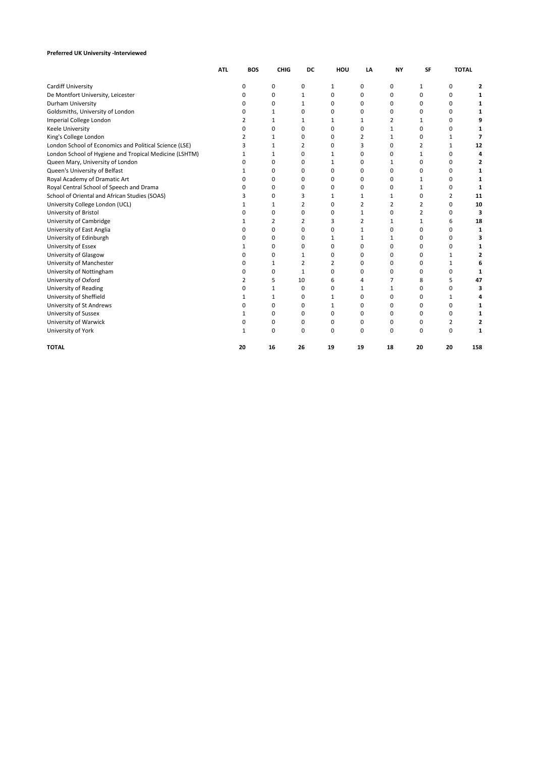**Preferred UK University -Interviewed**

| | ATL | BOS | CHIG | DC | HOU | LA | NY | SF | TOTAL |
|---|---|---|---|---|---|---|---|---|---|
| Cardiff University | 0 | 0 | 0 | 1 | 0 | 0 | 1 | 0 | **2** |
| De Montfort University, Leicester | 0 | 0 | 1 | 0 | 0 | 0 | 0 | 0 | **1** |
| Durham University | 0 | 0 | 1 | 0 | 0 | 0 | 0 | 0 | **1** |
| Goldsmiths, University of London | 0 | 1 | 0 | 0 | 0 | 0 | 0 | 0 | **1** |
| Imperial College London | 2 | 1 | 1 | 1 | 1 | 2 | 1 | 0 | **9** |
| Keele University | 0 | 0 | 0 | 0 | 0 | 1 | 0 | 0 | **1** |
| King's College London | 2 | 1 | 0 | 0 | 2 | 1 | 0 | 1 | **7** |
| London School of Economics and Political Science (LSE) | 3 | 1 | 2 | 0 | 3 | 0 | 2 | 1 | **12** |
| London School of Hygiene and Tropical Medicine (LSHTM) | 1 | 1 | 0 | 1 | 0 | 0 | 1 | 0 | **4** |
| Queen Mary, University of London | 0 | 0 | 0 | 1 | 0 | 1 | 0 | 0 | **2** |
| Queen's University of Belfast | 1 | 0 | 0 | 0 | 0 | 0 | 0 | 0 | **1** |
| Royal Academy of Dramatic Art | 0 | 0 | 0 | 0 | 0 | 0 | 1 | 0 | **1** |
| Royal Central School of Speech and Drama | 0 | 0 | 0 | 0 | 0 | 0 | 1 | 0 | **1** |
| School of Oriental and African Studies (SOAS) | 3 | 0 | 3 | 1 | 1 | 1 | 0 | 2 | **11** |
| University College London (UCL) | 1 | 1 | 2 | 0 | 2 | 2 | 2 | 0 | **10** |
| University of Bristol | 0 | 0 | 0 | 0 | 1 | 0 | 2 | 0 | **3** |
| University of Cambridge | 1 | 2 | 2 | 3 | 2 | 1 | 1 | 6 | **18** |
| University of East Anglia | 0 | 0 | 0 | 0 | 1 | 0 | 0 | 0 | **1** |
| University of Edinburgh | 0 | 0 | 0 | 1 | 1 | 1 | 0 | 0 | **3** |
| University of Essex | 1 | 0 | 0 | 0 | 0 | 0 | 0 | 0 | **1** |
| University of Glasgow | 0 | 0 | 1 | 0 | 0 | 0 | 0 | 1 | **2** |
| University of Manchester | 0 | 1 | 2 | 2 | 0 | 0 | 0 | 1 | **6** |
| University of Nottingham | 0 | 0 | 1 | 0 | 0 | 0 | 0 | 0 | **1** |
| University of Oxford | 2 | 5 | 10 | 6 | 4 | 7 | 8 | 5 | **47** |
| University of Reading | 0 | 1 | 0 | 0 | 1 | 1 | 0 | 0 | **3** |
| University of Sheffield | 1 | 1 | 0 | 1 | 0 | 0 | 0 | 1 | **4** |
| University of St Andrews | 0 | 0 | 0 | 1 | 0 | 0 | 0 | 0 | **1** |
| University of Sussex | 1 | 0 | 0 | 0 | 0 | 0 | 0 | 0 | **1** |
| University of Warwick | 0 | 0 | 0 | 0 | 0 | 0 | 0 | 2 | **2** |
| University of York | 1 | 0 | 0 | 0 | 0 | 0 | 0 | 0 | **1** |
| **TOTAL** | **20** | **16** | **26** | **19** | **19** | **18** | **20** | **20** | **158** |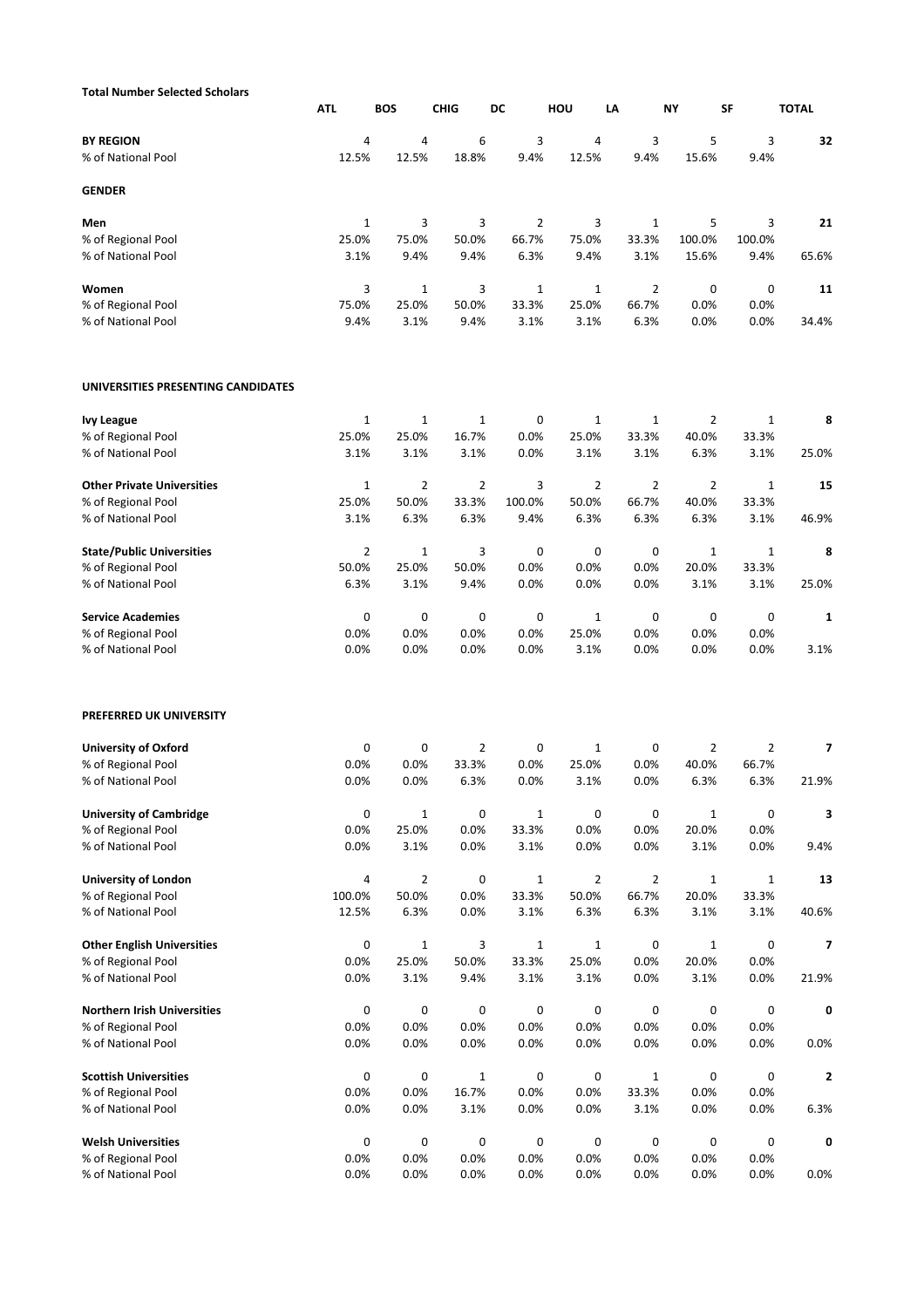**Total Number Selected Scholars**

| | ATL | BOS | CHIG | DC | HOU | LA | NY | SF | TOTAL |
|---|---|---|---|---|---|---|---|---|---|
| **BY REGION** | 4 | 4 | 6 | 3 | 4 | 3 | 5 | 3 | **32** |
| % of National Pool | 12.5% | 12.5% | 18.8% | 9.4% | 12.5% | 9.4% | 15.6% | 9.4% | |
| **GENDER** | | | | | | | | | |
| **Men** | 1 | 3 | 3 | 2 | 3 | 1 | 5 | 3 | **21** |
| % of Regional Pool | 25.0% | 75.0% | 50.0% | 66.7% | 75.0% | 33.3% | 100.0% | 100.0% | |
| % of National Pool | 3.1% | 9.4% | 9.4% | 6.3% | 9.4% | 3.1% | 15.6% | 9.4% | 65.6% |
| **Women** | 3 | 1 | 3 | 1 | 1 | 2 | 0 | 0 | **11** |
| % of Regional Pool | 75.0% | 25.0% | 50.0% | 33.3% | 25.0% | 66.7% | 0.0% | 0.0% | |
| % of National Pool | 9.4% | 3.1% | 9.4% | 3.1% | 3.1% | 6.3% | 0.0% | 0.0% | 34.4% |
| **UNIVERSITIES PRESENTING CANDIDATES** | | | | | | | | | |
| **Ivy League** | 1 | 1 | 1 | 0 | 1 | 1 | 2 | 1 | **8** |
| % of Regional Pool | 25.0% | 25.0% | 16.7% | 0.0% | 25.0% | 33.3% | 40.0% | 33.3% | |
| % of National Pool | 3.1% | 3.1% | 3.1% | 0.0% | 3.1% | 3.1% | 6.3% | 3.1% | 25.0% |
| **Other Private Universities** | 1 | 2 | 2 | 3 | 2 | 2 | 2 | 1 | **15** |
| % of Regional Pool | 25.0% | 50.0% | 33.3% | 100.0% | 50.0% | 66.7% | 40.0% | 33.3% | |
| % of National Pool | 3.1% | 6.3% | 6.3% | 9.4% | 6.3% | 6.3% | 6.3% | 3.1% | 46.9% |
| **State/Public Universities** | 2 | 1 | 3 | 0 | 0 | 0 | 1 | 1 | **8** |
| % of Regional Pool | 50.0% | 25.0% | 50.0% | 0.0% | 0.0% | 0.0% | 20.0% | 33.3% | |
| % of National Pool | 6.3% | 3.1% | 9.4% | 0.0% | 0.0% | 0.0% | 3.1% | 3.1% | 25.0% |
| **Service Academies** | 0 | 0 | 0 | 0 | 1 | 0 | 0 | 0 | **1** |
| % of Regional Pool | 0.0% | 0.0% | 0.0% | 0.0% | 25.0% | 0.0% | 0.0% | 0.0% | |
| % of National Pool | 0.0% | 0.0% | 0.0% | 0.0% | 3.1% | 0.0% | 0.0% | 0.0% | 3.1% |
| **PREFERRED UK UNIVERSITY** | | | | | | | | | |
| **University of Oxford** | 0 | 0 | 2 | 0 | 1 | 0 | 2 | 2 | **7** |
| % of Regional Pool | 0.0% | 0.0% | 33.3% | 0.0% | 25.0% | 0.0% | 40.0% | 66.7% | |
| % of National Pool | 0.0% | 0.0% | 6.3% | 0.0% | 3.1% | 0.0% | 6.3% | 6.3% | 21.9% |
| **University of Cambridge** | 0 | 1 | 0 | 1 | 0 | 0 | 1 | 0 | **3** |
| % of Regional Pool | 0.0% | 25.0% | 0.0% | 33.3% | 0.0% | 0.0% | 20.0% | 0.0% | |
| % of National Pool | 0.0% | 3.1% | 0.0% | 3.1% | 0.0% | 0.0% | 3.1% | 0.0% | 9.4% |
| **University of London** | 4 | 2 | 0 | 1 | 2 | 2 | 1 | 1 | **13** |
| % of Regional Pool | 100.0% | 50.0% | 0.0% | 33.3% | 50.0% | 66.7% | 20.0% | 33.3% | |
| % of National Pool | 12.5% | 6.3% | 0.0% | 3.1% | 6.3% | 6.3% | 3.1% | 3.1% | 40.6% |
| **Other English Universities** | 0 | 1 | 3 | 1 | 1 | 0 | 1 | 0 | **7** |
| % of Regional Pool | 0.0% | 25.0% | 50.0% | 33.3% | 25.0% | 0.0% | 20.0% | 0.0% | |
| % of National Pool | 0.0% | 3.1% | 9.4% | 3.1% | 3.1% | 0.0% | 3.1% | 0.0% | 21.9% |
| **Northern Irish Universities** | 0 | 0 | 0 | 0 | 0 | 0 | 0 | 0 | **0** |
| % of Regional Pool | 0.0% | 0.0% | 0.0% | 0.0% | 0.0% | 0.0% | 0.0% | 0.0% | |
| % of National Pool | 0.0% | 0.0% | 0.0% | 0.0% | 0.0% | 0.0% | 0.0% | 0.0% | 0.0% |
| **Scottish Universities** | 0 | 0 | 1 | 0 | 0 | 1 | 0 | 0 | **2** |
| % of Regional Pool | 0.0% | 0.0% | 16.7% | 0.0% | 0.0% | 33.3% | 0.0% | 0.0% | |
| % of National Pool | 0.0% | 0.0% | 3.1% | 0.0% | 0.0% | 3.1% | 0.0% | 0.0% | 6.3% |
| **Welsh Universities** | 0 | 0 | 0 | 0 | 0 | 0 | 0 | 0 | **0** |
| % of Regional Pool | 0.0% | 0.0% | 0.0% | 0.0% | 0.0% | 0.0% | 0.0% | 0.0% | |
| % of National Pool | 0.0% | 0.0% | 0.0% | 0.0% | 0.0% | 0.0% | 0.0% | 0.0% | 0.0% |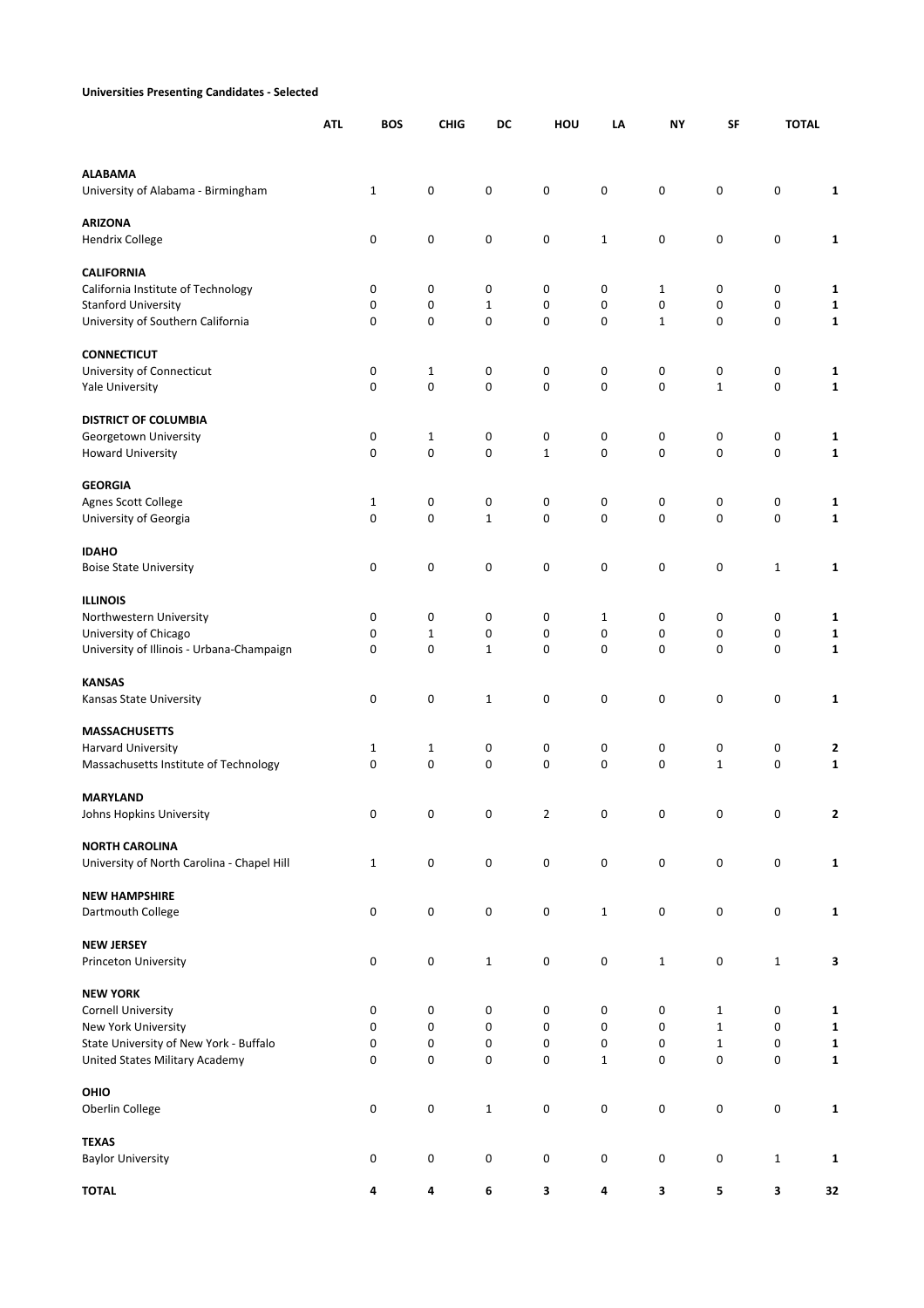**Universities Presenting Candidates - Selected**

| | ATL | BOS | CHIG | DC | HOU | LA | NY | SF | TOTAL |
|---|---|---|---|---|---|---|---|---|---|
| **ALABAMA** | | | | | | | | | |
| University of Alabama - Birmingham | 1 | 0 | 0 | 0 | 0 | 0 | 0 | 0 | **1** |
| **ARIZONA** | | | | | | | | | |
| Hendrix College | 0 | 0 | 0 | 0 | 1 | 0 | 0 | 0 | **1** |
| **CALIFORNIA** | | | | | | | | | |
| California Institute of Technology | 0 | 0 | 0 | 0 | 0 | 1 | 0 | 0 | **1** |
| Stanford University | 0 | 0 | 1 | 0 | 0 | 0 | 0 | 0 | **1** |
| University of Southern California | 0 | 0 | 0 | 0 | 0 | 1 | 0 | 0 | **1** |
| **CONNECTICUT** | | | | | | | | | |
| University of Connecticut | 0 | 1 | 0 | 0 | 0 | 0 | 0 | 0 | **1** |
| Yale University | 0 | 0 | 0 | 0 | 0 | 0 | 1 | 0 | **1** |
| **DISTRICT OF COLUMBIA** | | | | | | | | | |
| Georgetown University | 0 | 1 | 0 | 0 | 0 | 0 | 0 | 0 | **1** |
| Howard University | 0 | 0 | 0 | 1 | 0 | 0 | 0 | 0 | **1** |
| **GEORGIA** | | | | | | | | | |
| Agnes Scott College | 1 | 0 | 0 | 0 | 0 | 0 | 0 | 0 | **1** |
| University of Georgia | 0 | 0 | 1 | 0 | 0 | 0 | 0 | 0 | **1** |
| **IDAHO** | | | | | | | | | |
| Boise State University | 0 | 0 | 0 | 0 | 0 | 0 | 0 | 1 | **1** |
| **ILLINOIS** | | | | | | | | | |
| Northwestern University | 0 | 0 | 0 | 0 | 1 | 0 | 0 | 0 | **1** |
| University of Chicago | 0 | 1 | 0 | 0 | 0 | 0 | 0 | 0 | **1** |
| University of Illinois - Urbana-Champaign | 0 | 0 | 1 | 0 | 0 | 0 | 0 | 0 | **1** |
| **KANSAS** | | | | | | | | | |
| Kansas State University | 0 | 0 | 1 | 0 | 0 | 0 | 0 | 0 | **1** |
| **MASSACHUSETTS** | | | | | | | | | |
| Harvard University | 1 | 1 | 0 | 0 | 0 | 0 | 0 | 0 | **2** |
| Massachusetts Institute of Technology | 0 | 0 | 0 | 0 | 0 | 0 | 1 | 0 | **1** |
| **MARYLAND** | | | | | | | | | |
| Johns Hopkins University | 0 | 0 | 0 | 2 | 0 | 0 | 0 | 0 | **2** |
| **NORTH CAROLINA** | | | | | | | | | |
| University of North Carolina - Chapel Hill | 1 | 0 | 0 | 0 | 0 | 0 | 0 | 0 | **1** |
| **NEW HAMPSHIRE** | | | | | | | | | |
| Dartmouth College | 0 | 0 | 0 | 0 | 1 | 0 | 0 | 0 | **1** |
| **NEW JERSEY** | | | | | | | | | |
| Princeton University | 0 | 0 | 1 | 0 | 0 | 1 | 0 | 1 | **3** |
| **NEW YORK** | | | | | | | | | |
| Cornell University | 0 | 0 | 0 | 0 | 0 | 0 | 1 | 0 | **1** |
| New York University | 0 | 0 | 0 | 0 | 0 | 0 | 1 | 0 | **1** |
| State University of New York - Buffalo | 0 | 0 | 0 | 0 | 0 | 0 | 1 | 0 | **1** |
| United States Military Academy | 0 | 0 | 0 | 0 | 1 | 0 | 0 | 0 | **1** |
| **OHIO** | | | | | | | | | |
| Oberlin College | 0 | 0 | 1 | 0 | 0 | 0 | 0 | 0 | **1** |
| **TEXAS** | | | | | | | | | |
| Baylor University | 0 | 0 | 0 | 0 | 0 | 0 | 0 | 1 | **1** |
| **TOTAL** | **4** | **4** | **6** | **3** | **4** | **3** | **5** | **3** | **32** |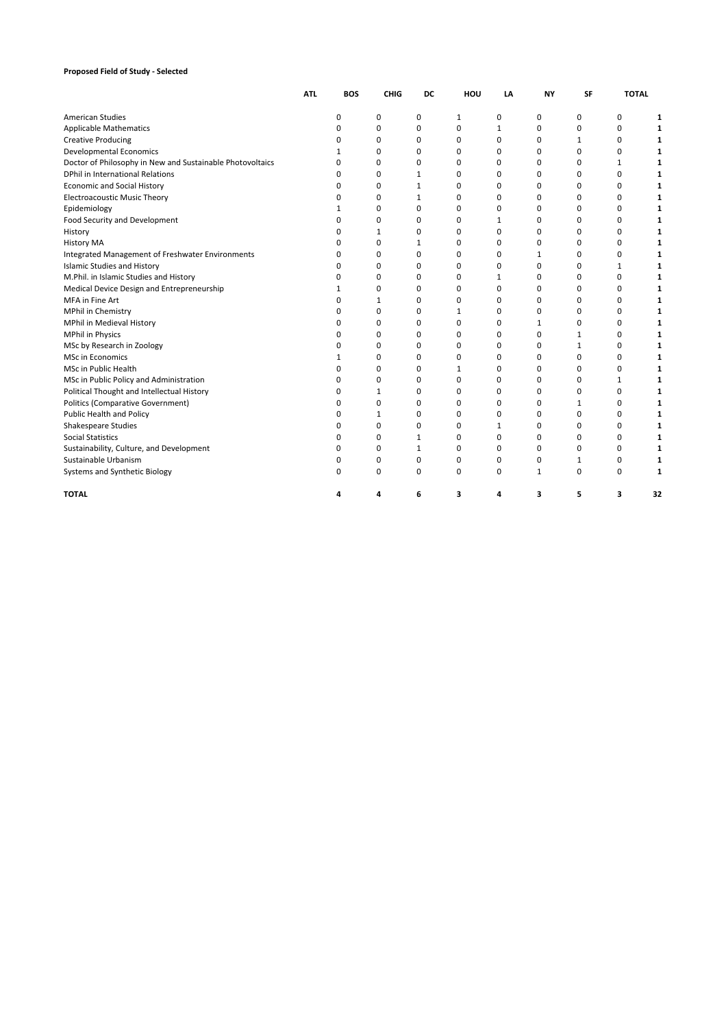**Proposed Field of Study - Selected**

| | ATL | BOS | CHIG | DC | HOU | LA | NY | SF | TOTAL |
|---|---|---|---|---|---|---|---|---|---|
| American Studies | 0 | 0 | 0 | 1 | 0 | 0 | 0 | 0 | **1** |
| Applicable Mathematics | 0 | 0 | 0 | 0 | 1 | 0 | 0 | 0 | **1** |
| Creative Producing | 0 | 0 | 0 | 0 | 0 | 0 | 1 | 0 | **1** |
| Developmental Economics | 1 | 0 | 0 | 0 | 0 | 0 | 0 | 0 | **1** |
| Doctor of Philosophy in New and Sustainable Photovoltaics | 0 | 0 | 0 | 0 | 0 | 0 | 0 | 1 | **1** |
| DPhil in International Relations | 0 | 0 | 1 | 0 | 0 | 0 | 0 | 0 | **1** |
| Economic and Social History | 0 | 0 | 1 | 0 | 0 | 0 | 0 | 0 | **1** |
| Electroacoustic Music Theory | 0 | 0 | 1 | 0 | 0 | 0 | 0 | 0 | **1** |
| Epidemiology | 1 | 0 | 0 | 0 | 0 | 0 | 0 | 0 | **1** |
| Food Security and Development | 0 | 0 | 0 | 0 | 1 | 0 | 0 | 0 | **1** |
| History | 0 | 1 | 0 | 0 | 0 | 0 | 0 | 0 | **1** |
| History MA | 0 | 0 | 1 | 0 | 0 | 0 | 0 | 0 | **1** |
| Integrated Management of Freshwater Environments | 0 | 0 | 0 | 0 | 0 | 1 | 0 | 0 | **1** |
| Islamic Studies and History | 0 | 0 | 0 | 0 | 0 | 0 | 0 | 1 | **1** |
| M.Phil. in Islamic Studies and History | 0 | 0 | 0 | 0 | 1 | 0 | 0 | 0 | **1** |
| Medical Device Design and Entrepreneurship | 1 | 0 | 0 | 0 | 0 | 0 | 0 | 0 | **1** |
| MFA in Fine Art | 0 | 1 | 0 | 0 | 0 | 0 | 0 | 0 | **1** |
| MPhil in Chemistry | 0 | 0 | 0 | 1 | 0 | 0 | 0 | 0 | **1** |
| MPhil in Medieval History | 0 | 0 | 0 | 0 | 0 | 1 | 0 | 0 | **1** |
| MPhil in Physics | 0 | 0 | 0 | 0 | 0 | 0 | 1 | 0 | **1** |
| MSc by Research in Zoology | 0 | 0 | 0 | 0 | 0 | 0 | 1 | 0 | **1** |
| MSc in Economics | 1 | 0 | 0 | 0 | 0 | 0 | 0 | 0 | **1** |
| MSc in Public Health | 0 | 0 | 0 | 1 | 0 | 0 | 0 | 0 | **1** |
| MSc in Public Policy and Administration | 0 | 0 | 0 | 0 | 0 | 0 | 0 | 1 | **1** |
| Political Thought and Intellectual History | 0 | 1 | 0 | 0 | 0 | 0 | 0 | 0 | **1** |
| Politics (Comparative Government) | 0 | 0 | 0 | 0 | 0 | 0 | 1 | 0 | **1** |
| Public Health and Policy | 0 | 1 | 0 | 0 | 0 | 0 | 0 | 0 | **1** |
| Shakespeare Studies | 0 | 0 | 0 | 0 | 1 | 0 | 0 | 0 | **1** |
| Social Statistics | 0 | 0 | 1 | 0 | 0 | 0 | 0 | 0 | **1** |
| Sustainability, Culture, and Development | 0 | 0 | 1 | 0 | 0 | 0 | 0 | 0 | **1** |
| Sustainable Urbanism | 0 | 0 | 0 | 0 | 0 | 0 | 1 | 0 | **1** |
| Systems and Synthetic Biology | 0 | 0 | 0 | 0 | 0 | 1 | 0 | 0 | **1** |
| **TOTAL** | **4** | **4** | **6** | **3** | **4** | **3** | **5** | **3** | **32** |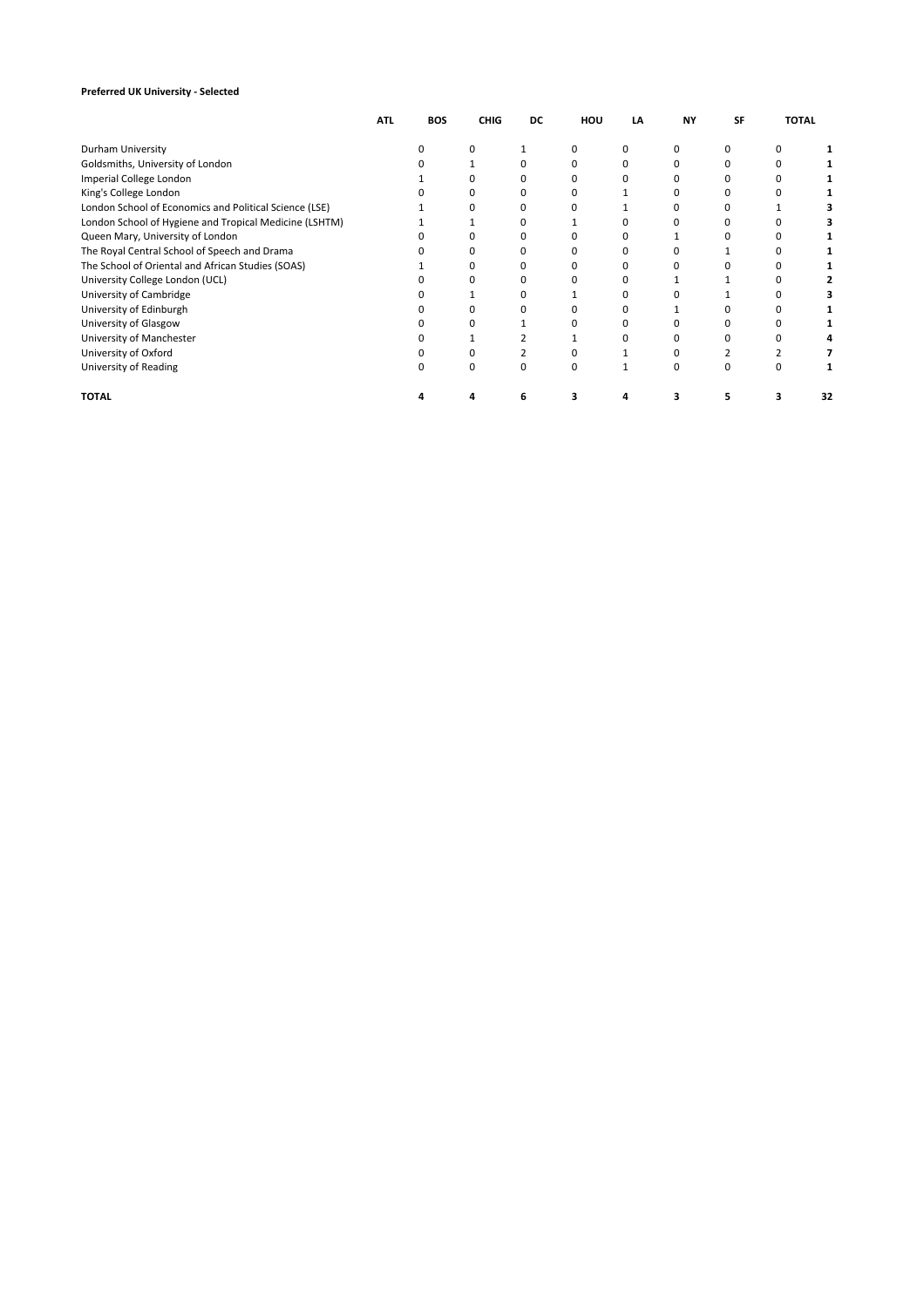**Preferred UK University - Selected**

| | ATL | BOS | CHIG | DC | HOU | LA | NY | SF | TOTAL |
|---|---|---|---|---|---|---|---|---|---|
| Durham University | 0 | 0 | 1 | 0 | 0 | 0 | 0 | 0 | **1** |
| Goldsmiths, University of London | 0 | 1 | 0 | 0 | 0 | 0 | 0 | 0 | **1** |
| Imperial College London | 1 | 0 | 0 | 0 | 0 | 0 | 0 | 0 | **1** |
| King's College London | 0 | 0 | 0 | 0 | 1 | 0 | 0 | 0 | **1** |
| London School of Economics and Political Science (LSE) | 1 | 0 | 0 | 0 | 1 | 0 | 0 | 1 | **3** |
| London School of Hygiene and Tropical Medicine (LSHTM) | 1 | 1 | 0 | 1 | 0 | 0 | 0 | 0 | **3** |
| Queen Mary, University of London | 0 | 0 | 0 | 0 | 0 | 1 | 0 | 0 | **1** |
| The Royal Central School of Speech and Drama | 0 | 0 | 0 | 0 | 0 | 0 | 1 | 0 | **1** |
| The School of Oriental and African Studies (SOAS) | 1 | 0 | 0 | 0 | 0 | 0 | 0 | 0 | **1** |
| University College London (UCL) | 0 | 0 | 0 | 0 | 0 | 1 | 1 | 0 | **2** |
| University of Cambridge | 0 | 1 | 0 | 1 | 0 | 0 | 1 | 0 | **3** |
| University of Edinburgh | 0 | 0 | 0 | 0 | 0 | 1 | 0 | 0 | **1** |
| University of Glasgow | 0 | 0 | 1 | 0 | 0 | 0 | 0 | 0 | **1** |
| University of Manchester | 0 | 1 | 2 | 1 | 0 | 0 | 0 | 0 | **4** |
| University of Oxford | 0 | 0 | 2 | 0 | 1 | 0 | 2 | 2 | **7** |
| University of Reading | 0 | 0 | 0 | 0 | 1 | 0 | 0 | 0 | **1** |
| **TOTAL** | **4** | **4** | **6** | **3** | **4** | **3** | **5** | **3** | **32** |